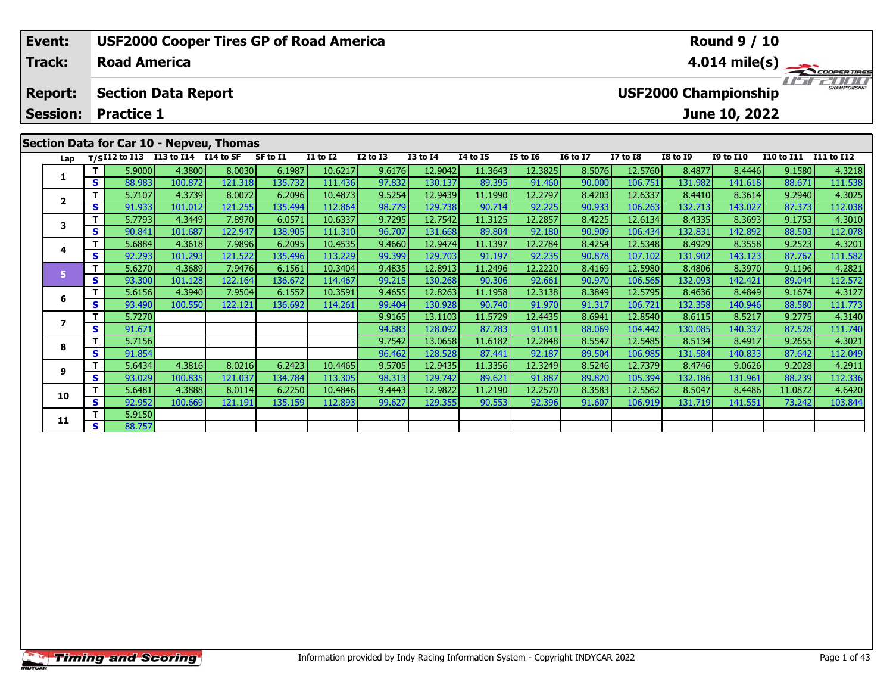| Event: | USF2000 Cooper Tires GP of Road America | Round 9 / 10 |
|---|---|---|
| Track: | Road America | 4.014 mile(s) |
| Report: | Section Data Report | USF2000 Championship |
| Session: | Practice 1 | June 10, 2022 |

## Section Data for Car 10 - Nepveu, Thomas

| Lap | T/S | I12 to I13 | I13 to I14 | I14 to SF | SF to I1 | I1 to I2 | I2 to I3 | I3 to I4 | I4 to I5 | I5 to I6 | I6 to I7 | I7 to I8 | I8 to I9 | I9 to I10 | I10 to I11 | I11 to I12 |
|---|---|---|---|---|---|---|---|---|---|---|---|---|---|---|---|---|
| 1 | T | 5.9000 | 4.3800 | 8.0030 | 6.1987 | 10.6217 | 9.6176 | 12.9042 | 11.3643 | 12.3825 | 8.5076 | 12.5760 | 8.4877 | 8.4446 | 9.1580 | 4.3218 |
| | S | 88.983 | 100.872 | 121.318 | 135.732 | 111.436 | 97.832 | 130.137 | 89.395 | 91.460 | 90.000 | 106.751 | 131.982 | 141.618 | 88.671 | 111.538 |
| 2 | T | 5.7107 | 4.3739 | 8.0072 | 6.2096 | 10.4873 | 9.5254 | 12.9439 | 11.1990 | 12.2797 | 8.4203 | 12.6337 | 8.4410 | 8.3614 | 9.2940 | 4.3025 |
| | S | 91.933 | 101.012 | 121.255 | 135.494 | 112.864 | 98.779 | 129.738 | 90.714 | 92.225 | 90.933 | 106.263 | 132.713 | 143.027 | 87.373 | 112.038 |
| 3 | T | 5.7793 | 4.3449 | 7.8970 | 6.0571 | 10.6337 | 9.7295 | 12.7542 | 11.3125 | 12.2857 | 8.4225 | 12.6134 | 8.4335 | 8.3693 | 9.1753 | 4.3010 |
| | S | 90.841 | 101.687 | 122.947 | 138.905 | 111.310 | 96.707 | 131.668 | 89.804 | 92.180 | 90.909 | 106.434 | 132.831 | 142.892 | 88.503 | 112.078 |
| 4 | T | 5.6884 | 4.3618 | 7.9896 | 6.2095 | 10.4535 | 9.4660 | 12.9474 | 11.1397 | 12.2784 | 8.4254 | 12.5348 | 8.4929 | 8.3558 | 9.2523 | 4.3201 |
| | S | 92.293 | 101.293 | 121.522 | 135.496 | 113.229 | 99.399 | 129.703 | 91.197 | 92.235 | 90.878 | 107.102 | 131.902 | 143.123 | 87.767 | 111.582 |
| 5 | T | 5.6270 | 4.3689 | 7.9476 | 6.1561 | 10.3404 | 9.4835 | 12.8913 | 11.2496 | 12.2220 | 8.4169 | 12.5980 | 8.4806 | 8.3970 | 9.1196 | 4.2821 |
| | S | 93.300 | 101.128 | 122.164 | 136.672 | 114.467 | 99.215 | 130.268 | 90.306 | 92.661 | 90.970 | 106.565 | 132.093 | 142.421 | 89.044 | 112.572 |
| 6 | T | 5.6156 | 4.3940 | 7.9504 | 6.1552 | 10.3591 | 9.4655 | 12.8263 | 11.1958 | 12.3138 | 8.3849 | 12.5795 | 8.4636 | 8.4849 | 9.1674 | 4.3127 |
| | S | 93.490 | 100.550 | 122.121 | 136.692 | 114.261 | 99.404 | 130.928 | 90.740 | 91.970 | 91.317 | 106.721 | 132.358 | 140.946 | 88.580 | 111.773 |
| 7 | T | 5.7270 | | | | | 9.9165 | 13.1103 | 11.5729 | 12.4435 | 8.6941 | 12.8540 | 8.6115 | 8.5217 | 9.2775 | 4.3140 |
| | S | 91.671 | | | | | 94.883 | 128.092 | 87.783 | 91.011 | 88.069 | 104.442 | 130.085 | 140.337 | 87.528 | 111.740 |
| 8 | T | 5.7156 | | | | | 9.7542 | 13.0658 | 11.6182 | 12.2848 | 8.5547 | 12.5485 | 8.5134 | 8.4917 | 9.2655 | 4.3021 |
| | S | 91.854 | | | | | 96.462 | 128.528 | 87.441 | 92.187 | 89.504 | 106.985 | 131.584 | 140.833 | 87.642 | 112.049 |
| 9 | T | 5.6434 | 4.3816 | 8.0216 | 6.2423 | 10.4465 | 9.5705 | 12.9435 | 11.3356 | 12.3249 | 8.5246 | 12.7379 | 8.4746 | 9.0626 | 9.2028 | 4.2911 |
| | S | 93.029 | 100.835 | 121.037 | 134.784 | 113.305 | 98.313 | 129.742 | 89.621 | 91.887 | 89.820 | 105.394 | 132.186 | 131.961 | 88.239 | 112.336 |
| 10 | T | 5.6481 | 4.3888 | 8.0114 | 6.2250 | 10.4846 | 9.4443 | 12.9822 | 11.2190 | 12.2570 | 8.3583 | 12.5562 | 8.5047 | 8.4486 | 11.0872 | 4.6420 |
| | S | 92.952 | 100.669 | 121.191 | 135.159 | 112.893 | 99.627 | 129.355 | 90.553 | 92.396 | 91.607 | 106.919 | 131.719 | 141.551 | 73.242 | 103.844 |
| 11 | T | 5.9150 | | | | | | | | | | | | | | |
| | S | 88.757 | | | | | | | | | | | | | | |

Information provided by Indy Racing Information System - Copyright INDYCAR 2022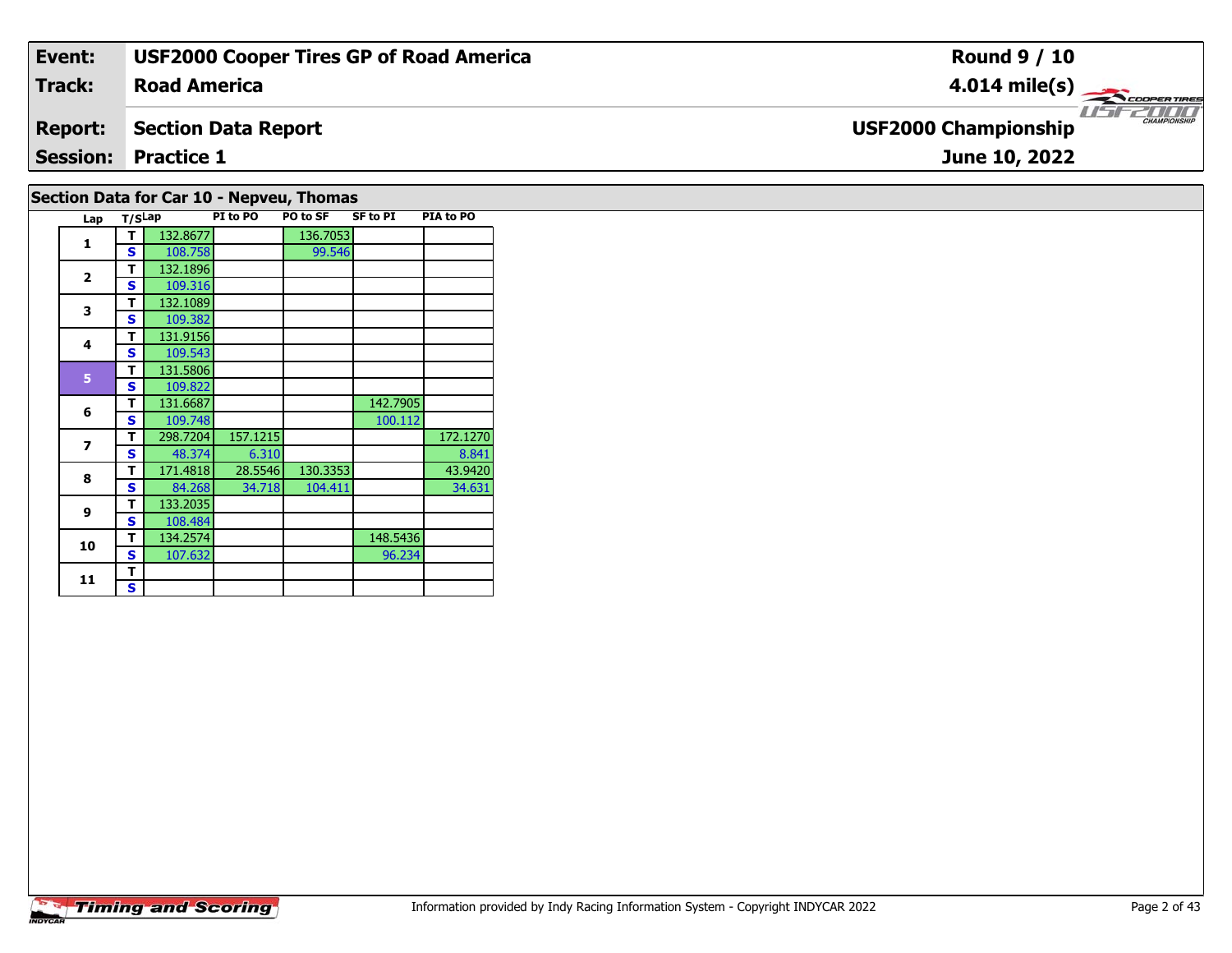| **Event:** | **USF2000 Cooper Tires GP of Road America** | **Round 9 / 10** |
|---|---|---|
| **Track:** | **Road America** | **4.014 mile(s)** |
| **Report:** | **Section Data Report** | **USF2000 Championship** |
| **Session:** | **Practice 1** | **June 10, 2022** |

## Section Data for Car 10 - Nepveu, Thomas

| Lap | T/S | Lap | PI to PO | PO to SF | SF to PI | PIA to PO |
|---|---|---|---|---|---|---|
| 1 | T | 132.8677 | | 136.7053 | | |
| | S | 108.758 | | 99.546 | | |
| 2 | T | 132.1896 | | | | |
| | S | 109.316 | | | | |
| 3 | T | 132.1089 | | | | |
| | S | 109.382 | | | | |
| 4 | T | 131.9156 | | | | |
| | S | 109.543 | | | | |
| 5 | T | 131.5806 | | | | |
| | S | 109.822 | | | | |
| 6 | T | 131.6687 | | | 142.7905 | |
| | S | 109.748 | | | 100.112 | |
| 7 | T | 298.7204 | 157.1215 | | | 172.1270 |
| | S | 48.374 | 6.310 | | | 8.841 |
| 8 | T | 171.4818 | 28.5546 | 130.3353 | | 43.9420 |
| | S | 84.268 | 34.718 | 104.411 | | 34.631 |
| 9 | T | 133.2035 | | | | |
| | S | 108.484 | | | | |
| 10 | T | 134.2574 | | | 148.5436 | |
| | S | 107.632 | | | 96.234 | |
| 11 | T | | | | | |
| | S | | | | | |

Information provided by Indy Racing Information System - Copyright INDYCAR 2022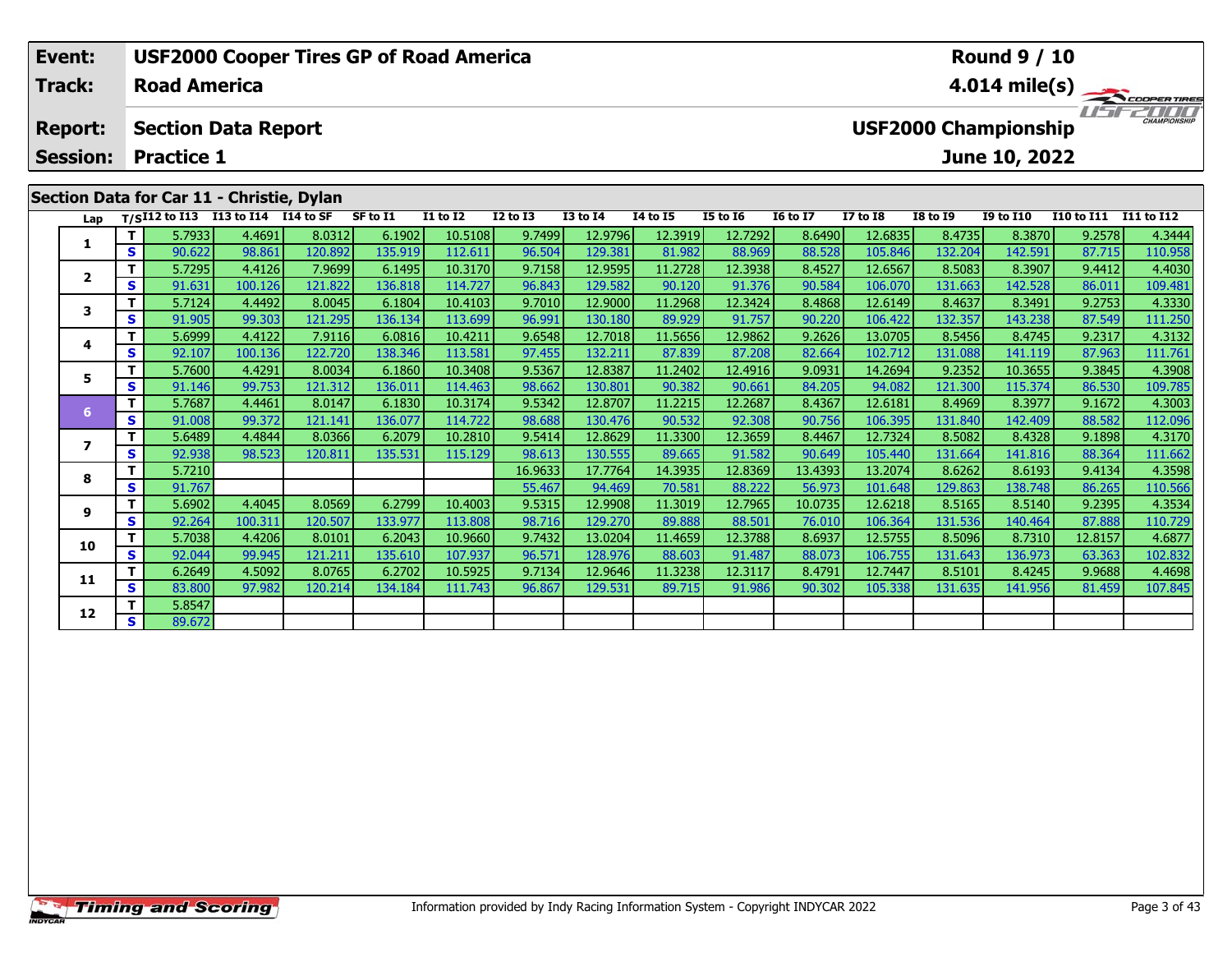| Event: | USF2000 Cooper Tires GP of Road America | Round 9 / 10 |
|---|---|---|
| Track: | Road America | 4.014 mile(s) |
| Report: | Section Data Report | USF2000 Championship |
| Session: | Practice 1 | June 10, 2022 |

## Section Data for Car 11 - Christie, Dylan

| Lap | T/S | I12 to I13 | I13 to I14 | I14 to SF | SF to I1 | I1 to I2 | I2 to I3 | I3 to I4 | I4 to I5 | I5 to I6 | I6 to I7 | I7 to I8 | I8 to I9 | I9 to I10 | I10 to I11 | I11 to I12 |
|---|---|---|---|---|---|---|---|---|---|---|---|---|---|---|---|---|
| 1 | T | 5.7933 | 4.4691 | 8.0312 | 6.1902 | 10.5108 | 9.7499 | 12.9796 | 12.3919 | 12.7292 | 8.6490 | 12.6835 | 8.4735 | 8.3870 | 9.2578 | 4.3444 |
| | S | 90.622 | 98.861 | 120.892 | 135.919 | 112.611 | 96.504 | 129.381 | 81.982 | 88.969 | 88.528 | 105.846 | 132.204 | 142.591 | 87.715 | 110.958 |
| 2 | T | 5.7295 | 4.4126 | 7.9699 | 6.1495 | 10.3170 | 9.7158 | 12.9595 | 11.2728 | 12.3938 | 8.4527 | 12.6567 | 8.5083 | 8.3907 | 9.4412 | 4.4030 |
| | S | 91.631 | 100.126 | 121.822 | 136.818 | 114.727 | 96.843 | 129.582 | 90.120 | 91.376 | 90.584 | 106.070 | 131.663 | 142.528 | 86.011 | 109.481 |
| 3 | T | 5.7124 | 4.4492 | 8.0045 | 6.1804 | 10.4103 | 9.7010 | 12.9000 | 11.2968 | 12.3424 | 8.4868 | 12.6149 | 8.4637 | 8.3491 | 9.2753 | 4.3330 |
| | S | 91.905 | 99.303 | 121.295 | 136.134 | 113.699 | 96.991 | 130.180 | 89.929 | 91.757 | 90.220 | 106.422 | 132.357 | 143.238 | 87.549 | 111.250 |
| 4 | T | 5.6999 | 4.4122 | 7.9116 | 6.0816 | 10.4211 | 9.6548 | 12.7018 | 11.5656 | 12.9862 | 9.2626 | 13.0705 | 8.5456 | 8.4745 | 9.2317 | 4.3132 |
| | S | 92.107 | 100.136 | 122.720 | 138.346 | 113.581 | 97.455 | 132.211 | 87.839 | 87.208 | 82.664 | 102.712 | 131.088 | 141.119 | 87.963 | 111.761 |
| 5 | T | 5.7600 | 4.4291 | 8.0034 | 6.1860 | 10.3408 | 9.5367 | 12.8387 | 11.2402 | 12.4916 | 9.0931 | 14.2694 | 9.2352 | 10.3655 | 9.3845 | 4.3908 |
| | S | 91.146 | 99.753 | 121.312 | 136.011 | 114.463 | 98.662 | 130.801 | 90.382 | 90.661 | 84.205 | 94.082 | 121.300 | 115.374 | 86.530 | 109.785 |
| 6 | T | 5.7687 | 4.4461 | 8.0147 | 6.1830 | 10.3174 | 9.5342 | 12.8707 | 11.2215 | 12.2687 | 8.4367 | 12.6181 | 8.4969 | 8.3977 | 9.1672 | 4.3003 |
| | S | 91.008 | 99.372 | 121.141 | 136.077 | 114.722 | 98.688 | 130.476 | 90.532 | 92.308 | 90.756 | 106.395 | 131.840 | 142.409 | 88.582 | 112.096 |
| 7 | T | 5.6489 | 4.4844 | 8.0366 | 6.2079 | 10.2810 | 9.5414 | 12.8629 | 11.3300 | 12.3659 | 8.4467 | 12.7324 | 8.5082 | 8.4328 | 9.1898 | 4.3170 |
| | S | 92.938 | 98.523 | 120.811 | 135.531 | 115.129 | 98.613 | 130.555 | 89.665 | 91.582 | 90.649 | 105.440 | 131.664 | 141.816 | 88.364 | 111.662 |
| 8 | T | 5.7210 | | | | | 16.9633 | 17.7764 | 14.3935 | 12.8369 | 13.4393 | 13.2074 | 8.6262 | 8.6193 | 9.4134 | 4.3598 |
| | S | 91.767 | | | | | 55.467 | 94.469 | 70.581 | 88.222 | 56.973 | 101.648 | 129.863 | 138.748 | 86.265 | 110.566 |
| 9 | T | 5.6902 | 4.4045 | 8.0569 | 6.2799 | 10.4003 | 9.5315 | 12.9908 | 11.3019 | 12.7965 | 10.0735 | 12.6218 | 8.5165 | 8.5140 | 9.2395 | 4.3534 |
| | S | 92.264 | 100.311 | 120.507 | 133.977 | 113.808 | 98.716 | 129.270 | 89.888 | 88.501 | 76.010 | 106.364 | 131.536 | 140.464 | 87.888 | 110.729 |
| 10 | T | 5.7038 | 4.4206 | 8.0101 | 6.2043 | 10.9660 | 9.7432 | 13.0204 | 11.4659 | 12.3788 | 8.6937 | 12.5755 | 8.5096 | 8.7310 | 12.8157 | 4.6877 |
| | S | 92.044 | 99.945 | 121.211 | 135.610 | 107.937 | 96.571 | 128.976 | 88.603 | 91.487 | 88.073 | 106.755 | 131.643 | 136.973 | 63.363 | 102.832 |
| 11 | T | 6.2649 | 4.5092 | 8.0765 | 6.2702 | 10.5925 | 9.7134 | 12.9646 | 11.3238 | 12.3117 | 8.4791 | 12.7447 | 8.5101 | 8.4245 | 9.9688 | 4.4698 |
| | S | 83.800 | 97.982 | 120.214 | 134.184 | 111.743 | 96.867 | 129.531 | 89.715 | 91.986 | 90.302 | 105.338 | 131.635 | 141.956 | 81.459 | 107.845 |
| 12 | T | 5.8547 | | | | | | | | | | | | | | |
| | S | 89.672 | | | | | | | | | | | | | | |

Information provided by Indy Racing Information System - Copyright INDYCAR 2022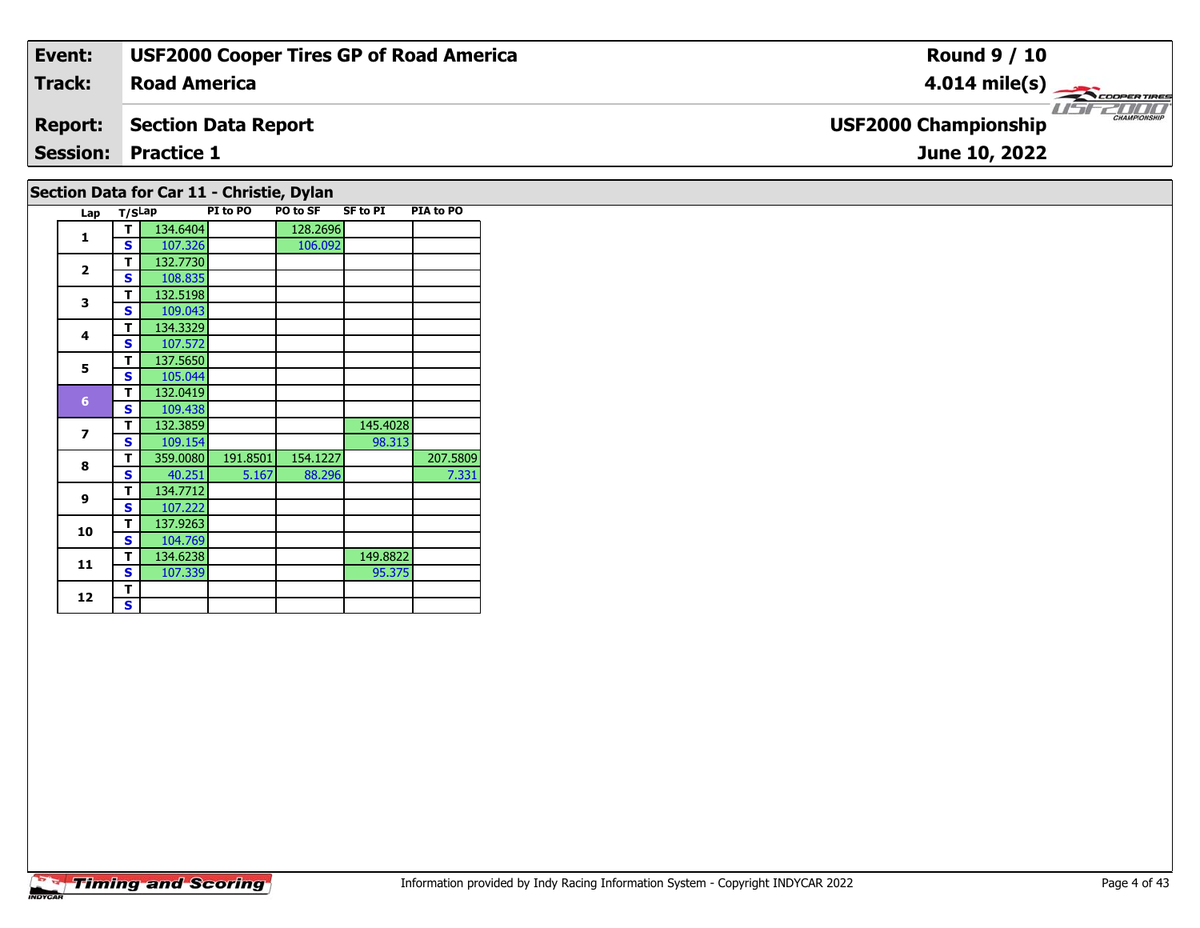| Event: | USF2000 Cooper Tires GP of Road America | Round 9 / 10 |
|---|---|---|
| Track: | Road America | 4.014 mile(s) |
| Report: | Section Data Report | USF2000 Championship |
| Session: | Practice 1 | June 10, 2022 |

## Section Data for Car 11 - Christie, Dylan

| Lap | T/S | Lap | PI to PO | PO to SF | SF to PI | PIA to PO |
|---|---|---|---|---|---|---|
| 1 | T | 134.6404 | | 128.2696 | | |
| | S | 107.326 | | 106.092 | | |
| 2 | T | 132.7730 | | | | |
| | S | 108.835 | | | | |
| 3 | T | 132.5198 | | | | |
| | S | 109.043 | | | | |
| 4 | T | 134.3329 | | | | |
| | S | 107.572 | | | | |
| 5 | T | 137.5650 | | | | |
| | S | 105.044 | | | | |
| 6 | T | 132.0419 | | | | |
| | S | 109.438 | | | | |
| 7 | T | 132.3859 | | | 145.4028 | |
| | S | 109.154 | | | 98.313 | |
| 8 | T | 359.0080 | 191.8501 | 154.1227 | | 207.5809 |
| | S | 40.251 | 5.167 | 88.296 | | 7.331 |
| 9 | T | 134.7712 | | | | |
| | S | 107.222 | | | | |
| 10 | T | 137.9263 | | | | |
| | S | 104.769 | | | | |
| 11 | T | 134.6238 | | | 149.8822 | |
| | S | 107.339 | | | 95.375 | |
| 12 | T | | | | | |
| | S | | | | | |

Information provided by Indy Racing Information System - Copyright INDYCAR 2022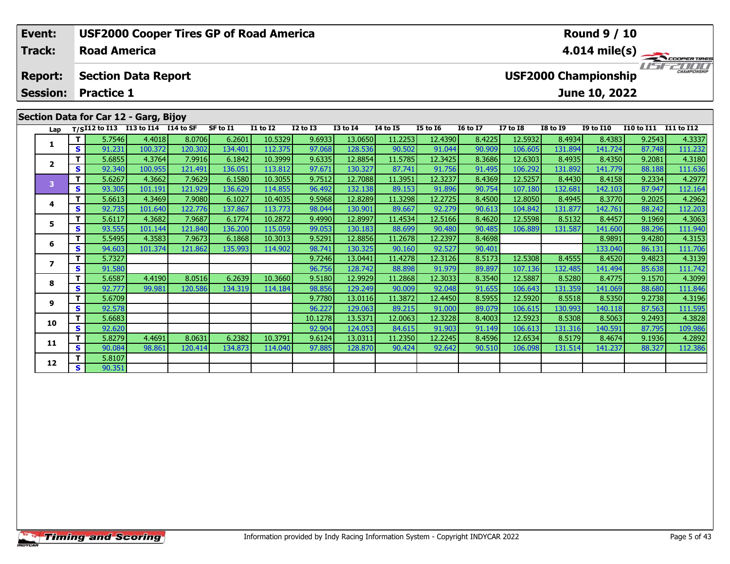| Event: | USF2000 Cooper Tires GP of Road America | Round 9 / 10 |
|---|---|---|
| Track: | Road America | 4.014 mile(s) |
| Report: | Section Data Report | USF2000 Championship |
| Session: | Practice 1 | June 10, 2022 |

## Section Data for Car 12 - Garg, Bijoy

| Lap | T/S | I12 to I13 | I13 to I14 | I14 to SF | SF to I1 | I1 to I2 | I2 to I3 | I3 to I4 | I4 to I5 | I5 to I6 | I6 to I7 | I7 to I8 | I8 to I9 | I9 to I10 | I10 to I11 | I11 to I12 |
|---|---|---|---|---|---|---|---|---|---|---|---|---|---|---|---|---|
| 1 | T | 5.7546 | 4.4018 | 8.0706 | 6.2601 | 10.5329 | 9.6933 | 13.0650 | 11.2253 | 12.4390 | 8.4225 | 12.5932 | 8.4934 | 8.4383 | 9.2543 | 4.3337 |
| | S | 91.231 | 100.372 | 120.302 | 134.401 | 112.375 | 97.068 | 128.536 | 90.502 | 91.044 | 90.909 | 106.605 | 131.894 | 141.724 | 87.748 | 111.232 |
| 2 | T | 5.6855 | 4.3764 | 7.9916 | 6.1842 | 10.3999 | 9.6335 | 12.8854 | 11.5785 | 12.3425 | 8.3686 | 12.6303 | 8.4935 | 8.4350 | 9.2081 | 4.3180 |
| | S | 92.340 | 100.955 | 121.491 | 136.051 | 113.812 | 97.671 | 130.327 | 87.741 | 91.756 | 91.495 | 106.292 | 131.892 | 141.779 | 88.188 | 111.636 |
| 3 | T | 5.6267 | 4.3662 | 7.9629 | 6.1580 | 10.3055 | 9.7512 | 12.7088 | 11.3951 | 12.3237 | 8.4369 | 12.5257 | 8.4430 | 8.4158 | 9.2334 | 4.2977 |
| | S | 93.305 | 101.191 | 121.929 | 136.629 | 114.855 | 96.492 | 132.138 | 89.153 | 91.896 | 90.754 | 107.180 | 132.681 | 142.103 | 87.947 | 112.164 |
| 4 | T | 5.6613 | 4.3469 | 7.9080 | 6.1027 | 10.4035 | 9.5968 | 12.8289 | 11.3298 | 12.2725 | 8.4500 | 12.8050 | 8.4945 | 8.3770 | 9.2025 | 4.2962 |
| | S | 92.735 | 101.640 | 122.776 | 137.867 | 113.773 | 98.044 | 130.901 | 89.667 | 92.279 | 90.613 | 104.842 | 131.877 | 142.761 | 88.242 | 112.203 |
| 5 | T | 5.6117 | 4.3682 | 7.9687 | 6.1774 | 10.2872 | 9.4990 | 12.8997 | 11.4534 | 12.5166 | 8.4620 | 12.5598 | 8.5132 | 8.4457 | 9.1969 | 4.3063 |
| | S | 93.555 | 101.144 | 121.840 | 136.200 | 115.059 | 99.053 | 130.183 | 88.699 | 90.480 | 90.485 | 106.889 | 131.587 | 141.600 | 88.296 | 111.940 |
| 6 | T | 5.5495 | 4.3583 | 7.9673 | 6.1868 | 10.3013 | 9.5291 | 12.8856 | 11.2678 | 12.2397 | 8.4698 | | | 8.9891 | 9.4280 | 4.3153 |
| | S | 94.603 | 101.374 | 121.862 | 135.993 | 114.902 | 98.741 | 130.325 | 90.160 | 92.527 | 90.401 | | | 133.040 | 86.131 | 111.706 |
| 7 | T | 5.7327 | | | | | 9.7246 | 13.0441 | 11.4278 | 12.3126 | 8.5173 | 12.5308 | 8.4555 | 8.4520 | 9.4823 | 4.3139 |
| | S | 91.580 | | | | | 96.756 | 128.742 | 88.898 | 91.979 | 89.897 | 107.136 | 132.485 | 141.494 | 85.638 | 111.742 |
| 8 | T | 5.6587 | 4.4190 | 8.0516 | 6.2639 | 10.3660 | 9.5180 | 12.9929 | 11.2868 | 12.3033 | 8.3540 | 12.5887 | 8.5280 | 8.4775 | 9.1570 | 4.3099 |
| | S | 92.777 | 99.981 | 120.586 | 134.319 | 114.184 | 98.856 | 129.249 | 90.009 | 92.048 | 91.655 | 106.643 | 131.359 | 141.069 | 88.680 | 111.846 |
| 9 | T | 5.6709 | | | | | 9.7780 | 13.0116 | 11.3872 | 12.4450 | 8.5955 | 12.5920 | 8.5518 | 8.5350 | 9.2738 | 4.3196 |
| | S | 92.578 | | | | | 96.227 | 129.063 | 89.215 | 91.000 | 89.079 | 106.615 | 130.993 | 140.118 | 87.563 | 111.595 |
| 10 | T | 5.6683 | | | | | 10.1278 | 13.5371 | 12.0063 | 12.3228 | 8.4003 | 12.5923 | 8.5308 | 8.5063 | 9.2493 | 4.3828 |
| | S | 92.620 | | | | | 92.904 | 124.053 | 84.615 | 91.903 | 91.149 | 106.613 | 131.316 | 140.591 | 87.795 | 109.986 |
| 11 | T | 5.8279 | 4.4691 | 8.0631 | 6.2382 | 10.3791 | 9.6124 | 13.0311 | 11.2350 | 12.2245 | 8.4596 | 12.6534 | 8.5179 | 8.4674 | 9.1936 | 4.2892 |
| | S | 90.084 | 98.861 | 120.414 | 134.873 | 114.040 | 97.885 | 128.870 | 90.424 | 92.642 | 90.510 | 106.098 | 131.514 | 141.237 | 88.327 | 112.386 |
| 12 | T | 5.8107 | | | | | | | | | | | | | | |
| | S | 90.351 | | | | | | | | | | | | | | |

Information provided by Indy Racing Information System - Copyright INDYCAR 2022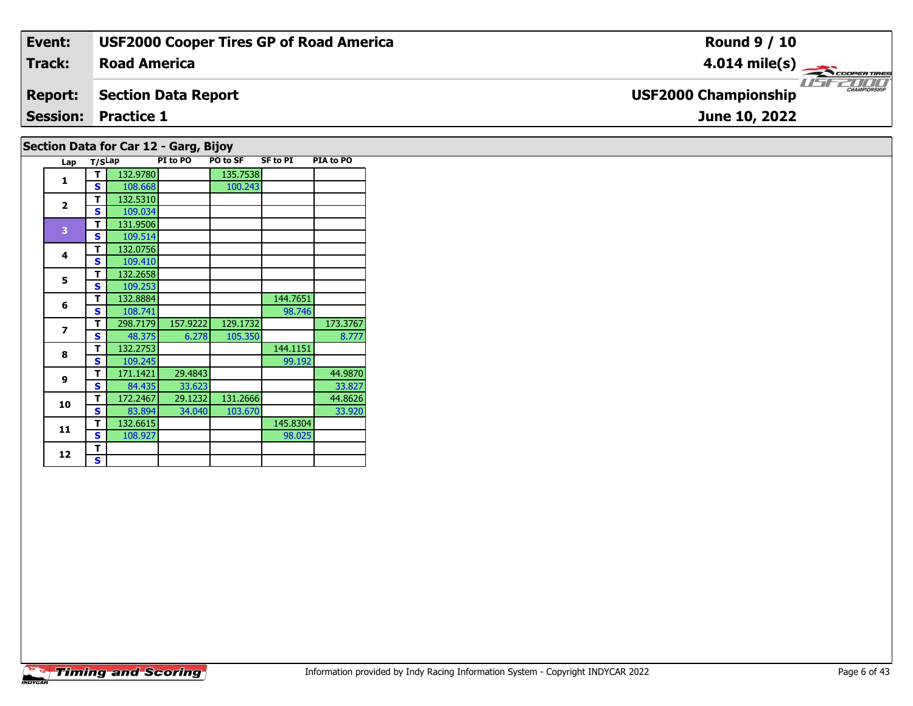| Event: | USF2000 Cooper Tires GP of Road America | Round 9 / 10 |
|---|---|---|
| Track: | Road America | 4.014 mile(s) |
| Report: | Section Data Report | USF2000 Championship |
| Session: | Practice 1 | June 10, 2022 |

## Section Data for Car 12 - Garg, Bijoy

| Lap | T/S | Lap | PI to PO | PO to SF | SF to PI | PIA to PO |
|---|---|---|---|---|---|---|
| 1 | T | 132.9780 | | 135.7538 | | |
| | S | 108.668 | | 100.243 | | |
| 2 | T | 132.5310 | | | | |
| | S | 109.034 | | | | |
| 3 | T | 131.9506 | | | | |
| | S | 109.514 | | | | |
| 4 | T | 132.0756 | | | | |
| | S | 109.410 | | | | |
| 5 | T | 132.2658 | | | | |
| | S | 109.253 | | | | |
| 6 | T | 132.8884 | | | 144.7651 | |
| | S | 108.741 | | | 98.746 | |
| 7 | T | 298.7179 | 157.9222 | 129.1732 | | 173.3767 |
| | S | 48.375 | 6.278 | 105.350 | | 8.777 |
| 8 | T | 132.2753 | | | 144.1151 | |
| | S | 109.245 | | | 99.192 | |
| 9 | T | 171.1421 | 29.4843 | | | 44.9870 |
| | S | 84.435 | 33.623 | | | 33.827 |
| 10 | T | 172.2467 | 29.1232 | 131.2666 | | 44.8626 |
| | S | 83.894 | 34.040 | 103.670 | | 33.920 |
| 11 | T | 132.6615 | | | 145.8304 | |
| | S | 108.927 | | | 98.025 | |
| 12 | T | | | | | |
| | S | | | | | |

Information provided by Indy Racing Information System - Copyright INDYCAR 2022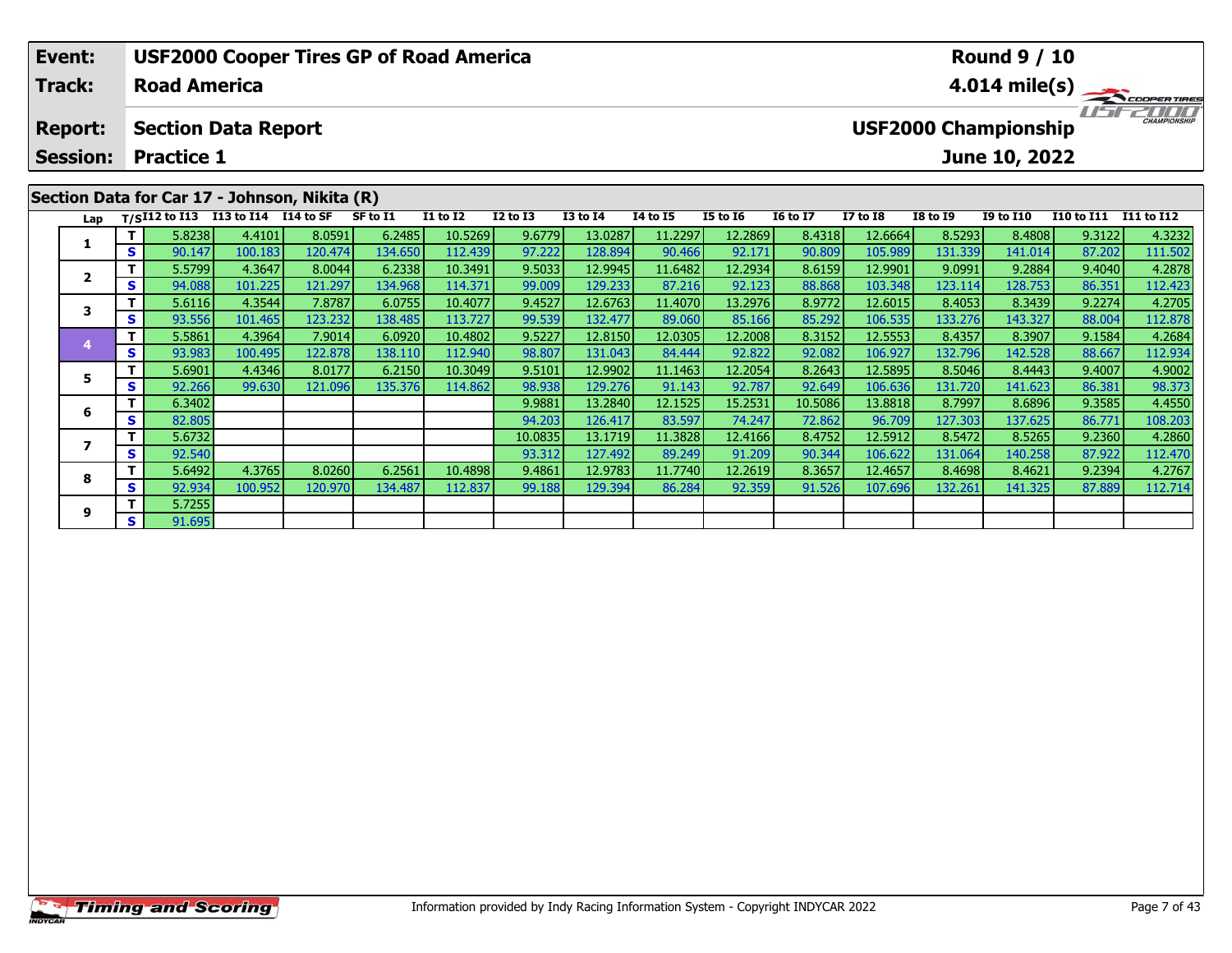| Event: | USF2000 Cooper Tires GP of Road America | Round 9 / 10 |
|---|---|---|
| Track: | Road America | 4.014 mile(s) |
| Report: | Section Data Report | USF2000 Championship |
| Session: | Practice 1 | June 10, 2022 |

## Section Data for Car 17 - Johnson, Nikita (R)

| Lap | T/S | I12 to I13 | I13 to I14 | I14 to SF | SF to I1 | I1 to I2 | I2 to I3 | I3 to I4 | I4 to I5 | I5 to I6 | I6 to I7 | I7 to I8 | I8 to I9 | I9 to I10 | I10 to I11 | I11 to I12 |
|---|---|---|---|---|---|---|---|---|---|---|---|---|---|---|---|---|
| 1 | T | 5.8238 | 4.4101 | 8.0591 | 6.2485 | 10.5269 | 9.6779 | 13.0287 | 11.2297 | 12.2869 | 8.4318 | 12.6664 | 8.5293 | 8.4808 | 9.3122 | 4.3232 |
| | S | 90.147 | 100.183 | 120.474 | 134.650 | 112.439 | 97.222 | 128.894 | 90.466 | 92.171 | 90.809 | 105.989 | 131.339 | 141.014 | 87.202 | 111.502 |
| 2 | T | 5.5799 | 4.3647 | 8.0044 | 6.2338 | 10.3491 | 9.5033 | 12.9945 | 11.6482 | 12.2934 | 8.6159 | 12.9901 | 9.0991 | 9.2884 | 9.4040 | 4.2878 |
| | S | 94.088 | 101.225 | 121.297 | 134.968 | 114.371 | 99.009 | 129.233 | 87.216 | 92.123 | 88.868 | 103.348 | 123.114 | 128.753 | 86.351 | 112.423 |
| 3 | T | 5.6116 | 4.3544 | 7.8787 | 6.0755 | 10.4077 | 9.4527 | 12.6763 | 11.4070 | 13.2976 | 8.9772 | 12.6015 | 8.4053 | 8.3439 | 9.2274 | 4.2705 |
| | S | 93.556 | 101.465 | 123.232 | 138.485 | 113.727 | 99.539 | 132.477 | 89.060 | 85.166 | 85.292 | 106.535 | 133.276 | 143.327 | 88.004 | 112.878 |
| 4 | T | 5.5861 | 4.3964 | 7.9014 | 6.0920 | 10.4802 | 9.5227 | 12.8150 | 12.0305 | 12.2008 | 8.3152 | 12.5553 | 8.4357 | 8.3907 | 9.1584 | 4.2684 |
| | S | 93.983 | 100.495 | 122.878 | 138.110 | 112.940 | 98.807 | 131.043 | 84.444 | 92.822 | 92.082 | 106.927 | 132.796 | 142.528 | 88.667 | 112.934 |
| 5 | T | 5.6901 | 4.4346 | 8.0177 | 6.2150 | 10.3049 | 9.5101 | 12.9902 | 11.1463 | 12.2054 | 8.2643 | 12.5895 | 8.5046 | 8.4443 | 9.4007 | 4.9002 |
| | S | 92.266 | 99.630 | 121.096 | 135.376 | 114.862 | 98.938 | 129.276 | 91.143 | 92.787 | 92.649 | 106.636 | 131.720 | 141.623 | 86.381 | 98.373 |
| 6 | T | 6.3402 | | | | | 9.9881 | 13.2840 | 12.1525 | 15.2531 | 10.5086 | 13.8818 | 8.7997 | 8.6896 | 9.3585 | 4.4550 |
| | S | 82.805 | | | | | 94.203 | 126.417 | 83.597 | 74.247 | 72.862 | 96.709 | 127.303 | 137.625 | 86.771 | 108.203 |
| 7 | T | 5.6732 | | | | | 10.0835 | 13.1719 | 11.3828 | 12.4166 | 8.4752 | 12.5912 | 8.5472 | 8.5265 | 9.2360 | 4.2860 |
| | S | 92.540 | | | | | 93.312 | 127.492 | 89.249 | 91.209 | 90.344 | 106.622 | 131.064 | 140.258 | 87.922 | 112.470 |
| 8 | T | 5.6492 | 4.3765 | 8.0260 | 6.2561 | 10.4898 | 9.4861 | 12.9783 | 11.7740 | 12.2619 | 8.3657 | 12.4657 | 8.4698 | 8.4621 | 9.2394 | 4.2767 |
| | S | 92.934 | 100.952 | 120.970 | 134.487 | 112.837 | 99.188 | 129.394 | 86.284 | 92.359 | 91.526 | 107.696 | 132.261 | 141.325 | 87.889 | 112.714 |
| 9 | T | 5.7255 | | | | | | | | | | | | | | |
| | S | 91.695 | | | | | | | | | | | | | | |

Information provided by Indy Racing Information System - Copyright INDYCAR 2022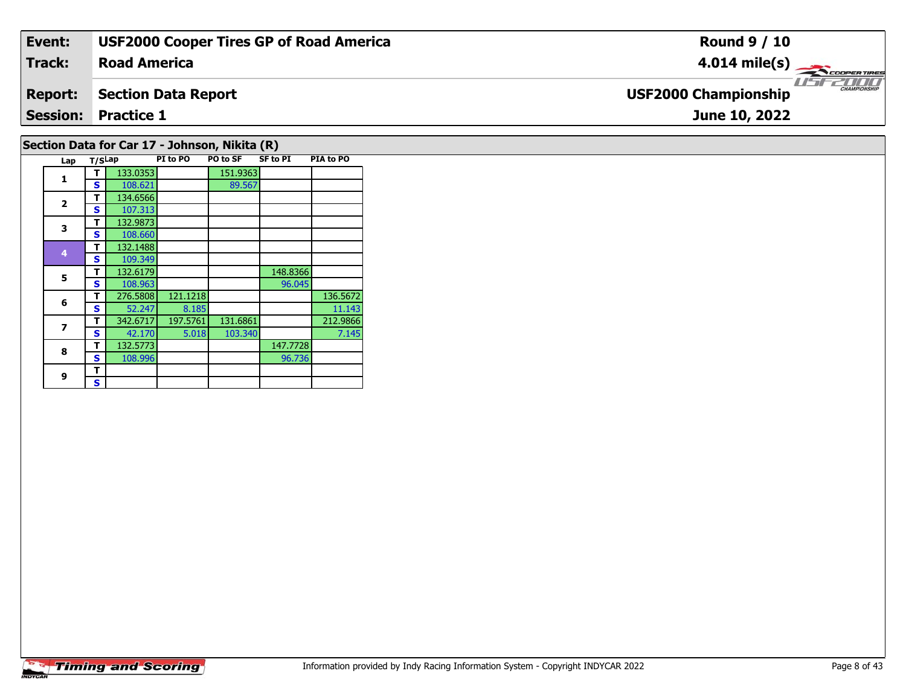| **Event:** | **USF2000 Cooper Tires GP of Road America** | **Round 9 / 10** |
|---|---|---|
| **Track:** | **Road America** | **4.014 mile(s)** |
| **Report:** | **Section Data Report** | **USF2000 Championship** |
| **Session:** | **Practice 1** | **June 10, 2022** |

## Section Data for Car 17 - Johnson, Nikita (R)

| Lap | T/S | Lap | PI to PO | PO to SF | SF to PI | PIA to PO |
|---|---|---|---|---|---|---|
| 1 | T | 133.0353 | | 151.9363 | | |
| | S | 108.621 | | 89.567 | | |
| 2 | T | 134.6566 | | | | |
| | S | 107.313 | | | | |
| 3 | T | 132.9873 | | | | |
| | S | 108.660 | | | | |
| 4 | T | 132.1488 | | | | |
| | S | 109.349 | | | | |
| 5 | T | 132.6179 | | | 148.8366 | |
| | S | 108.963 | | | 96.045 | |
| 6 | T | 276.5808 | 121.1218 | | | 136.5672 |
| | S | 52.247 | 8.185 | | | 11.143 |
| 7 | T | 342.6717 | 197.5761 | 131.6861 | | 212.9866 |
| | S | 42.170 | 5.018 | 103.340 | | 7.145 |
| 8 | T | 132.5773 | | | 147.7728 | |
| | S | 108.996 | | | 96.736 | |
| 9 | T | | | | | |
| | S | | | | | |

Information provided by Indy Racing Information System - Copyright INDYCAR 2022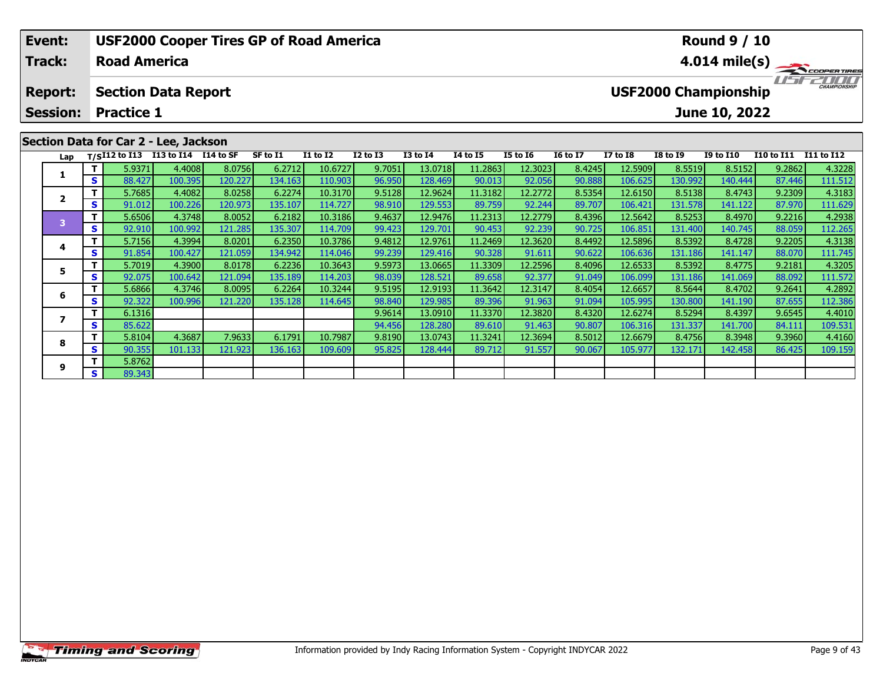| Event: | USF2000 Cooper Tires GP of Road America | Round 9 / 10 |
|---|---|---|
| Track: | Road America | 4.014 mile(s) |
| Report: | Section Data Report | USF2000 Championship |
| Session: | Practice 1 | June 10, 2022 |

## Section Data for Car 2 - Lee, Jackson

| Lap | T/S | I12 to I13 | I13 to I14 | I14 to SF | SF to I1 | I1 to I2 | I2 to I3 | I3 to I4 | I4 to I5 | I5 to I6 | I6 to I7 | I7 to I8 | I8 to I9 | I9 to I10 | I10 to I11 | I11 to I12 |
|---|---|---|---|---|---|---|---|---|---|---|---|---|---|---|---|---|
| 1 | T | 5.9371 | 4.4008 | 8.0756 | 6.2712 | 10.6727 | 9.7051 | 13.0718 | 11.2863 | 12.3023 | 8.4245 | 12.5909 | 8.5519 | 8.5152 | 9.2862 | 4.3228 |
| | S | 88.427 | 100.395 | 120.227 | 134.163 | 110.903 | 96.950 | 128.469 | 90.013 | 92.056 | 90.888 | 106.625 | 130.992 | 140.444 | 87.446 | 111.512 |
| 2 | T | 5.7685 | 4.4082 | 8.0258 | 6.2274 | 10.3170 | 9.5128 | 12.9624 | 11.3182 | 12.2772 | 8.5354 | 12.6150 | 8.5138 | 8.4743 | 9.2309 | 4.3183 |
| | S | 91.012 | 100.226 | 120.973 | 135.107 | 114.727 | 98.910 | 129.553 | 89.759 | 92.244 | 89.707 | 106.421 | 131.578 | 141.122 | 87.970 | 111.629 |
| 3 | T | 5.6506 | 4.3748 | 8.0052 | 6.2182 | 10.3186 | 9.4637 | 12.9476 | 11.2313 | 12.2779 | 8.4396 | 12.5642 | 8.5253 | 8.4970 | 9.2216 | 4.2938 |
| | S | 92.910 | 100.992 | 121.285 | 135.307 | 114.709 | 99.423 | 129.701 | 90.453 | 92.239 | 90.725 | 106.851 | 131.400 | 140.745 | 88.059 | 112.265 |
| 4 | T | 5.7156 | 4.3994 | 8.0201 | 6.2350 | 10.3786 | 9.4812 | 12.9761 | 11.2469 | 12.3620 | 8.4492 | 12.5896 | 8.5392 | 8.4728 | 9.2205 | 4.3138 |
| | S | 91.854 | 100.427 | 121.059 | 134.942 | 114.046 | 99.239 | 129.416 | 90.328 | 91.611 | 90.622 | 106.636 | 131.186 | 141.147 | 88.070 | 111.745 |
| 5 | T | 5.7019 | 4.3900 | 8.0178 | 6.2236 | 10.3643 | 9.5973 | 13.0665 | 11.3309 | 12.2596 | 8.4096 | 12.6533 | 8.5392 | 8.4775 | 9.2181 | 4.3205 |
| | S | 92.075 | 100.642 | 121.094 | 135.189 | 114.203 | 98.039 | 128.521 | 89.658 | 92.377 | 91.049 | 106.099 | 131.186 | 141.069 | 88.092 | 111.572 |
| 6 | T | 5.6866 | 4.3746 | 8.0095 | 6.2264 | 10.3244 | 9.5195 | 12.9193 | 11.3642 | 12.3147 | 8.4054 | 12.6657 | 8.5644 | 8.4702 | 9.2641 | 4.2892 |
| | S | 92.322 | 100.996 | 121.220 | 135.128 | 114.645 | 98.840 | 129.985 | 89.396 | 91.963 | 91.094 | 105.995 | 130.800 | 141.190 | 87.655 | 112.386 |
| 7 | T | 6.1316 | | | | | 9.9614 | 13.0910 | 11.3370 | 12.3820 | 8.4320 | 12.6274 | 8.5294 | 8.4397 | 9.6545 | 4.4010 |
| | S | 85.622 | | | | | 94.456 | 128.280 | 89.610 | 91.463 | 90.807 | 106.316 | 131.337 | 141.700 | 84.111 | 109.531 |
| 8 | T | 5.8104 | 4.3687 | 7.9633 | 6.1791 | 10.7987 | 9.8190 | 13.0743 | 11.3241 | 12.3694 | 8.5012 | 12.6679 | 8.4756 | 8.3948 | 9.3960 | 4.4160 |
| | S | 90.355 | 101.133 | 121.923 | 136.163 | 109.609 | 95.825 | 128.444 | 89.712 | 91.557 | 90.067 | 105.977 | 132.171 | 142.458 | 86.425 | 109.159 |
| 9 | T | 5.8762 | | | | | | | | | | | | | | |
| | S | 89.343 | | | | | | | | | | | | | | |

Information provided by Indy Racing Information System - Copyright INDYCAR 2022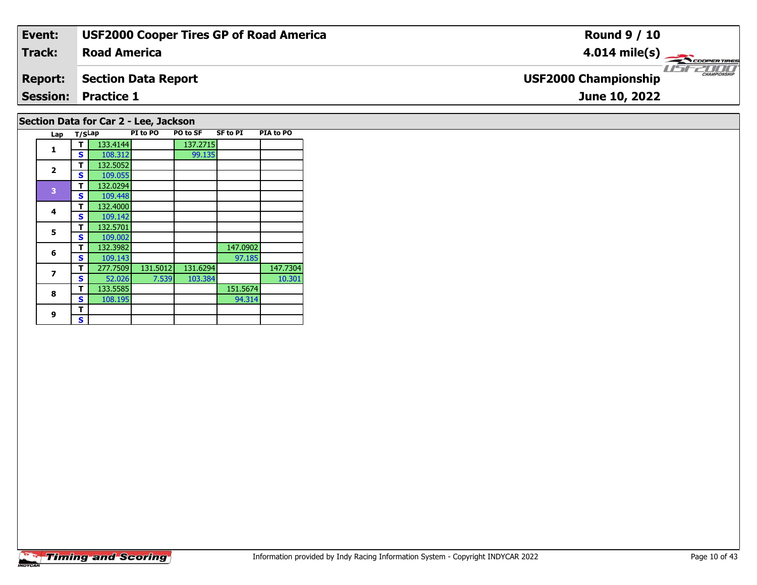| **Event:** | **USF2000 Cooper Tires GP of Road America** | **Round 9 / 10** |
|---|---|---|
| **Track:** | **Road America** | **4.014 mile(s)** |
| **Report:** | **Section Data Report** | **USF2000 Championship** |
| **Session:** | **Practice 1** | **June 10, 2022** |

## Section Data for Car 2 - Lee, Jackson

| Lap | T/S | Lap | PI to PO | PO to SF | SF to PI | PIA to PO |
|---|---|---|---|---|---|---|
| 1 | T | 133.4144 | | 137.2715 | | |
| | S | 108.312 | | 99.135 | | |
| 2 | T | 132.5052 | | | | |
| | S | 109.055 | | | | |
| 3 | T | 132.0294 | | | | |
| | S | 109.448 | | | | |
| 4 | T | 132.4000 | | | | |
| | S | 109.142 | | | | |
| 5 | T | 132.5701 | | | | |
| | S | 109.002 | | | | |
| 6 | T | 132.3982 | | | 147.0902 | |
| | S | 109.143 | | | 97.185 | |
| 7 | T | 277.7509 | 131.5012 | 131.6294 | | 147.7304 |
| | S | 52.026 | 7.539 | 103.384 | | 10.301 |
| 8 | T | 133.5585 | | | 151.5674 | |
| | S | 108.195 | | | 94.314 | |
| 9 | T | | | | | |
| | S | | | | | |

Information provided by Indy Racing Information System - Copyright INDYCAR 2022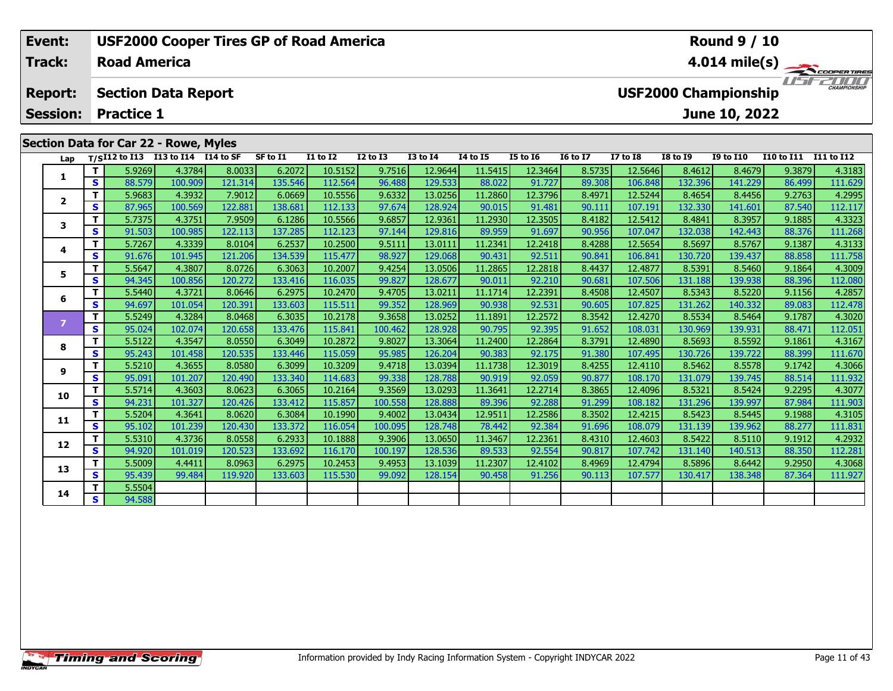| Event: | USF2000 Cooper Tires GP of Road America | Round 9 / 10 |
|---|---|---|
| Track: | Road America | 4.014 mile(s) |
| Report: | Section Data Report | USF2000 Championship |
| Session: | Practice 1 | June 10, 2022 |

## Section Data for Car 22 - Rowe, Myles

| Lap | T/S | I12 to I13 | I13 to I14 | I14 to SF | SF to I1 | I1 to I2 | I2 to I3 | I3 to I4 | I4 to I5 | I5 to I6 | I6 to I7 | I7 to I8 | I8 to I9 | I9 to I10 | I10 to I11 | I11 to I12 |
|---|---|---|---|---|---|---|---|---|---|---|---|---|---|---|---|---|
| 1 | T | 5.9269 | 4.3784 | 8.0033 | 6.2072 | 10.5152 | 9.7516 | 12.9644 | 11.5415 | 12.3464 | 8.5735 | 12.5646 | 8.4612 | 8.4679 | 9.3879 | 4.3183 |
| | S | 88.579 | 100.909 | 121.314 | 135.546 | 112.564 | 96.488 | 129.533 | 88.022 | 91.727 | 89.308 | 106.848 | 132.396 | 141.229 | 86.499 | 111.629 |
| 2 | T | 5.9683 | 4.3932 | 7.9012 | 6.0669 | 10.5556 | 9.6332 | 13.0256 | 11.2860 | 12.3796 | 8.4971 | 12.5244 | 8.4654 | 8.4456 | 9.2763 | 4.2995 |
| | S | 87.965 | 100.569 | 122.881 | 138.681 | 112.133 | 97.674 | 128.924 | 90.015 | 91.481 | 90.111 | 107.191 | 132.330 | 141.601 | 87.540 | 112.117 |
| 3 | T | 5.7375 | 4.3751 | 7.9509 | 6.1286 | 10.5566 | 9.6857 | 12.9361 | 11.2930 | 12.3505 | 8.4182 | 12.5412 | 8.4841 | 8.3957 | 9.1885 | 4.3323 |
| | S | 91.503 | 100.985 | 122.113 | 137.285 | 112.123 | 97.144 | 129.816 | 89.959 | 91.697 | 90.956 | 107.047 | 132.038 | 142.443 | 88.376 | 111.268 |
| 4 | T | 5.7267 | 4.3339 | 8.0104 | 6.2537 | 10.2500 | 9.5111 | 13.0111 | 11.2341 | 12.2418 | 8.4288 | 12.5654 | 8.5697 | 8.5767 | 9.1387 | 4.3133 |
| | S | 91.676 | 101.945 | 121.206 | 134.539 | 115.477 | 98.927 | 129.068 | 90.431 | 92.511 | 90.841 | 106.841 | 130.720 | 139.437 | 88.858 | 111.758 |
| 5 | T | 5.5647 | 4.3807 | 8.0726 | 6.3063 | 10.2007 | 9.4254 | 13.0506 | 11.2865 | 12.2818 | 8.4437 | 12.4877 | 8.5391 | 8.5460 | 9.1864 | 4.3009 |
| | S | 94.345 | 100.856 | 120.272 | 133.416 | 116.035 | 99.827 | 128.677 | 90.011 | 92.210 | 90.681 | 107.506 | 131.188 | 139.938 | 88.396 | 112.080 |
| 6 | T | 5.5440 | 4.3721 | 8.0646 | 6.2975 | 10.2470 | 9.4705 | 13.0211 | 11.1714 | 12.2391 | 8.4508 | 12.4507 | 8.5343 | 8.5220 | 9.1156 | 4.2857 |
| | S | 94.697 | 101.054 | 120.391 | 133.603 | 115.511 | 99.352 | 128.969 | 90.938 | 92.531 | 90.605 | 107.825 | 131.262 | 140.332 | 89.083 | 112.478 |
| 7 | T | 5.5249 | 4.3284 | 8.0468 | 6.3035 | 10.2178 | 9.3658 | 13.0252 | 11.1891 | 12.2572 | 8.3542 | 12.4270 | 8.5534 | 8.5464 | 9.1787 | 4.3020 |
| | S | 95.024 | 102.074 | 120.658 | 133.476 | 115.841 | 100.462 | 128.928 | 90.795 | 92.395 | 91.652 | 108.031 | 130.969 | 139.931 | 88.471 | 112.051 |
| 8 | T | 5.5122 | 4.3547 | 8.0550 | 6.3049 | 10.2872 | 9.8027 | 13.3064 | 11.2400 | 12.2864 | 8.3791 | 12.4890 | 8.5693 | 8.5592 | 9.1861 | 4.3167 |
| | S | 95.243 | 101.458 | 120.535 | 133.446 | 115.059 | 95.985 | 126.204 | 90.383 | 92.175 | 91.380 | 107.495 | 130.726 | 139.722 | 88.399 | 111.670 |
| 9 | T | 5.5210 | 4.3655 | 8.0580 | 6.3099 | 10.3209 | 9.4718 | 13.0394 | 11.1738 | 12.3019 | 8.4255 | 12.4110 | 8.5462 | 8.5578 | 9.1742 | 4.3066 |
| | S | 95.091 | 101.207 | 120.490 | 133.340 | 114.683 | 99.338 | 128.788 | 90.919 | 92.059 | 90.877 | 108.170 | 131.079 | 139.745 | 88.514 | 111.932 |
| 10 | T | 5.5714 | 4.3603 | 8.0623 | 6.3065 | 10.2164 | 9.3569 | 13.0293 | 11.3641 | 12.2714 | 8.3865 | 12.4096 | 8.5321 | 8.5424 | 9.2295 | 4.3077 |
| | S | 94.231 | 101.327 | 120.426 | 133.412 | 115.857 | 100.558 | 128.888 | 89.396 | 92.288 | 91.299 | 108.182 | 131.296 | 139.997 | 87.984 | 111.903 |
| 11 | T | 5.5204 | 4.3641 | 8.0620 | 6.3084 | 10.1990 | 9.4002 | 13.0434 | 12.9511 | 12.2586 | 8.3502 | 12.4215 | 8.5423 | 8.5445 | 9.1988 | 4.3105 |
| | S | 95.102 | 101.239 | 120.430 | 133.372 | 116.054 | 100.095 | 128.748 | 78.442 | 92.384 | 91.696 | 108.079 | 131.139 | 139.962 | 88.277 | 111.831 |
| 12 | T | 5.5310 | 4.3736 | 8.0558 | 6.2933 | 10.1888 | 9.3906 | 13.0650 | 11.3467 | 12.2361 | 8.4310 | 12.4603 | 8.5422 | 8.5110 | 9.1912 | 4.2932 |
| | S | 94.920 | 101.019 | 120.523 | 133.692 | 116.170 | 100.197 | 128.536 | 89.533 | 92.554 | 90.817 | 107.742 | 131.140 | 140.513 | 88.350 | 112.281 |
| 13 | T | 5.5009 | 4.4411 | 8.0963 | 6.2975 | 10.2453 | 9.4953 | 13.1039 | 11.2307 | 12.4102 | 8.4969 | 12.4794 | 8.5896 | 8.6442 | 9.2950 | 4.3068 |
| | S | 95.439 | 99.484 | 119.920 | 133.603 | 115.530 | 99.092 | 128.154 | 90.458 | 91.256 | 90.113 | 107.577 | 130.417 | 138.348 | 87.364 | 111.927 |
| 14 | T | 5.5504 | | | | | | | | | | | | | | |
| | S | 94.588 | | | | | | | | | | | | | | |

Information provided by Indy Racing Information System - Copyright INDYCAR 2022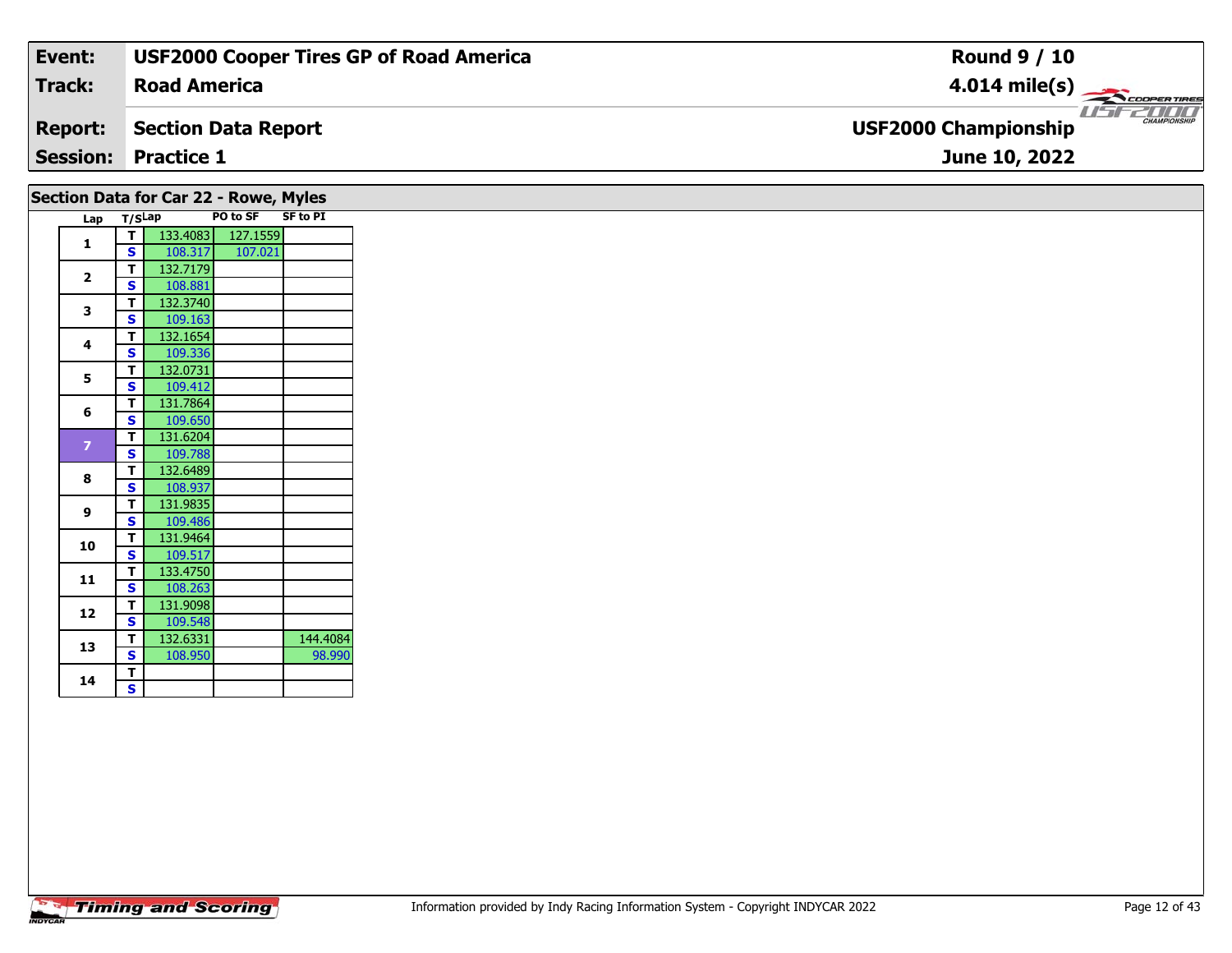| Event: | USF2000 Cooper Tires GP of Road America | Round 9 / 10 |
|---|---|---|
| Track: | Road America | 4.014 mile(s) |
| Report: | Section Data Report | USF2000 Championship |
| Session: | Practice 1 | June 10, 2022 |

## Section Data for Car 22 - Rowe, Myles

| Lap | T/S | Lap | PO to SF | SF to PI |
|---|---|---|---|---|
| 1 | T | 133.4083 | 127.1559 | |
| | S | 108.317 | 107.021 | |
| 2 | T | 132.7179 | | |
| | S | 108.881 | | |
| 3 | T | 132.3740 | | |
| | S | 109.163 | | |
| 4 | T | 132.1654 | | |
| | S | 109.336 | | |
| 5 | T | 132.0731 | | |
| | S | 109.412 | | |
| 6 | T | 131.7864 | | |
| | S | 109.650 | | |
| 7 | T | 131.6204 | | |
| | S | 109.788 | | |
| 8 | T | 132.6489 | | |
| | S | 108.937 | | |
| 9 | T | 131.9835 | | |
| | S | 109.486 | | |
| 10 | T | 131.9464 | | |
| | S | 109.517 | | |
| 11 | T | 133.4750 | | |
| | S | 108.263 | | |
| 12 | T | 131.9098 | | |
| | S | 109.548 | | |
| 13 | T | 132.6331 | | 144.4084 |
| | S | 108.950 | | 98.990 |
| 14 | T | | | |
| | S | | | |

Information provided by Indy Racing Information System - Copyright INDYCAR 2022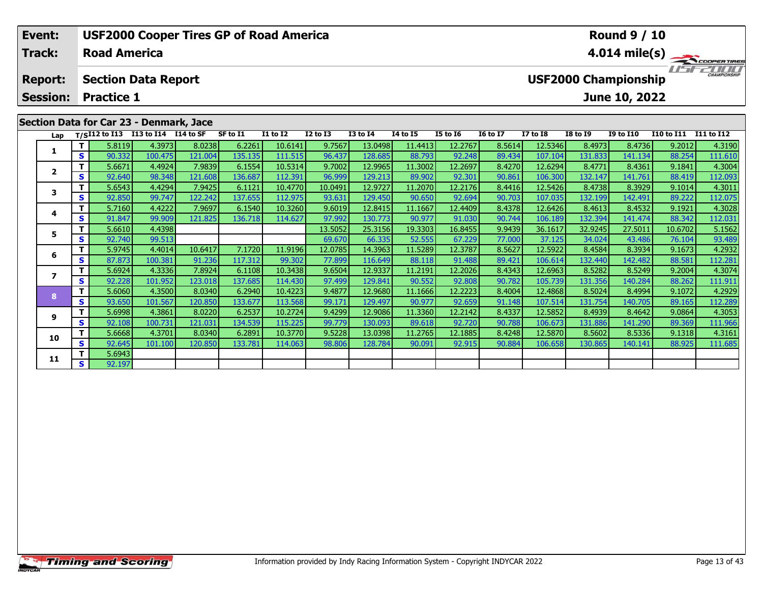| Event: | USF2000 Cooper Tires GP of Road America | Round 9 / 10 |
|---|---|---|
| Track: | Road America | 4.014 mile(s) |
| Report: | Section Data Report | USF2000 Championship |
| Session: | Practice 1 | June 10, 2022 |

## Section Data for Car 23 - Denmark, Jace

| Lap | T/S | I12 to I13 | I13 to I14 | I14 to SF | SF to I1 | I1 to I2 | I2 to I3 | I3 to I4 | I4 to I5 | I5 to I6 | I6 to I7 | I7 to I8 | I8 to I9 | I9 to I10 | I10 to I11 | I11 to I12 |
|---|---|---|---|---|---|---|---|---|---|---|---|---|---|---|---|---|
| 1 | T | 5.8119 | 4.3973 | 8.0238 | 6.2261 | 10.6141 | 9.7567 | 13.0498 | 11.4413 | 12.2767 | 8.5614 | 12.5346 | 8.4973 | 8.4736 | 9.2012 | 4.3190 |
| | S | 90.332 | 100.475 | 121.004 | 135.135 | 111.515 | 96.437 | 128.685 | 88.793 | 92.248 | 89.434 | 107.104 | 131.833 | 141.134 | 88.254 | 111.610 |
| 2 | T | 5.6671 | 4.4924 | 7.9839 | 6.1554 | 10.5314 | 9.7002 | 12.9965 | 11.3002 | 12.2697 | 8.4270 | 12.6294 | 8.4771 | 8.4361 | 9.1841 | 4.3004 |
| | S | 92.640 | 98.348 | 121.608 | 136.687 | 112.391 | 96.999 | 129.213 | 89.902 | 92.301 | 90.861 | 106.300 | 132.147 | 141.761 | 88.419 | 112.093 |
| 3 | T | 5.6543 | 4.4294 | 7.9425 | 6.1121 | 10.4770 | 10.0491 | 12.9727 | 11.2070 | 12.2176 | 8.4416 | 12.5426 | 8.4738 | 8.3929 | 9.1014 | 4.3011 |
| | S | 92.850 | 99.747 | 122.242 | 137.655 | 112.975 | 93.631 | 129.450 | 90.650 | 92.694 | 90.703 | 107.035 | 132.199 | 142.491 | 89.222 | 112.075 |
| 4 | T | 5.7160 | 4.4222 | 7.9697 | 6.1540 | 10.3260 | 9.6019 | 12.8415 | 11.1667 | 12.4409 | 8.4378 | 12.6426 | 8.4613 | 8.4532 | 9.1921 | 4.3028 |
| | S | 91.847 | 99.909 | 121.825 | 136.718 | 114.627 | 97.992 | 130.773 | 90.977 | 91.030 | 90.744 | 106.189 | 132.394 | 141.474 | 88.342 | 112.031 |
| 5 | T | 5.6610 | 4.4398 | | | | 13.5052 | 25.3156 | 19.3303 | 16.8455 | 9.9439 | 36.1617 | 32.9245 | 27.5011 | 10.6702 | 5.1562 |
| | S | 92.740 | 99.513 | | | | 69.670 | 66.335 | 52.555 | 67.229 | 77.000 | 37.125 | 34.024 | 43.486 | 76.104 | 93.489 |
| 6 | T | 5.9745 | 4.4014 | 10.6417 | 7.1720 | 11.9196 | 12.0785 | 14.3963 | 11.5289 | 12.3787 | 8.5627 | 12.5922 | 8.4584 | 8.3934 | 9.1673 | 4.2932 |
| | S | 87.873 | 100.381 | 91.236 | 117.312 | 99.302 | 77.899 | 116.649 | 88.118 | 91.488 | 89.421 | 106.614 | 132.440 | 142.482 | 88.581 | 112.281 |
| 7 | T | 5.6924 | 4.3336 | 7.8924 | 6.1108 | 10.3438 | 9.6504 | 12.9337 | 11.2191 | 12.2026 | 8.4343 | 12.6963 | 8.5282 | 8.5249 | 9.2004 | 4.3074 |
| | S | 92.228 | 101.952 | 123.018 | 137.685 | 114.430 | 97.499 | 129.841 | 90.552 | 92.808 | 90.782 | 105.739 | 131.356 | 140.284 | 88.262 | 111.911 |
| 8 | T | 5.6060 | 4.3500 | 8.0340 | 6.2940 | 10.4223 | 9.4877 | 12.9680 | 11.1666 | 12.2223 | 8.4004 | 12.4868 | 8.5024 | 8.4994 | 9.1072 | 4.2929 |
| | S | 93.650 | 101.567 | 120.850 | 133.677 | 113.568 | 99.171 | 129.497 | 90.977 | 92.659 | 91.148 | 107.514 | 131.754 | 140.705 | 89.165 | 112.289 |
| 9 | T | 5.6998 | 4.3861 | 8.0220 | 6.2537 | 10.2724 | 9.4299 | 12.9086 | 11.3360 | 12.2142 | 8.4337 | 12.5852 | 8.4939 | 8.4642 | 9.0864 | 4.3053 |
| | S | 92.108 | 100.731 | 121.031 | 134.539 | 115.225 | 99.779 | 130.093 | 89.618 | 92.720 | 90.788 | 106.673 | 131.886 | 141.290 | 89.369 | 111.966 |
| 10 | T | 5.6668 | 4.3701 | 8.0340 | 6.2891 | 10.3770 | 9.5228 | 13.0398 | 11.2765 | 12.1885 | 8.4248 | 12.5870 | 8.5602 | 8.5336 | 9.1318 | 4.3161 |
| | S | 92.645 | 101.100 | 120.850 | 133.781 | 114.063 | 98.806 | 128.784 | 90.091 | 92.915 | 90.884 | 106.658 | 130.865 | 140.141 | 88.925 | 111.685 |
| 11 | T | 5.6943 | | | | | | | | | | | | | | |
| | S | 92.197 | | | | | | | | | | | | | | |

Information provided by Indy Racing Information System - Copyright INDYCAR 2022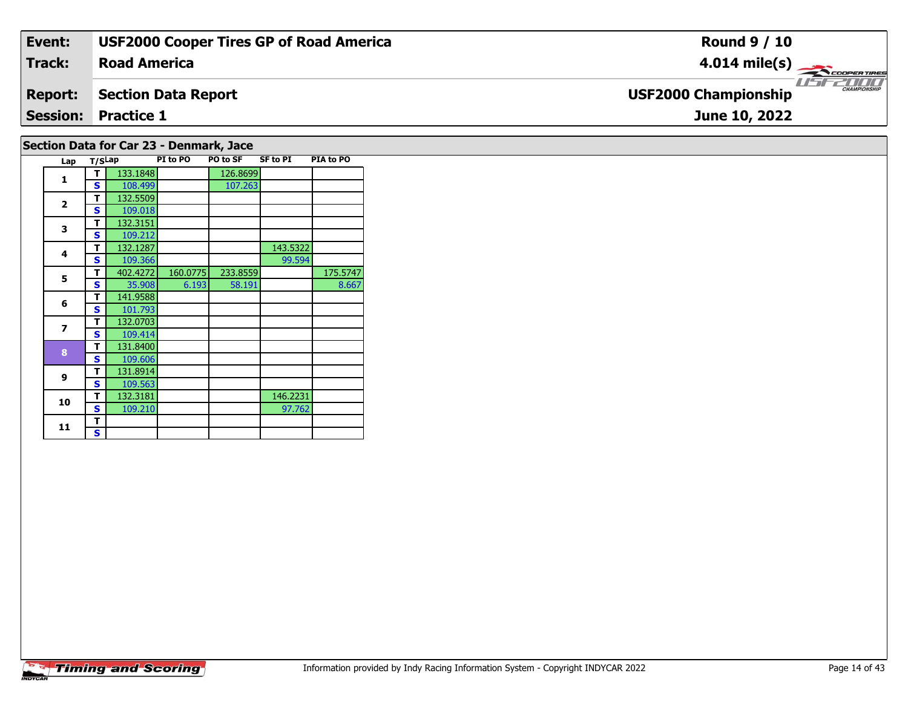| **Event:** | **USF2000 Cooper Tires GP of Road America** | **Round 9 / 10** |
|---|---|---|
| **Track:** | **Road America** | **4.014 mile(s)** |
| **Report:** | **Section Data Report** | **USF2000 Championship** |
| **Session:** | **Practice 1** | **June 10, 2022** |

## Section Data for Car 23 - Denmark, Jace

| Lap | T/S | Lap | PI to PO | PO to SF | SF to PI | PIA to PO |
|---|---|---|---|---|---|---|
| 1 | T | 133.1848 | | 126.8699 | | |
| | S | 108.499 | | 107.263 | | |
| 2 | T | 132.5509 | | | | |
| | S | 109.018 | | | | |
| 3 | T | 132.3151 | | | | |
| | S | 109.212 | | | | |
| 4 | T | 132.1287 | | | 143.5322 | |
| | S | 109.366 | | | 99.594 | |
| 5 | T | 402.4272 | 160.0775 | 233.8559 | | 175.5747 |
| | S | 35.908 | 6.193 | 58.191 | | 8.667 |
| 6 | T | 141.9588 | | | | |
| | S | 101.793 | | | | |
| 7 | T | 132.0703 | | | | |
| | S | 109.414 | | | | |
| 8 | T | 131.8400 | | | | |
| | S | 109.606 | | | | |
| 9 | T | 131.8914 | | | | |
| | S | 109.563 | | | | |
| 10 | T | 132.3181 | | | 146.2231 | |
| | S | 109.210 | | | 97.762 | |
| 11 | T | | | | | |
| | S | | | | | |

Information provided by Indy Racing Information System - Copyright INDYCAR 2022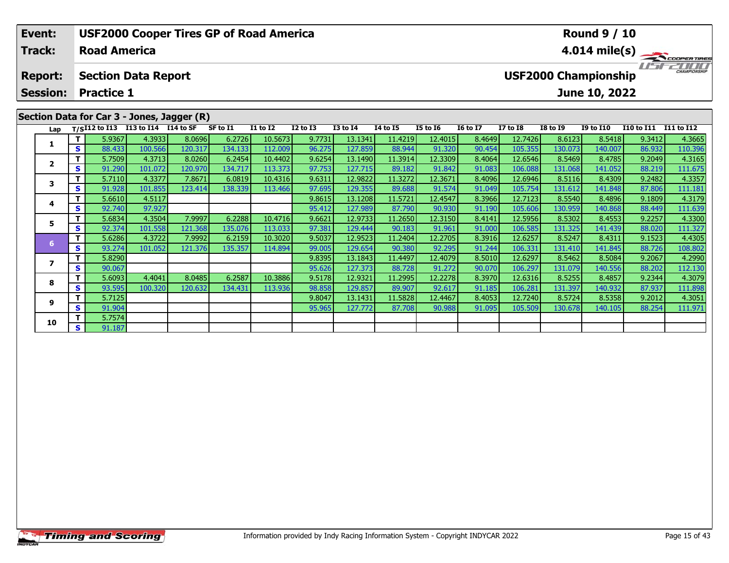| Event: | USF2000 Cooper Tires GP of Road America | Round 9 / 10 |
|---|---|---|
| Track: | Road America | 4.014 mile(s) |
| Report: | Section Data Report | USF2000 Championship |
| Session: | Practice 1 | June 10, 2022 |

## Section Data for Car 3 - Jones, Jagger (R)

| Lap | T/S | I12 to I13 | I13 to I14 | I14 to SF | SF to I1 | I1 to I2 | I2 to I3 | I3 to I4 | I4 to I5 | I5 to I6 | I6 to I7 | I7 to I8 | I8 to I9 | I9 to I10 | I10 to I11 | I11 to I12 |
|---|---|---|---|---|---|---|---|---|---|---|---|---|---|---|---|---|
| 1 | T | 5.9367 | 4.3933 | 8.0696 | 6.2726 | 10.5673 | 9.7731 | 13.1341 | 11.4219 | 12.4015 | 8.4649 | 12.7426 | 8.6123 | 8.5418 | 9.3412 | 4.3665 |
| | S | 88.433 | 100.566 | 120.317 | 134.133 | 112.009 | 96.275 | 127.859 | 88.944 | 91.320 | 90.454 | 105.355 | 130.073 | 140.007 | 86.932 | 110.396 |
| 2 | T | 5.7509 | 4.3713 | 8.0260 | 6.2454 | 10.4402 | 9.6254 | 13.1490 | 11.3914 | 12.3309 | 8.4064 | 12.6546 | 8.5469 | 8.4785 | 9.2049 | 4.3165 |
| | S | 91.290 | 101.072 | 120.970 | 134.717 | 113.373 | 97.753 | 127.715 | 89.182 | 91.842 | 91.083 | 106.088 | 131.068 | 141.052 | 88.219 | 111.675 |
| 3 | T | 5.7110 | 4.3377 | 7.8671 | 6.0819 | 10.4316 | 9.6311 | 12.9822 | 11.3272 | 12.3671 | 8.4096 | 12.6946 | 8.5116 | 8.4309 | 9.2482 | 4.3357 |
| | S | 91.928 | 101.855 | 123.414 | 138.339 | 113.466 | 97.695 | 129.355 | 89.688 | 91.574 | 91.049 | 105.754 | 131.612 | 141.848 | 87.806 | 111.181 |
| 4 | T | 5.6610 | 4.5117 | | | | 9.8615 | 13.1208 | 11.5721 | 12.4547 | 8.3966 | 12.7123 | 8.5540 | 8.4896 | 9.1809 | 4.3179 |
| | S | 92.740 | 97.927 | | | | 95.412 | 127.989 | 87.790 | 90.930 | 91.190 | 105.606 | 130.959 | 140.868 | 88.449 | 111.639 |
| 5 | T | 5.6834 | 4.3504 | 7.9997 | 6.2288 | 10.4716 | 9.6621 | 12.9733 | 11.2650 | 12.3150 | 8.4141 | 12.5956 | 8.5302 | 8.4553 | 9.2257 | 4.3300 |
| | S | 92.374 | 101.558 | 121.368 | 135.076 | 113.033 | 97.381 | 129.444 | 90.183 | 91.961 | 91.000 | 106.585 | 131.325 | 141.439 | 88.020 | 111.327 |
| 6 | T | 5.6286 | 4.3722 | 7.9992 | 6.2159 | 10.3020 | 9.5037 | 12.9523 | 11.2404 | 12.2705 | 8.3916 | 12.6257 | 8.5247 | 8.4311 | 9.1523 | 4.4305 |
| | S | 93.274 | 101.052 | 121.376 | 135.357 | 114.894 | 99.005 | 129.654 | 90.380 | 92.295 | 91.244 | 106.331 | 131.410 | 141.845 | 88.726 | 108.802 |
| 7 | T | 5.8290 | | | | | 9.8395 | 13.1843 | 11.4497 | 12.4079 | 8.5010 | 12.6297 | 8.5462 | 8.5084 | 9.2067 | 4.2990 |
| | S | 90.067 | | | | | 95.626 | 127.373 | 88.728 | 91.272 | 90.070 | 106.297 | 131.079 | 140.556 | 88.202 | 112.130 |
| 8 | T | 5.6093 | 4.4041 | 8.0485 | 6.2587 | 10.3886 | 9.5178 | 12.9321 | 11.2995 | 12.2278 | 8.3970 | 12.6316 | 8.5255 | 8.4857 | 9.2344 | 4.3079 |
| | S | 93.595 | 100.320 | 120.632 | 134.431 | 113.936 | 98.858 | 129.857 | 89.907 | 92.617 | 91.185 | 106.281 | 131.397 | 140.932 | 87.937 | 111.898 |
| 9 | T | 5.7125 | | | | | 9.8047 | 13.1431 | 11.5828 | 12.4467 | 8.4053 | 12.7240 | 8.5724 | 8.5358 | 9.2012 | 4.3051 |
| | S | 91.904 | | | | | 95.965 | 127.772 | 87.708 | 90.988 | 91.095 | 105.509 | 130.678 | 140.105 | 88.254 | 111.971 |
| 10 | T | 5.7574 | | | | | | | | | | | | | | |
| | S | 91.187 | | | | | | | | | | | | | | |

Information provided by Indy Racing Information System - Copyright INDYCAR 2022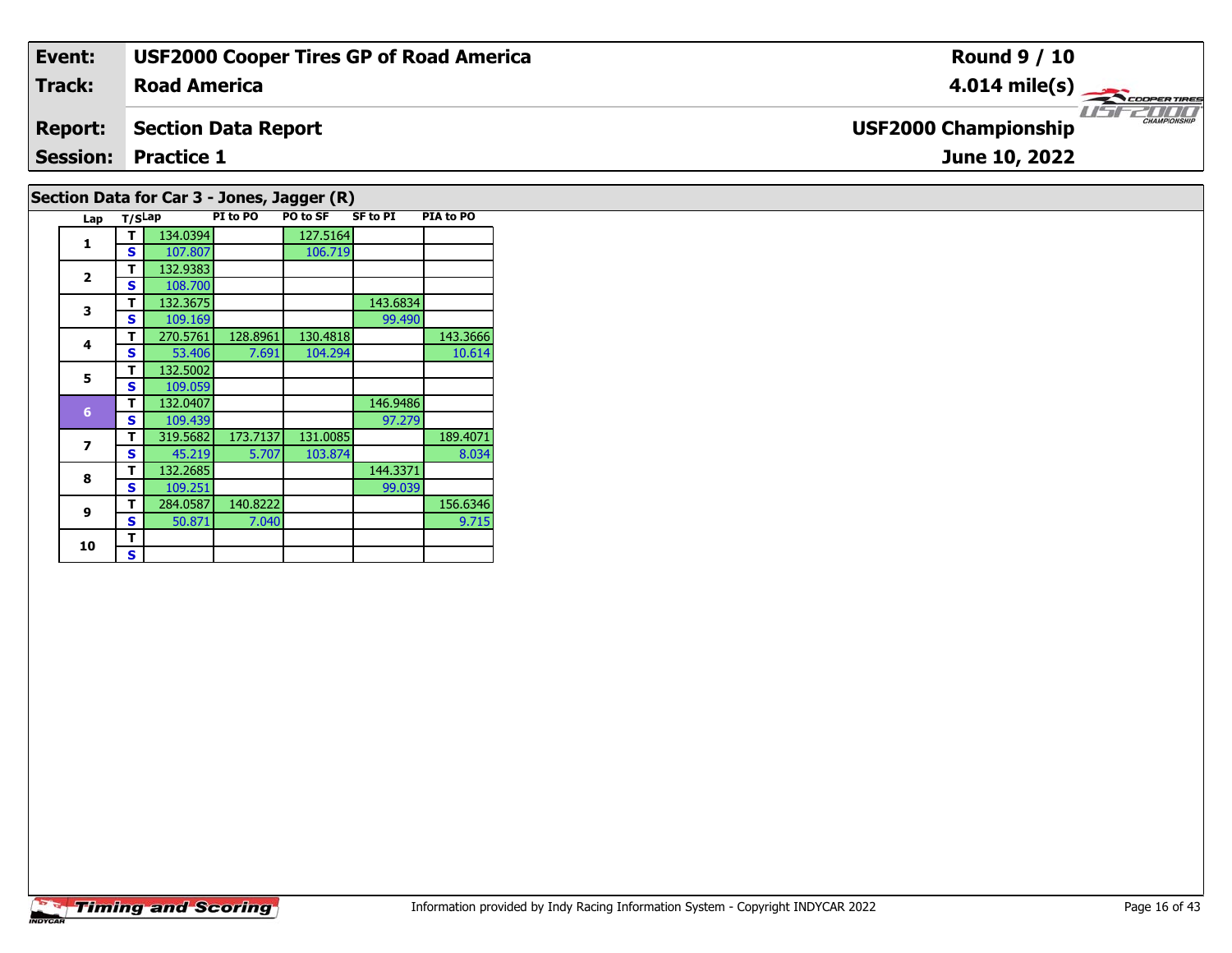| Event: | USF2000 Cooper Tires GP of Road America | Round 9 / 10 |
|---|---|---|
| Track: | Road America | 4.014 mile(s) |
| Report: | Section Data Report | USF2000 Championship |
| Session: | Practice 1 | June 10, 2022 |

## Section Data for Car 3 - Jones, Jagger (R)

| Lap | T/S | Lap | PI to PO | PO to SF | SF to PI | PIA to PO |
|---|---|---|---|---|---|---|
| 1 | T | 134.0394 | | 127.5164 | | |
| | S | 107.807 | | 106.719 | | |
| 2 | T | 132.9383 | | | | |
| | S | 108.700 | | | | |
| 3 | T | 132.3675 | | | 143.6834 | |
| | S | 109.169 | | | 99.490 | |
| 4 | T | 270.5761 | 128.8961 | 130.4818 | | 143.3666 |
| | S | 53.406 | 7.691 | 104.294 | | 10.614 |
| 5 | T | 132.5002 | | | | |
| | S | 109.059 | | | | |
| 6 | T | 132.0407 | | | 146.9486 | |
| | S | 109.439 | | | 97.279 | |
| 7 | T | 319.5682 | 173.7137 | 131.0085 | | 189.4071 |
| | S | 45.219 | 5.707 | 103.874 | | 8.034 |
| 8 | T | 132.2685 | | | 144.3371 | |
| | S | 109.251 | | | 99.039 | |
| 9 | T | 284.0587 | 140.8222 | | | 156.6346 |
| | S | 50.871 | 7.040 | | | 9.715 |
| 10 | T | | | | | |
| | S | | | | | |

Information provided by Indy Racing Information System - Copyright INDYCAR 2022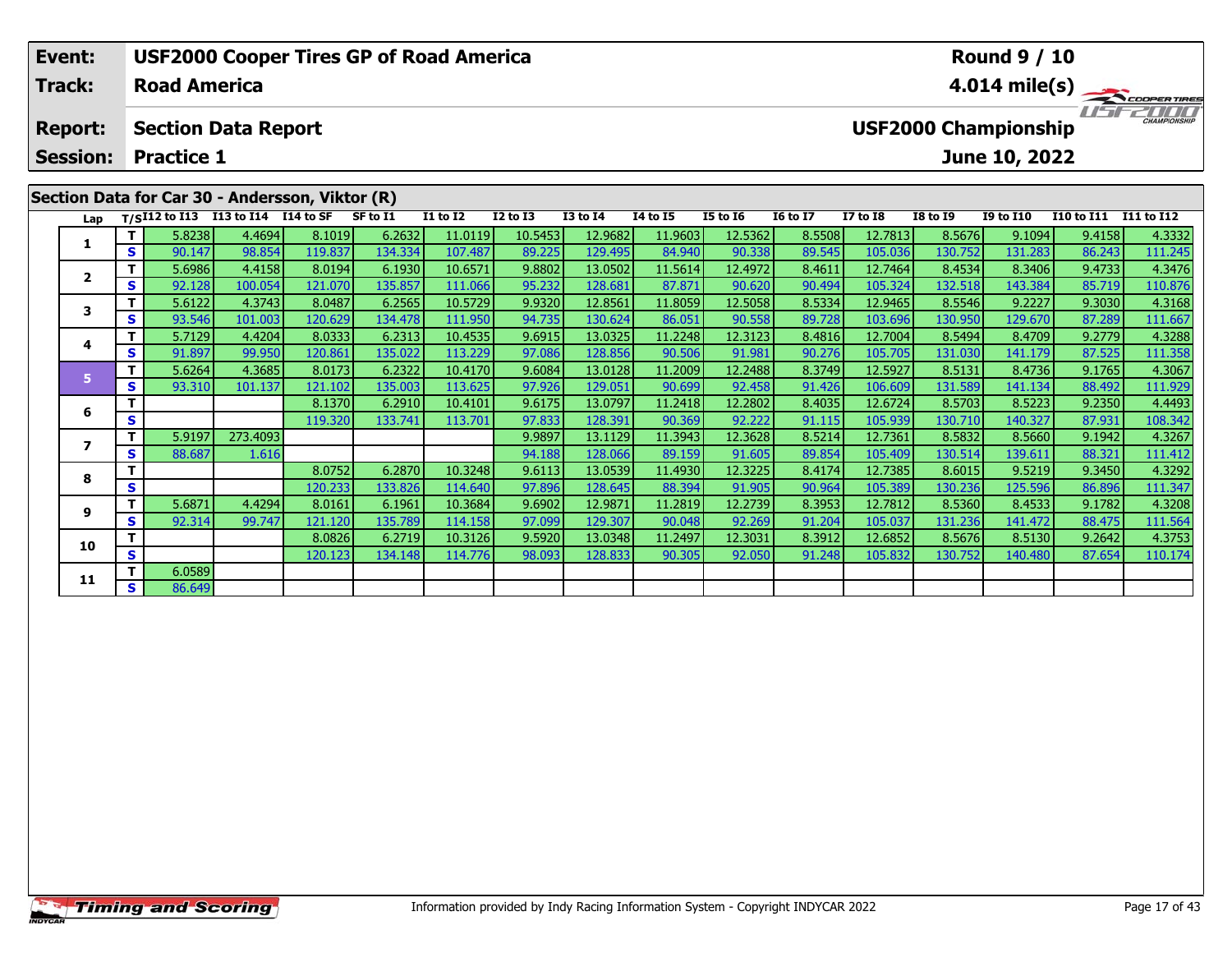| Event: | USF2000 Cooper Tires GP of Road America | Round 9 / 10 |
|---|---|---|
| Track: | Road America | 4.014 mile(s) |
| Report: | Section Data Report | USF2000 Championship |
| Session: | Practice 1 | June 10, 2022 |

## Section Data for Car 30 - Andersson, Viktor (R)

| Lap | T/S | I12 to I13 | I13 to I14 | I14 to SF | SF to I1 | I1 to I2 | I2 to I3 | I3 to I4 | I4 to I5 | I5 to I6 | I6 to I7 | I7 to I8 | I8 to I9 | I9 to I10 | I10 to I11 | I11 to I12 |
|---|---|---|---|---|---|---|---|---|---|---|---|---|---|---|---|---|
| 1 | T | 5.8238 | 4.4694 | 8.1019 | 6.2632 | 11.0119 | 10.5453 | 12.9682 | 11.9603 | 12.5362 | 8.5508 | 12.7813 | 8.5676 | 9.1094 | 9.4158 | 4.3332 |
| | S | 90.147 | 98.854 | 119.837 | 134.334 | 107.487 | 89.225 | 129.495 | 84.940 | 90.338 | 89.545 | 105.036 | 130.752 | 131.283 | 86.243 | 111.245 |
| 2 | T | 5.6986 | 4.4158 | 8.0194 | 6.1930 | 10.6571 | 9.8802 | 13.0502 | 11.5614 | 12.4972 | 8.4611 | 12.7464 | 8.4534 | 8.3406 | 9.4733 | 4.3476 |
| | S | 92.128 | 100.054 | 121.070 | 135.857 | 111.066 | 95.232 | 128.681 | 87.871 | 90.620 | 90.494 | 105.324 | 132.518 | 143.384 | 85.719 | 110.876 |
| 3 | T | 5.6122 | 4.3743 | 8.0487 | 6.2565 | 10.5729 | 9.9320 | 12.8561 | 11.8059 | 12.5058 | 8.5334 | 12.9465 | 8.5546 | 9.2227 | 9.3030 | 4.3168 |
| | S | 93.546 | 101.003 | 120.629 | 134.478 | 111.950 | 94.735 | 130.624 | 86.051 | 90.558 | 89.728 | 103.696 | 130.950 | 129.670 | 87.289 | 111.667 |
| 4 | T | 5.7129 | 4.4204 | 8.0333 | 6.2313 | 10.4535 | 9.6915 | 13.0325 | 11.2248 | 12.3123 | 8.4816 | 12.7004 | 8.5494 | 8.4709 | 9.2779 | 4.3288 |
| | S | 91.897 | 99.950 | 120.861 | 135.022 | 113.229 | 97.086 | 128.856 | 90.506 | 91.981 | 90.276 | 105.705 | 131.030 | 141.179 | 87.525 | 111.358 |
| 5 | T | 5.6264 | 4.3685 | 8.0173 | 6.2322 | 10.4170 | 9.6084 | 13.0128 | 11.2009 | 12.2488 | 8.3749 | 12.5927 | 8.5131 | 8.4736 | 9.1765 | 4.3067 |
| | S | 93.310 | 101.137 | 121.102 | 135.003 | 113.625 | 97.926 | 129.051 | 90.699 | 92.458 | 91.426 | 106.609 | 131.589 | 141.134 | 88.492 | 111.929 |
| 6 | T | | | 8.1370 | 6.2910 | 10.4101 | 9.6175 | 13.0797 | 11.2418 | 12.2802 | 8.4035 | 12.6724 | 8.5703 | 8.5223 | 9.2350 | 4.4493 |
| | S | | | 119.320 | 133.741 | 113.701 | 97.833 | 128.391 | 90.369 | 92.222 | 91.115 | 105.939 | 130.710 | 140.327 | 87.931 | 108.342 |
| 7 | T | 5.9197 | 273.4093 | | | | 9.9897 | 13.1129 | 11.3943 | 12.3628 | 8.5214 | 12.7361 | 8.5832 | 8.5660 | 9.1942 | 4.3267 |
| | S | 88.687 | 1.616 | | | | 94.188 | 128.066 | 89.159 | 91.605 | 89.854 | 105.409 | 130.514 | 139.611 | 88.321 | 111.412 |
| 8 | T | | | 8.0752 | 6.2870 | 10.3248 | 9.6113 | 13.0539 | 11.4930 | 12.3225 | 8.4174 | 12.7385 | 8.6015 | 9.5219 | 9.3450 | 4.3292 |
| | S | | | 120.233 | 133.826 | 114.640 | 97.896 | 128.645 | 88.394 | 91.905 | 90.964 | 105.389 | 130.236 | 125.596 | 86.896 | 111.347 |
| 9 | T | 5.6871 | 4.4294 | 8.0161 | 6.1961 | 10.3684 | 9.6902 | 12.9871 | 11.2819 | 12.2739 | 8.3953 | 12.7812 | 8.5360 | 8.4533 | 9.1782 | 4.3208 |
| | S | 92.314 | 99.747 | 121.120 | 135.789 | 114.158 | 97.099 | 129.307 | 90.048 | 92.269 | 91.204 | 105.037 | 131.236 | 141.472 | 88.475 | 111.564 |
| 10 | T | | | 8.0826 | 6.2719 | 10.3126 | 9.5920 | 13.0348 | 11.2497 | 12.3031 | 8.3912 | 12.6852 | 8.5676 | 8.5130 | 9.2642 | 4.3753 |
| | S | | | 120.123 | 134.148 | 114.776 | 98.093 | 128.833 | 90.305 | 92.050 | 91.248 | 105.832 | 130.752 | 140.480 | 87.654 | 110.174 |
| 11 | T | 6.0589 | | | | | | | | | | | | | | |
| | S | 86.649 | | | | | | | | | | | | | | |

Information provided by Indy Racing Information System - Copyright INDYCAR 2022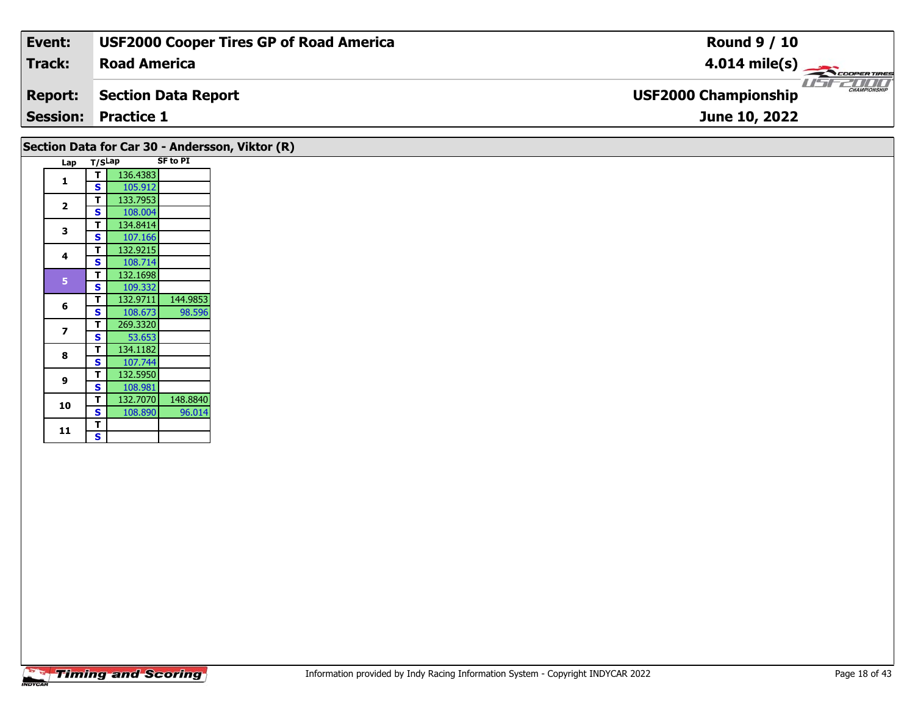| **Event:** | **USF2000 Cooper Tires GP of Road America** | **Round 9 / 10** |
|---|---|---|
| **Track:** | **Road America** | **4.014 mile(s)** |
| **Report:** | **Section Data Report** | **USF2000 Championship** |
| **Session:** | **Practice 1** | **June 10, 2022** |

## Section Data for Car 30 - Andersson, Viktor (R)

| Lap | T/S | Lap | SF to PI |
|---|---|---|---|
| 1 | T | 136.4383 | |
| | S | 105.912 | |
| 2 | T | 133.7953 | |
| | S | 108.004 | |
| 3 | T | 134.8414 | |
| | S | 107.166 | |
| 4 | T | 132.9215 | |
| | S | 108.714 | |
| 5 | T | 132.1698 | |
| | S | 109.332 | |
| 6 | T | 132.9711 | 144.9853 |
| | S | 108.673 | 98.596 |
| 7 | T | 269.3320 | |
| | S | 53.653 | |
| 8 | T | 134.1182 | |
| | S | 107.744 | |
| 9 | T | 132.5950 | |
| | S | 108.981 | |
| 10 | T | 132.7070 | 148.8840 |
| | S | 108.890 | 96.014 |
| 11 | T | | |
| | S | | |

Information provided by Indy Racing Information System - Copyright INDYCAR 2022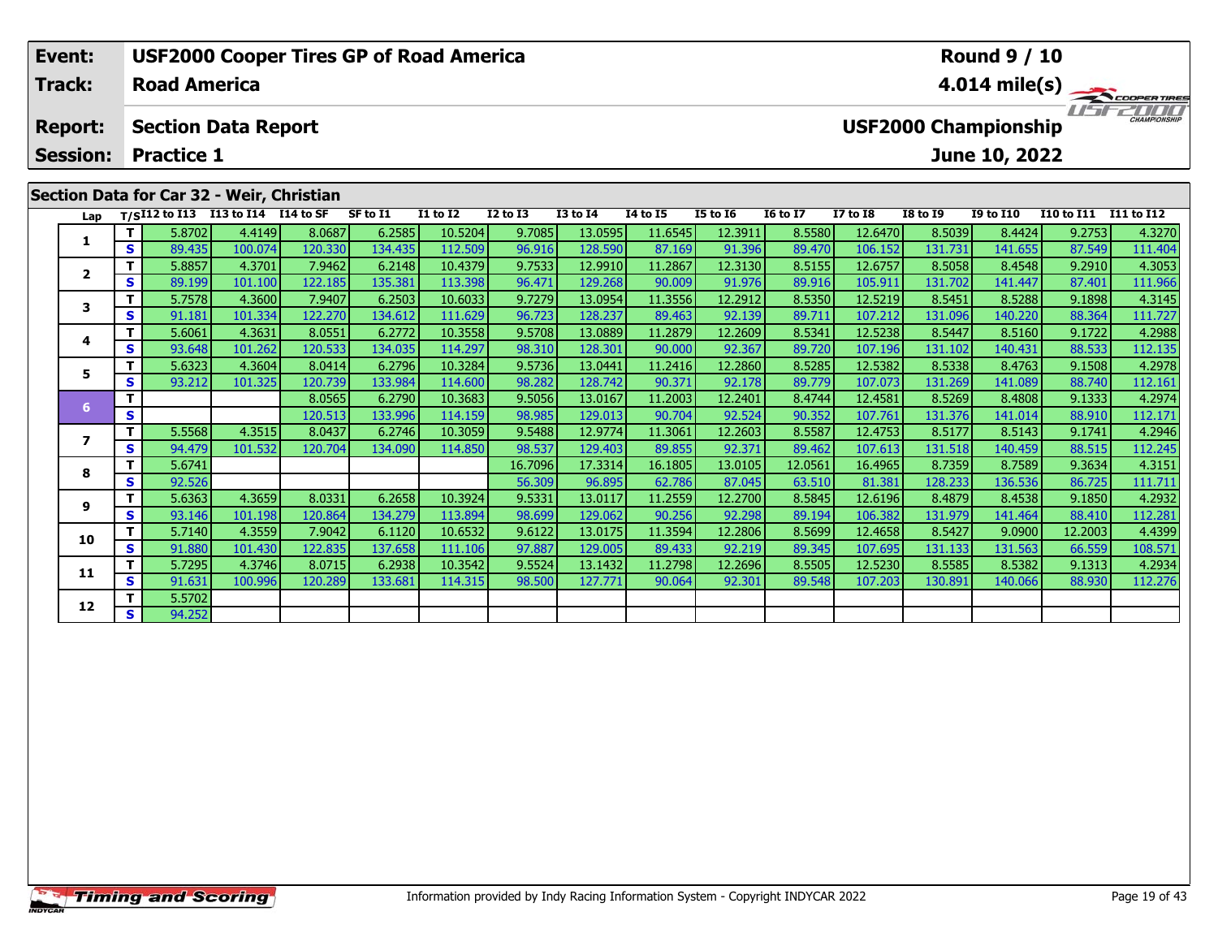| Event: | USF2000 Cooper Tires GP of Road America | Round 9 / 10 |
|---|---|---|
| Track: | Road America | 4.014 mile(s) |
| Report: | Section Data Report | USF2000 Championship |
| Session: | Practice 1 | June 10, 2022 |

## Section Data for Car 32 - Weir, Christian

| Lap | T/S | I12 to I13 | I13 to I14 | I14 to SF | SF to I1 | I1 to I2 | I2 to I3 | I3 to I4 | I4 to I5 | I5 to I6 | I6 to I7 | I7 to I8 | I8 to I9 | I9 to I10 | I10 to I11 | I11 to I12 |
|---|---|---|---|---|---|---|---|---|---|---|---|---|---|---|---|---|
| 1 | T | 5.8702 | 4.4149 | 8.0687 | 6.2585 | 10.5204 | 9.7085 | 13.0595 | 11.6545 | 12.3911 | 8.5580 | 12.6470 | 8.5039 | 8.4424 | 9.2753 | 4.3270 |
| | S | 89.435 | 100.074 | 120.330 | 134.435 | 112.509 | 96.916 | 128.590 | 87.169 | 91.396 | 89.470 | 106.152 | 131.731 | 141.655 | 87.549 | 111.404 |
| 2 | T | 5.8857 | 4.3701 | 7.9462 | 6.2148 | 10.4379 | 9.7533 | 12.9910 | 11.2867 | 12.3130 | 8.5155 | 12.6757 | 8.5058 | 8.4548 | 9.2910 | 4.3053 |
| | S | 89.199 | 101.100 | 122.185 | 135.381 | 113.398 | 96.471 | 129.268 | 90.009 | 91.976 | 89.916 | 105.911 | 131.702 | 141.447 | 87.401 | 111.966 |
| 3 | T | 5.7578 | 4.3600 | 7.9407 | 6.2503 | 10.6033 | 9.7279 | 13.0954 | 11.3556 | 12.2912 | 8.5350 | 12.5219 | 8.5451 | 8.5288 | 9.1898 | 4.3145 |
| | S | 91.181 | 101.334 | 122.270 | 134.612 | 111.629 | 96.723 | 128.237 | 89.463 | 92.139 | 89.711 | 107.212 | 131.096 | 140.220 | 88.364 | 111.727 |
| 4 | T | 5.6061 | 4.3631 | 8.0551 | 6.2772 | 10.3558 | 9.5708 | 13.0889 | 11.2879 | 12.2609 | 8.5341 | 12.5238 | 8.5447 | 8.5160 | 9.1722 | 4.2988 |
| | S | 93.648 | 101.262 | 120.533 | 134.035 | 114.297 | 98.310 | 128.301 | 90.000 | 92.367 | 89.720 | 107.196 | 131.102 | 140.431 | 88.533 | 112.135 |
| 5 | T | 5.6323 | 4.3604 | 8.0414 | 6.2796 | 10.3284 | 9.5736 | 13.0441 | 11.2416 | 12.2860 | 8.5285 | 12.5382 | 8.5338 | 8.4763 | 9.1508 | 4.2978 |
| | S | 93.212 | 101.325 | 120.739 | 133.984 | 114.600 | 98.282 | 128.742 | 90.371 | 92.178 | 89.779 | 107.073 | 131.269 | 141.089 | 88.740 | 112.161 |
| 6 | T | | | 8.0565 | 6.2790 | 10.3683 | 9.5056 | 13.0167 | 11.2003 | 12.2401 | 8.4744 | 12.4581 | 8.5269 | 8.4808 | 9.1333 | 4.2974 |
| | S | | | 120.513 | 133.996 | 114.159 | 98.985 | 129.013 | 90.704 | 92.524 | 90.352 | 107.761 | 131.376 | 141.014 | 88.910 | 112.171 |
| 7 | T | 5.5568 | 4.3515 | 8.0437 | 6.2746 | 10.3059 | 9.5488 | 12.9774 | 11.3061 | 12.2603 | 8.5587 | 12.4753 | 8.5177 | 8.5143 | 9.1741 | 4.2946 |
| | S | 94.479 | 101.532 | 120.704 | 134.090 | 114.850 | 98.537 | 129.403 | 89.855 | 92.371 | 89.462 | 107.613 | 131.518 | 140.459 | 88.515 | 112.245 |
| 8 | T | 5.6741 | | | | | 16.7096 | 17.3314 | 16.1805 | 13.0105 | 12.0561 | 16.4965 | 8.7359 | 8.7589 | 9.3634 | 4.3151 |
| | S | 92.526 | | | | | 56.309 | 96.895 | 62.786 | 87.045 | 63.510 | 81.381 | 128.233 | 136.536 | 86.725 | 111.711 |
| 9 | T | 5.6363 | 4.3659 | 8.0331 | 6.2658 | 10.3924 | 9.5331 | 13.0117 | 11.2559 | 12.2700 | 8.5845 | 12.6196 | 8.4879 | 8.4538 | 9.1850 | 4.2932 |
| | S | 93.146 | 101.198 | 120.864 | 134.279 | 113.894 | 98.699 | 129.062 | 90.256 | 92.298 | 89.194 | 106.382 | 131.979 | 141.464 | 88.410 | 112.281 |
| 10 | T | 5.7140 | 4.3559 | 7.9042 | 6.1120 | 10.6532 | 9.6122 | 13.0175 | 11.3594 | 12.2806 | 8.5699 | 12.4658 | 8.5427 | 9.0900 | 12.2003 | 4.4399 |
| | S | 91.880 | 101.430 | 122.835 | 137.658 | 111.106 | 97.887 | 129.005 | 89.433 | 92.219 | 89.345 | 107.695 | 131.133 | 131.563 | 66.559 | 108.571 |
| 11 | T | 5.7295 | 4.3746 | 8.0715 | 6.2938 | 10.3542 | 9.5524 | 13.1432 | 11.2798 | 12.2696 | 8.5505 | 12.5230 | 8.5585 | 8.5382 | 9.1313 | 4.2934 |
| | S | 91.631 | 100.996 | 120.289 | 133.681 | 114.315 | 98.500 | 127.771 | 90.064 | 92.301 | 89.548 | 107.203 | 130.891 | 140.066 | 88.930 | 112.276 |
| 12 | T | 5.5702 | | | | | | | | | | | | | | |
| | S | 94.252 | | | | | | | | | | | | | | |

Information provided by Indy Racing Information System - Copyright INDYCAR 2022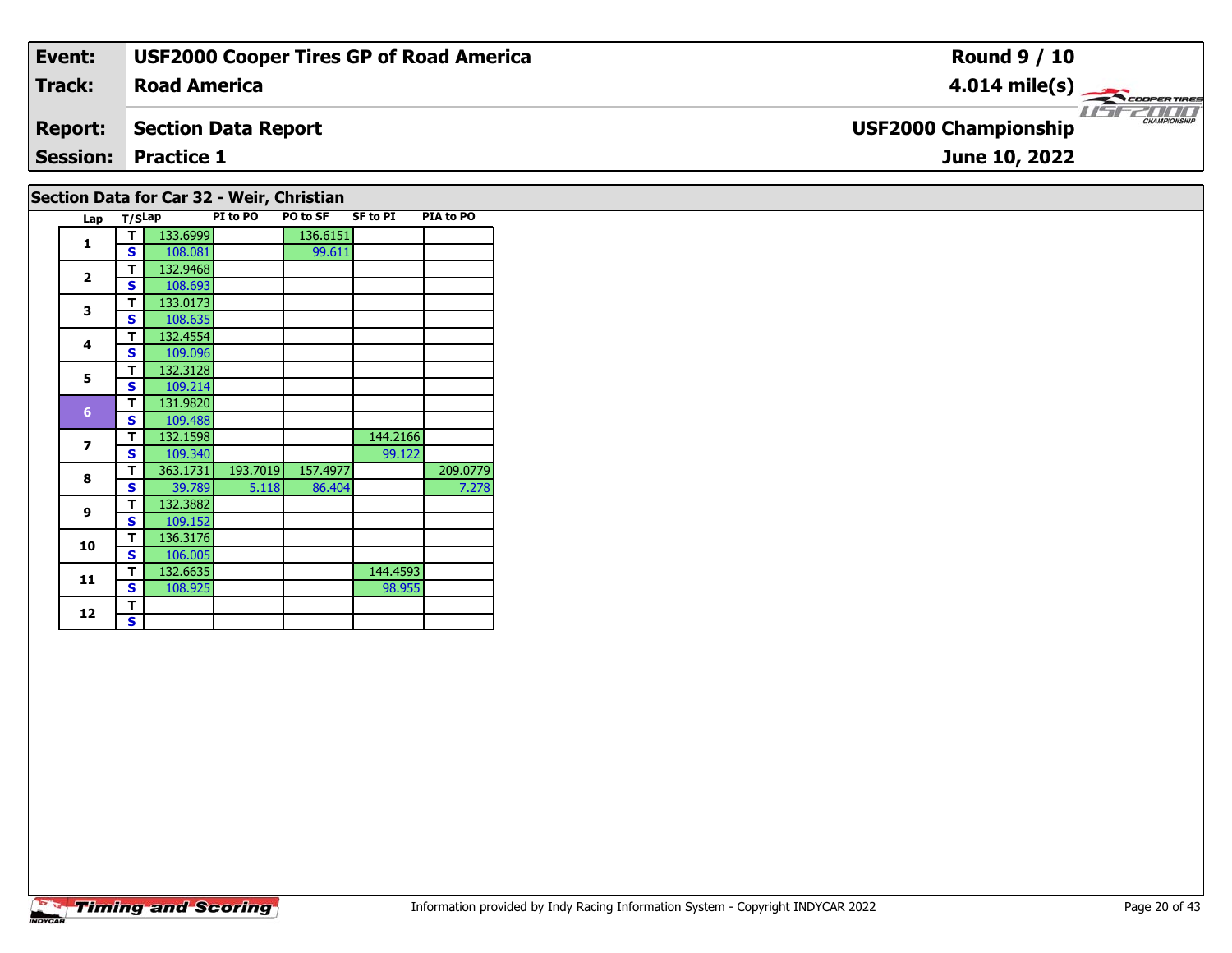| **Event:** | **USF2000 Cooper Tires GP of Road America** | **Round 9 / 10** |
|---|---|---|
| **Track:** | **Road America** | **4.014 mile(s)** |
| **Report:** | **Section Data Report** | **USF2000 Championship** |
| **Session:** | **Practice 1** | **June 10, 2022** |

## Section Data for Car 32 - Weir, Christian

| Lap | T/S | Lap | PI to PO | PO to SF | SF to PI | PIA to PO |
|---|---|---|---|---|---|---|
| 1 | T | 133.6999 | | 136.6151 | | |
| | S | 108.081 | | 99.611 | | |
| 2 | T | 132.9468 | | | | |
| | S | 108.693 | | | | |
| 3 | T | 133.0173 | | | | |
| | S | 108.635 | | | | |
| 4 | T | 132.4554 | | | | |
| | S | 109.096 | | | | |
| 5 | T | 132.3128 | | | | |
| | S | 109.214 | | | | |
| 6 | T | 131.9820 | | | | |
| | S | 109.488 | | | | |
| 7 | T | 132.1598 | | | 144.2166 | |
| | S | 109.340 | | | 99.122 | |
| 8 | T | 363.1731 | 193.7019 | 157.4977 | | 209.0779 |
| | S | 39.789 | 5.118 | 86.404 | | 7.278 |
| 9 | T | 132.3882 | | | | |
| | S | 109.152 | | | | |
| 10 | T | 136.3176 | | | | |
| | S | 106.005 | | | | |
| 11 | T | 132.6635 | | | 144.4593 | |
| | S | 108.925 | | | 98.955 | |
| 12 | T | | | | | |
| | S | | | | | |

Information provided by Indy Racing Information System - Copyright INDYCAR 2022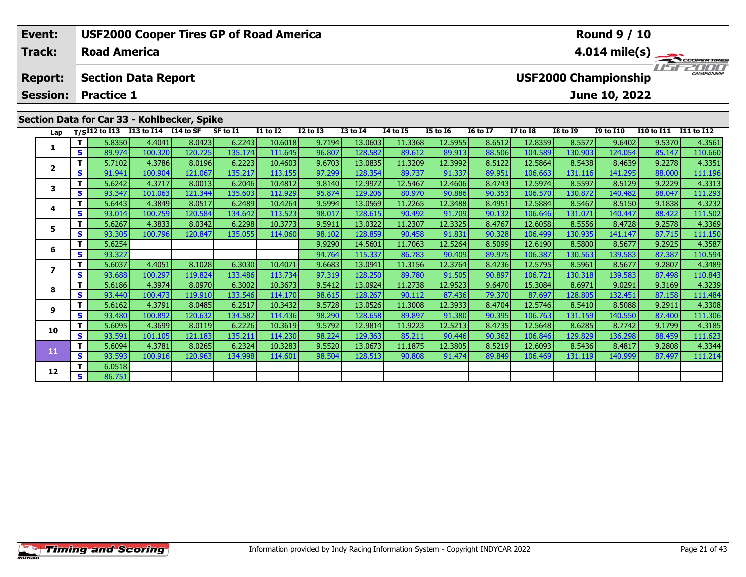| **Event:** | **USF2000 Cooper Tires GP of Road America** | **Round 9 / 10** |
|---|---|---|
| **Track:** | **Road America** | **4.014 mile(s)** |
| **Report:** | **Section Data Report** | **USF2000 Championship** |
| **Session:** | **Practice 1** | **June 10, 2022** |

## Section Data for Car 33 - Kohlbecker, Spike

| Lap | T/S | I12 to I13 | I13 to I14 | I14 to SF | SF to I1 | I1 to I2 | I2 to I3 | I3 to I4 | I4 to I5 | I5 to I6 | I6 to I7 | I7 to I8 | I8 to I9 | I9 to I10 | I10 to I11 | I11 to I12 |
|---|---|---|---|---|---|---|---|---|---|---|---|---|---|---|---|---|
| 1 | T | 5.8350 | 4.4041 | 8.0423 | 6.2243 | 10.6018 | 9.7194 | 13.0603 | 11.3368 | 12.5955 | 8.6512 | 12.8359 | 8.5577 | 9.6402 | 9.5370 | 4.3561 |
| | S | 89.974 | 100.320 | 120.725 | 135.174 | 111.645 | 96.807 | 128.582 | 89.612 | 89.913 | 88.506 | 104.589 | 130.903 | 124.054 | 85.147 | 110.660 |
| 2 | T | 5.7102 | 4.3786 | 8.0196 | 6.2223 | 10.4603 | 9.6703 | 13.0835 | 11.3209 | 12.3992 | 8.5122 | 12.5864 | 8.5438 | 8.4639 | 9.2278 | 4.3351 |
| | S | 91.941 | 100.904 | 121.067 | 135.217 | 113.155 | 97.299 | 128.354 | 89.737 | 91.337 | 89.951 | 106.663 | 131.116 | 141.295 | 88.000 | 111.196 |
| 3 | T | 5.6242 | 4.3717 | 8.0013 | 6.2046 | 10.4812 | 9.8140 | 12.9972 | 12.5467 | 12.4606 | 8.4743 | 12.5974 | 8.5597 | 8.5129 | 9.2229 | 4.3313 |
| | S | 93.347 | 101.063 | 121.344 | 135.603 | 112.929 | 95.874 | 129.206 | 80.970 | 90.886 | 90.353 | 106.570 | 130.872 | 140.482 | 88.047 | 111.293 |
| 4 | T | 5.6443 | 4.3849 | 8.0517 | 6.2489 | 10.4264 | 9.5994 | 13.0569 | 11.2265 | 12.3488 | 8.4951 | 12.5884 | 8.5467 | 8.5150 | 9.1838 | 4.3232 |
| | S | 93.014 | 100.759 | 120.584 | 134.642 | 113.523 | 98.017 | 128.615 | 90.492 | 91.709 | 90.132 | 106.646 | 131.071 | 140.447 | 88.422 | 111.502 |
| 5 | T | 5.6267 | 4.3833 | 8.0342 | 6.2298 | 10.3773 | 9.5911 | 13.0322 | 11.2307 | 12.3325 | 8.4767 | 12.6058 | 8.5556 | 8.4728 | 9.2578 | 4.3369 |
| | S | 93.305 | 100.796 | 120.847 | 135.055 | 114.060 | 98.102 | 128.859 | 90.458 | 91.831 | 90.328 | 106.499 | 130.935 | 141.147 | 87.715 | 111.150 |
| 6 | T | 5.6254 | | | | | 9.9290 | 14.5601 | 11.7063 | 12.5264 | 8.5099 | 12.6190 | 8.5800 | 8.5677 | 9.2925 | 4.3587 |
| | S | 93.327 | | | | | 94.764 | 115.337 | 86.783 | 90.409 | 89.975 | 106.387 | 130.563 | 139.583 | 87.387 | 110.594 |
| 7 | T | 5.6037 | 4.4051 | 8.1028 | 6.3030 | 10.4071 | 9.6683 | 13.0941 | 11.3156 | 12.3764 | 8.4236 | 12.5795 | 8.5961 | 8.5677 | 9.2807 | 4.3489 |
| | S | 93.688 | 100.297 | 119.824 | 133.486 | 113.734 | 97.319 | 128.250 | 89.780 | 91.505 | 90.897 | 106.721 | 130.318 | 139.583 | 87.498 | 110.843 |
| 8 | T | 5.6186 | 4.3974 | 8.0970 | 6.3002 | 10.3673 | 9.5412 | 13.0924 | 11.2738 | 12.9523 | 9.6470 | 15.3084 | 8.6971 | 9.0291 | 9.3169 | 4.3239 |
| | S | 93.440 | 100.473 | 119.910 | 133.546 | 114.170 | 98.615 | 128.267 | 90.112 | 87.436 | 79.370 | 87.697 | 128.805 | 132.451 | 87.158 | 111.484 |
| 9 | T | 5.6162 | 4.3791 | 8.0485 | 6.2517 | 10.3432 | 9.5728 | 13.0526 | 11.3008 | 12.3933 | 8.4704 | 12.5746 | 8.5410 | 8.5088 | 9.2911 | 4.3308 |
| | S | 93.480 | 100.892 | 120.632 | 134.582 | 114.436 | 98.290 | 128.658 | 89.897 | 91.380 | 90.395 | 106.763 | 131.159 | 140.550 | 87.400 | 111.306 |
| 10 | T | 5.6095 | 4.3699 | 8.0119 | 6.2226 | 10.3619 | 9.5792 | 12.9814 | 11.9223 | 12.5213 | 8.4735 | 12.5648 | 8.6285 | 8.7742 | 9.1799 | 4.3185 |
| | S | 93.591 | 101.105 | 121.183 | 135.211 | 114.230 | 98.224 | 129.363 | 85.211 | 90.446 | 90.362 | 106.846 | 129.829 | 136.298 | 88.459 | 111.623 |
| 11 | T | 5.6094 | 4.3781 | 8.0265 | 6.2324 | 10.3283 | 9.5520 | 13.0673 | 11.1875 | 12.3805 | 8.5219 | 12.6093 | 8.5436 | 8.4817 | 9.2808 | 4.3344 |
| | S | 93.593 | 100.916 | 120.963 | 134.998 | 114.601 | 98.504 | 128.513 | 90.808 | 91.474 | 89.849 | 106.469 | 131.119 | 140.999 | 87.497 | 111.214 |
| 12 | T | 6.0518 | | | | | | | | | | | | | | |
| | S | 86.751 | | | | | | | | | | | | | | |

Information provided by Indy Racing Information System - Copyright INDYCAR 2022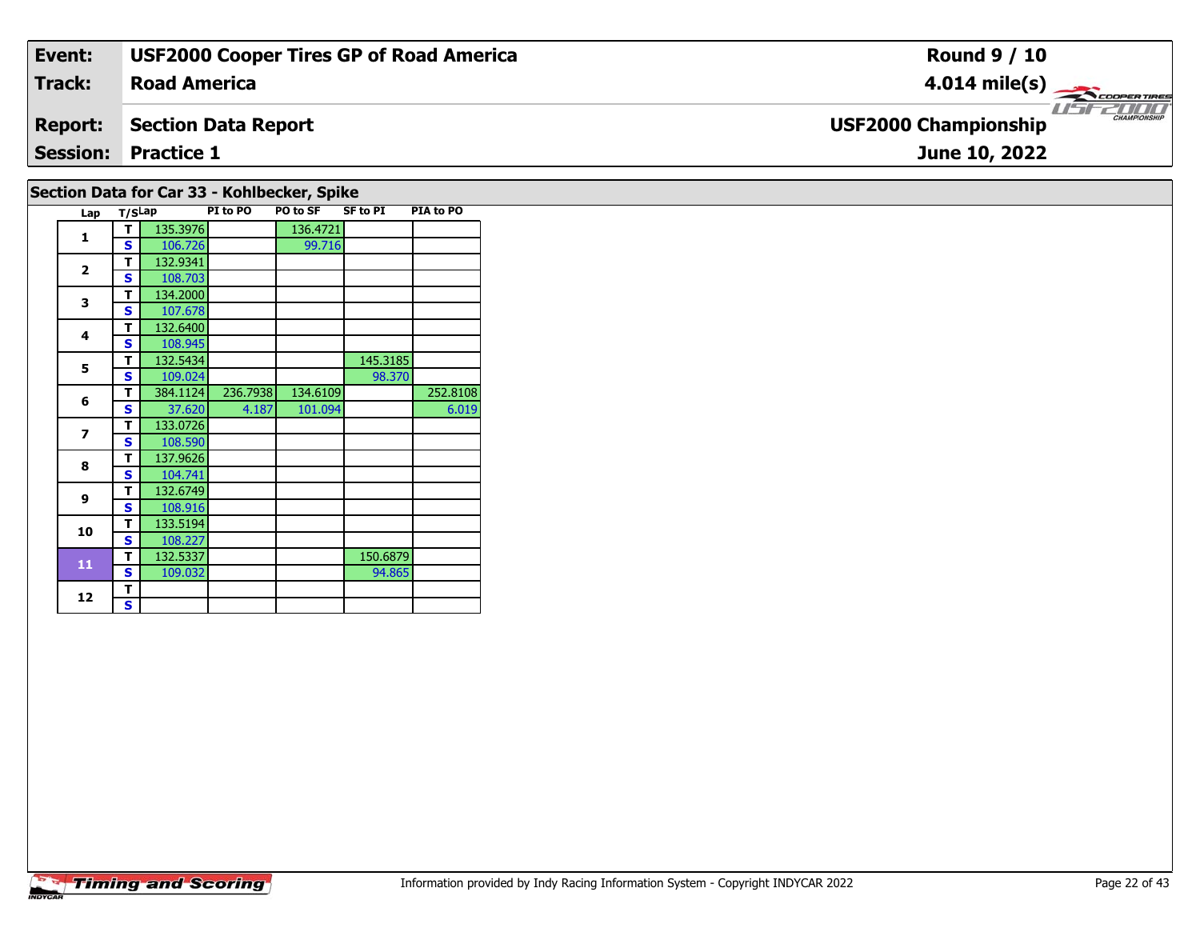| Event: | USF2000 Cooper Tires GP of Road America | Round 9 / 10 |
|---|---|---|
| Track: | Road America | 4.014 mile(s) |
| Report: | Section Data Report | USF2000 Championship |
| Session: | Practice 1 | June 10, 2022 |

## Section Data for Car 33 - Kohlbecker, Spike

| Lap | T/S | Lap | PI to PO | PO to SF | SF to PI | PIA to PO |
|---|---|---|---|---|---|---|
| 1 | T | 135.3976 | | 136.4721 | | |
| | S | 106.726 | | 99.716 | | |
| 2 | T | 132.9341 | | | | |
| | S | 108.703 | | | | |
| 3 | T | 134.2000 | | | | |
| | S | 107.678 | | | | |
| 4 | T | 132.6400 | | | | |
| | S | 108.945 | | | | |
| 5 | T | 132.5434 | | | 145.3185 | |
| | S | 109.024 | | | 98.370 | |
| 6 | T | 384.1124 | 236.7938 | 134.6109 | | 252.8108 |
| | S | 37.620 | 4.187 | 101.094 | | 6.019 |
| 7 | T | 133.0726 | | | | |
| | S | 108.590 | | | | |
| 8 | T | 137.9626 | | | | |
| | S | 104.741 | | | | |
| 9 | T | 132.6749 | | | | |
| | S | 108.916 | | | | |
| 10 | T | 133.5194 | | | | |
| | S | 108.227 | | | | |
| 11 | T | 132.5337 | | | 150.6879 | |
| | S | 109.032 | | | 94.865 | |
| 12 | T | | | | | |
| | S | | | | | |

Information provided by Indy Racing Information System - Copyright INDYCAR 2022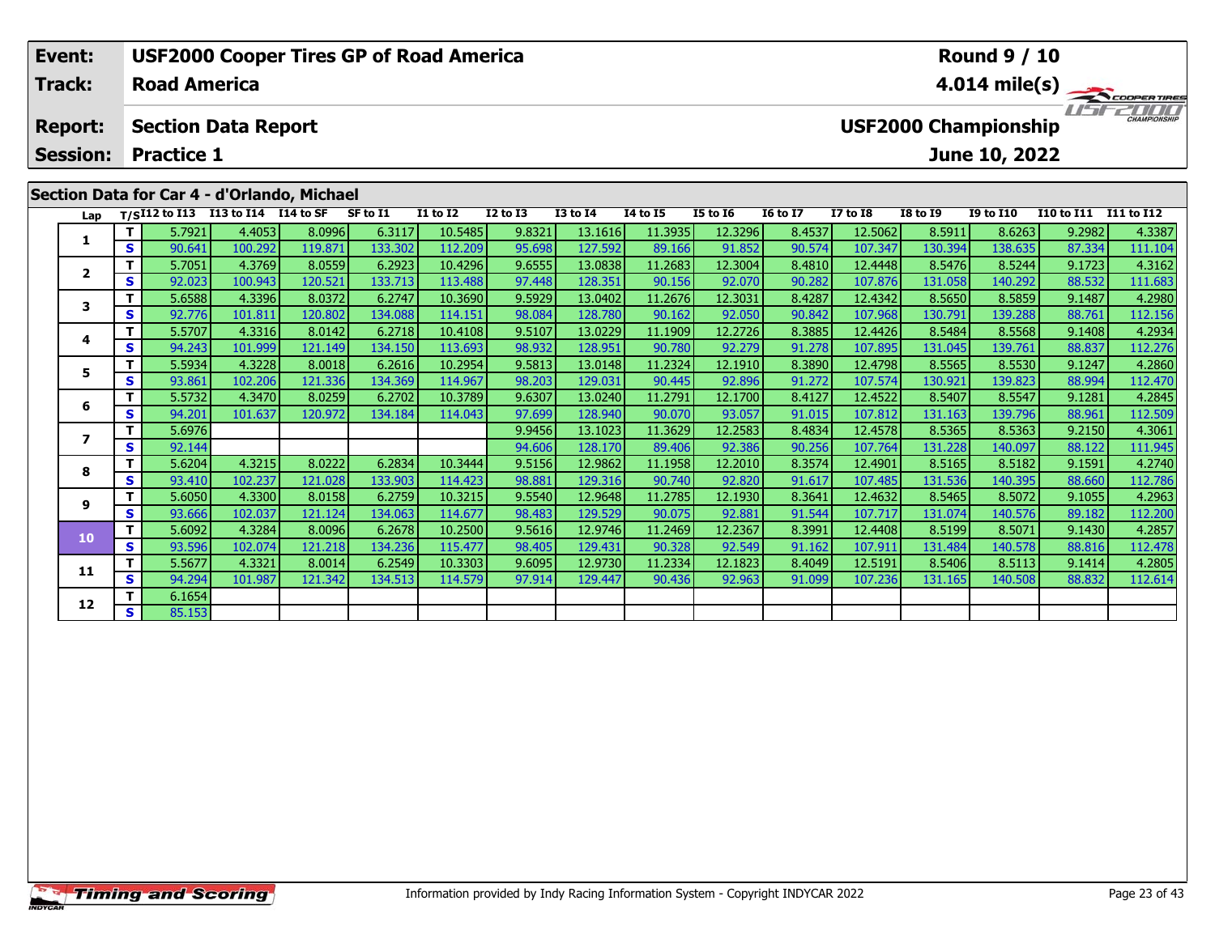| Event: | USF2000 Cooper Tires GP of Road America | Round 9 / 10 |
|---|---|---|
| Track: | Road America | 4.014 mile(s) |
| Report: | Section Data Report | USF2000 Championship |
| Session: | Practice 1 | June 10, 2022 |

## Section Data for Car 4 - d'Orlando, Michael

| Lap | T/S | I12 to I13 | I13 to I14 | I14 to SF | SF to I1 | I1 to I2 | I2 to I3 | I3 to I4 | I4 to I5 | I5 to I6 | I6 to I7 | I7 to I8 | I8 to I9 | I9 to I10 | I10 to I11 | I11 to I12 |
|---|---|---|---|---|---|---|---|---|---|---|---|---|---|---|---|---|
| 1 | T | 5.7921 | 4.4053 | 8.0996 | 6.3117 | 10.5485 | 9.8321 | 13.1616 | 11.3935 | 12.3296 | 8.4537 | 12.5062 | 8.5911 | 8.6263 | 9.2982 | 4.3387 |
| | S | 90.641 | 100.292 | 119.871 | 133.302 | 112.209 | 95.698 | 127.592 | 89.166 | 91.852 | 90.574 | 107.347 | 130.394 | 138.635 | 87.334 | 111.104 |
| 2 | T | 5.7051 | 4.3769 | 8.0559 | 6.2923 | 10.4296 | 9.6555 | 13.0838 | 11.2683 | 12.3004 | 8.4810 | 12.4448 | 8.5476 | 8.5244 | 9.1723 | 4.3162 |
| | S | 92.023 | 100.943 | 120.521 | 133.713 | 113.488 | 97.448 | 128.351 | 90.156 | 92.070 | 90.282 | 107.876 | 131.058 | 140.292 | 88.532 | 111.683 |
| 3 | T | 5.6588 | 4.3396 | 8.0372 | 6.2747 | 10.3690 | 9.5929 | 13.0402 | 11.2676 | 12.3031 | 8.4287 | 12.4342 | 8.5650 | 8.5859 | 9.1487 | 4.2980 |
| | S | 92.776 | 101.811 | 120.802 | 134.088 | 114.151 | 98.084 | 128.780 | 90.162 | 92.050 | 90.842 | 107.968 | 130.791 | 139.288 | 88.761 | 112.156 |
| 4 | T | 5.5707 | 4.3316 | 8.0142 | 6.2718 | 10.4108 | 9.5107 | 13.0229 | 11.1909 | 12.2726 | 8.3885 | 12.4426 | 8.5484 | 8.5568 | 9.1408 | 4.2934 |
| | S | 94.243 | 101.999 | 121.149 | 134.150 | 113.693 | 98.932 | 128.951 | 90.780 | 92.279 | 91.278 | 107.895 | 131.045 | 139.761 | 88.837 | 112.276 |
| 5 | T | 5.5934 | 4.3228 | 8.0018 | 6.2616 | 10.2954 | 9.5813 | 13.0148 | 11.2324 | 12.1910 | 8.3890 | 12.4798 | 8.5565 | 8.5530 | 9.1247 | 4.2860 |
| | S | 93.861 | 102.206 | 121.336 | 134.369 | 114.967 | 98.203 | 129.031 | 90.445 | 92.896 | 91.272 | 107.574 | 130.921 | 139.823 | 88.994 | 112.470 |
| 6 | T | 5.5732 | 4.3470 | 8.0259 | 6.2702 | 10.3789 | 9.6307 | 13.0240 | 11.2791 | 12.1700 | 8.4127 | 12.4522 | 8.5407 | 8.5547 | 9.1281 | 4.2845 |
| | S | 94.201 | 101.637 | 120.972 | 134.184 | 114.043 | 97.699 | 128.940 | 90.070 | 93.057 | 91.015 | 107.812 | 131.163 | 139.796 | 88.961 | 112.509 |
| 7 | T | 5.6976 | | | | | 9.9456 | 13.1023 | 11.3629 | 12.2583 | 8.4834 | 12.4578 | 8.5365 | 8.5363 | 9.2150 | 4.3061 |
| | S | 92.144 | | | | | 94.606 | 128.170 | 89.406 | 92.386 | 90.256 | 107.764 | 131.228 | 140.097 | 88.122 | 111.945 |
| 8 | T | 5.6204 | 4.3215 | 8.0222 | 6.2834 | 10.3444 | 9.5156 | 12.9862 | 11.1958 | 12.2010 | 8.3574 | 12.4901 | 8.5165 | 8.5182 | 9.1591 | 4.2740 |
| | S | 93.410 | 102.237 | 121.028 | 133.903 | 114.423 | 98.881 | 129.316 | 90.740 | 92.820 | 91.617 | 107.485 | 131.536 | 140.395 | 88.660 | 112.786 |
| 9 | T | 5.6050 | 4.3300 | 8.0158 | 6.2759 | 10.3215 | 9.5540 | 12.9648 | 11.2785 | 12.1930 | 8.3641 | 12.4632 | 8.5465 | 8.5072 | 9.1055 | 4.2963 |
| | S | 93.666 | 102.037 | 121.124 | 134.063 | 114.677 | 98.483 | 129.529 | 90.075 | 92.881 | 91.544 | 107.717 | 131.074 | 140.576 | 89.182 | 112.200 |
| 10 | T | 5.6092 | 4.3284 | 8.0096 | 6.2678 | 10.2500 | 9.5616 | 12.9746 | 11.2469 | 12.2367 | 8.3991 | 12.4408 | 8.5199 | 8.5071 | 9.1430 | 4.2857 |
| | S | 93.596 | 102.074 | 121.218 | 134.236 | 115.477 | 98.405 | 129.431 | 90.328 | 92.549 | 91.162 | 107.911 | 131.484 | 140.578 | 88.816 | 112.478 |
| 11 | T | 5.5677 | 4.3321 | 8.0014 | 6.2549 | 10.3303 | 9.6095 | 12.9730 | 11.2334 | 12.1823 | 8.4049 | 12.5191 | 8.5406 | 8.5113 | 9.1414 | 4.2805 |
| | S | 94.294 | 101.987 | 121.342 | 134.513 | 114.579 | 97.914 | 129.447 | 90.436 | 92.963 | 91.099 | 107.236 | 131.165 | 140.508 | 88.832 | 112.614 |
| 12 | T | 6.1654 | | | | | | | | | | | | | | |
| | S | 85.153 | | | | | | | | | | | | | | |

Information provided by Indy Racing Information System - Copyright INDYCAR 2022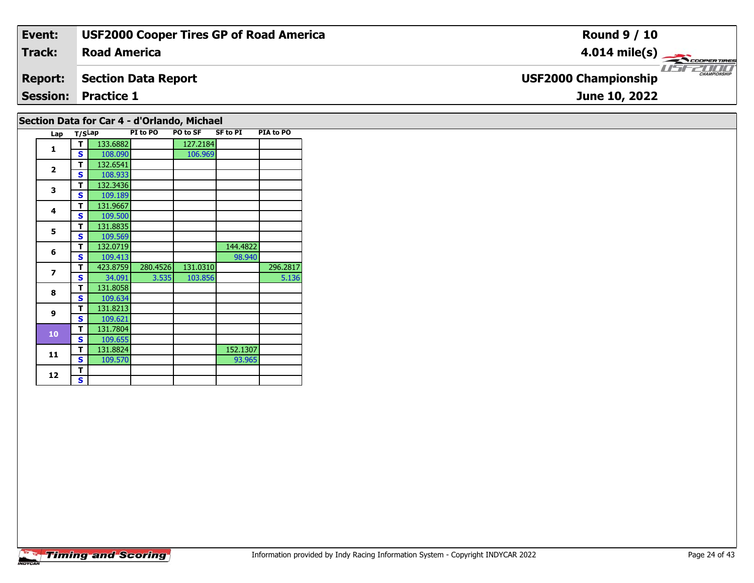| **Event:** | **USF2000 Cooper Tires GP of Road America** | **Round 9 / 10** |
|---|---|---|
| **Track:** | **Road America** | **4.014 mile(s)** |
| **Report:** | **Section Data Report** | **USF2000 Championship** |
| **Session:** | **Practice 1** | **June 10, 2022** |

## Section Data for Car 4 - d'Orlando, Michael

| Lap | T/S | Lap | PI to PO | PO to SF | SF to PI | PIA to PO |
|---|---|---|---|---|---|---|
| 1 | T | 133.6882 | | 127.2184 | | |
| | S | 108.090 | | 106.969 | | |
| 2 | T | 132.6541 | | | | |
| | S | 108.933 | | | | |
| 3 | T | 132.3436 | | | | |
| | S | 109.189 | | | | |
| 4 | T | 131.9667 | | | | |
| | S | 109.500 | | | | |
| 5 | T | 131.8835 | | | | |
| | S | 109.569 | | | | |
| 6 | T | 132.0719 | | | 144.4822 | |
| | S | 109.413 | | | 98.940 | |
| 7 | T | 423.8759 | 280.4526 | 131.0310 | | 296.2817 |
| | S | 34.091 | 3.535 | 103.856 | | 5.136 |
| 8 | T | 131.8058 | | | | |
| | S | 109.634 | | | | |
| 9 | T | 131.8213 | | | | |
| | S | 109.621 | | | | |
| 10 | T | 131.7804 | | | | |
| | S | 109.655 | | | | |
| 11 | T | 131.8824 | | | 152.1307 | |
| | S | 109.570 | | | 93.965 | |
| 12 | T | | | | | |
| | S | | | | | |

Information provided by Indy Racing Information System - Copyright INDYCAR 2022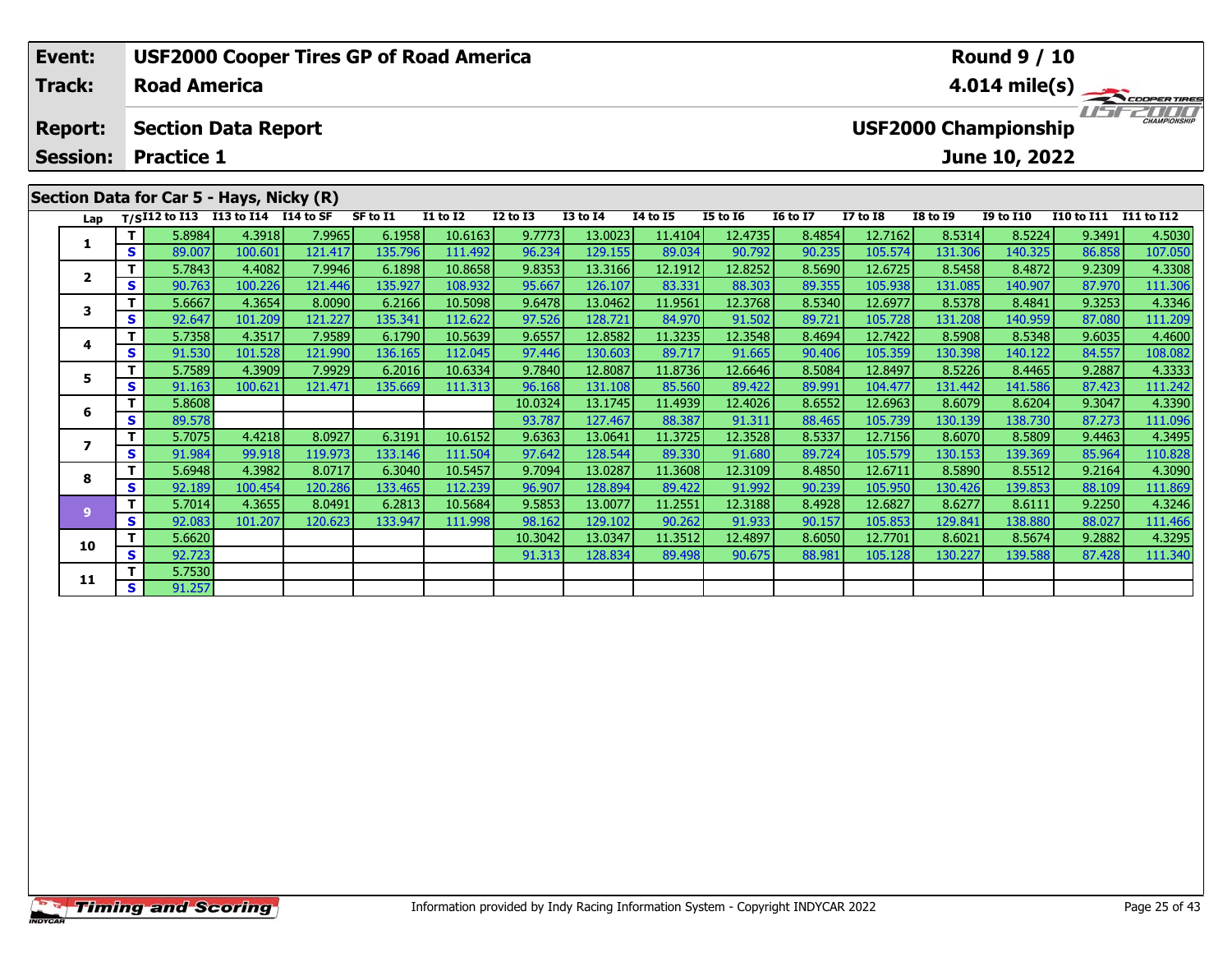| Event: | USF2000 Cooper Tires GP of Road America | Round 9 / 10 |
|---|---|---|
| Track: | Road America | 4.014 mile(s) |
| Report: | Section Data Report | USF2000 Championship |
| Session: | Practice 1 | June 10, 2022 |

## Section Data for Car 5 - Hays, Nicky (R)

| Lap | T/S | I12 to I13 | I13 to I14 | I14 to SF | SF to I1 | I1 to I2 | I2 to I3 | I3 to I4 | I4 to I5 | I5 to I6 | I6 to I7 | I7 to I8 | I8 to I9 | I9 to I10 | I10 to I11 | I11 to I12 |
|---|---|---|---|---|---|---|---|---|---|---|---|---|---|---|---|---|
| 1 | T | 5.8984 | 4.3918 | 7.9965 | 6.1958 | 10.6163 | 9.7773 | 13.0023 | 11.4104 | 12.4735 | 8.4854 | 12.7162 | 8.5314 | 8.5224 | 9.3491 | 4.5030 |
| | S | 89.007 | 100.601 | 121.417 | 135.796 | 111.492 | 96.234 | 129.155 | 89.034 | 90.792 | 90.235 | 105.574 | 131.306 | 140.325 | 86.858 | 107.050 |
| 2 | T | 5.7843 | 4.4082 | 7.9946 | 6.1898 | 10.8658 | 9.8353 | 13.3166 | 12.1912 | 12.8252 | 8.5690 | 12.6725 | 8.5458 | 8.4872 | 9.2309 | 4.3308 |
| | S | 90.763 | 100.226 | 121.446 | 135.927 | 108.932 | 95.667 | 126.107 | 83.331 | 88.303 | 89.355 | 105.938 | 131.085 | 140.907 | 87.970 | 111.306 |
| 3 | T | 5.6667 | 4.3654 | 8.0090 | 6.2166 | 10.5098 | 9.6478 | 13.0462 | 11.9561 | 12.3768 | 8.5340 | 12.6977 | 8.5378 | 8.4841 | 9.3253 | 4.3346 |
| | S | 92.647 | 101.209 | 121.227 | 135.341 | 112.622 | 97.526 | 128.721 | 84.970 | 91.502 | 89.721 | 105.728 | 131.208 | 140.959 | 87.080 | 111.209 |
| 4 | T | 5.7358 | 4.3517 | 7.9589 | 6.1790 | 10.5639 | 9.6557 | 12.8582 | 11.3235 | 12.3548 | 8.4694 | 12.7422 | 8.5908 | 8.5348 | 9.6035 | 4.4600 |
| | S | 91.530 | 101.528 | 121.990 | 136.165 | 112.045 | 97.446 | 130.603 | 89.717 | 91.665 | 90.406 | 105.359 | 130.398 | 140.122 | 84.557 | 108.082 |
| 5 | T | 5.7589 | 4.3909 | 7.9929 | 6.2016 | 10.6334 | 9.7840 | 12.8087 | 11.8736 | 12.6646 | 8.5084 | 12.8497 | 8.5226 | 8.4465 | 9.2887 | 4.3333 |
| | S | 91.163 | 100.621 | 121.471 | 135.669 | 111.313 | 96.168 | 131.108 | 85.560 | 89.422 | 89.991 | 104.477 | 131.442 | 141.586 | 87.423 | 111.242 |
| 6 | T | 5.8608 | | | | | 10.0324 | 13.1745 | 11.4939 | 12.4026 | 8.6552 | 12.6963 | 8.6079 | 8.6204 | 9.3047 | 4.3390 |
| | S | 89.578 | | | | | 93.787 | 127.467 | 88.387 | 91.311 | 88.465 | 105.739 | 130.139 | 138.730 | 87.273 | 111.096 |
| 7 | T | 5.7075 | 4.4218 | 8.0927 | 6.3191 | 10.6152 | 9.6363 | 13.0641 | 11.3725 | 12.3528 | 8.5337 | 12.7156 | 8.6070 | 8.5809 | 9.4463 | 4.3495 |
| | S | 91.984 | 99.918 | 119.973 | 133.146 | 111.504 | 97.642 | 128.544 | 89.330 | 91.680 | 89.724 | 105.579 | 130.153 | 139.369 | 85.964 | 110.828 |
| 8 | T | 5.6948 | 4.3982 | 8.0717 | 6.3040 | 10.5457 | 9.7094 | 13.0287 | 11.3608 | 12.3109 | 8.4850 | 12.6711 | 8.5890 | 8.5512 | 9.2164 | 4.3090 |
| | S | 92.189 | 100.454 | 120.286 | 133.465 | 112.239 | 96.907 | 128.894 | 89.422 | 91.992 | 90.239 | 105.950 | 130.426 | 139.853 | 88.109 | 111.869 |
| 9 | T | 5.7014 | 4.3655 | 8.0491 | 6.2813 | 10.5684 | 9.5853 | 13.0077 | 11.2551 | 12.3188 | 8.4928 | 12.6827 | 8.6277 | 8.6111 | 9.2250 | 4.3246 |
| | S | 92.083 | 101.207 | 120.623 | 133.947 | 111.998 | 98.162 | 129.102 | 90.262 | 91.933 | 90.157 | 105.853 | 129.841 | 138.880 | 88.027 | 111.466 |
| 10 | T | 5.6620 | | | | | 10.3042 | 13.0347 | 11.3512 | 12.4897 | 8.6050 | 12.7701 | 8.6021 | 8.5674 | 9.2882 | 4.3295 |
| | S | 92.723 | | | | | 91.313 | 128.834 | 89.498 | 90.675 | 88.981 | 105.128 | 130.227 | 139.588 | 87.428 | 111.340 |
| 11 | T | 5.7530 | | | | | | | | | | | | | | |
| | S | 91.257 | | | | | | | | | | | | | | |

Information provided by Indy Racing Information System - Copyright INDYCAR 2022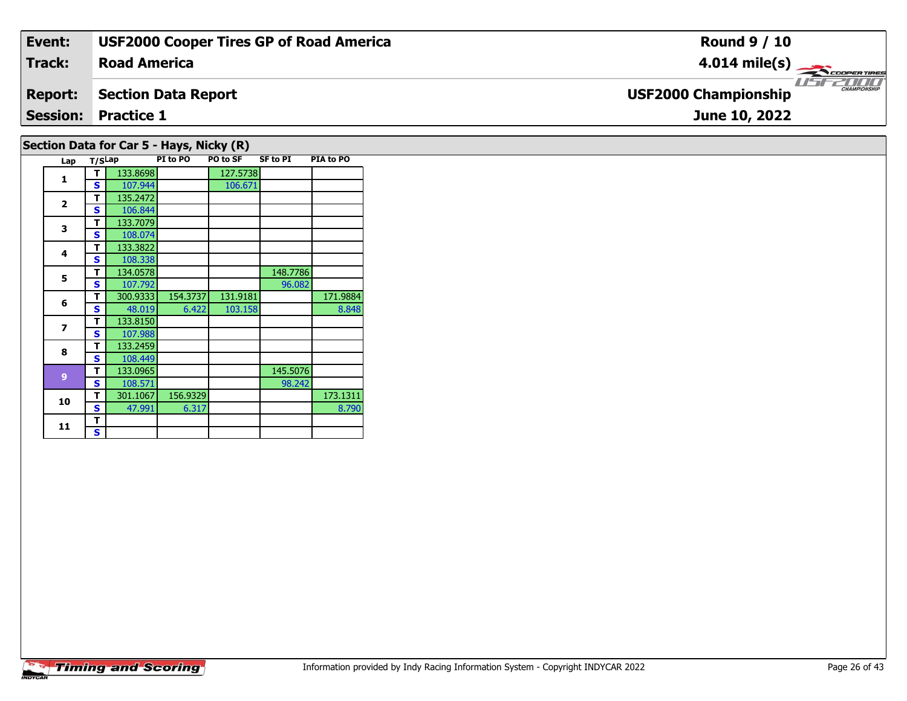| **Event:** | **USF2000 Cooper Tires GP of Road America** | **Round 9 / 10** |
|---|---|---|
| **Track:** | **Road America** | **4.014 mile(s)** |
| **Report:** | **Section Data Report** | **USF2000 Championship** |
| **Session:** | **Practice 1** | **June 10, 2022** |

## Section Data for Car 5 - Hays, Nicky (R)

| Lap | T/S | Lap | PI to PO | PO to SF | SF to PI | PIA to PO |
|---|---|---|---|---|---|---|
| 1 | T | 133.8698 | | 127.5738 | | |
| | S | 107.944 | | 106.671 | | |
| 2 | T | 135.2472 | | | | |
| | S | 106.844 | | | | |
| 3 | T | 133.7079 | | | | |
| | S | 108.074 | | | | |
| 4 | T | 133.3822 | | | | |
| | S | 108.338 | | | | |
| 5 | T | 134.0578 | | | 148.7786 | |
| | S | 107.792 | | | 96.082 | |
| 6 | T | 300.9333 | 154.3737 | 131.9181 | | 171.9884 |
| | S | 48.019 | 6.422 | 103.158 | | 8.848 |
| 7 | T | 133.8150 | | | | |
| | S | 107.988 | | | | |
| 8 | T | 133.2459 | | | | |
| | S | 108.449 | | | | |
| 9 | T | 133.0965 | | | 145.5076 | |
| | S | 108.571 | | | 98.242 | |
| 10 | T | 301.1067 | 156.9329 | | | 173.1311 |
| | S | 47.991 | 6.317 | | | 8.790 |
| 11 | T | | | | | |
| | S | | | | | |

Information provided by Indy Racing Information System - Copyright INDYCAR 2022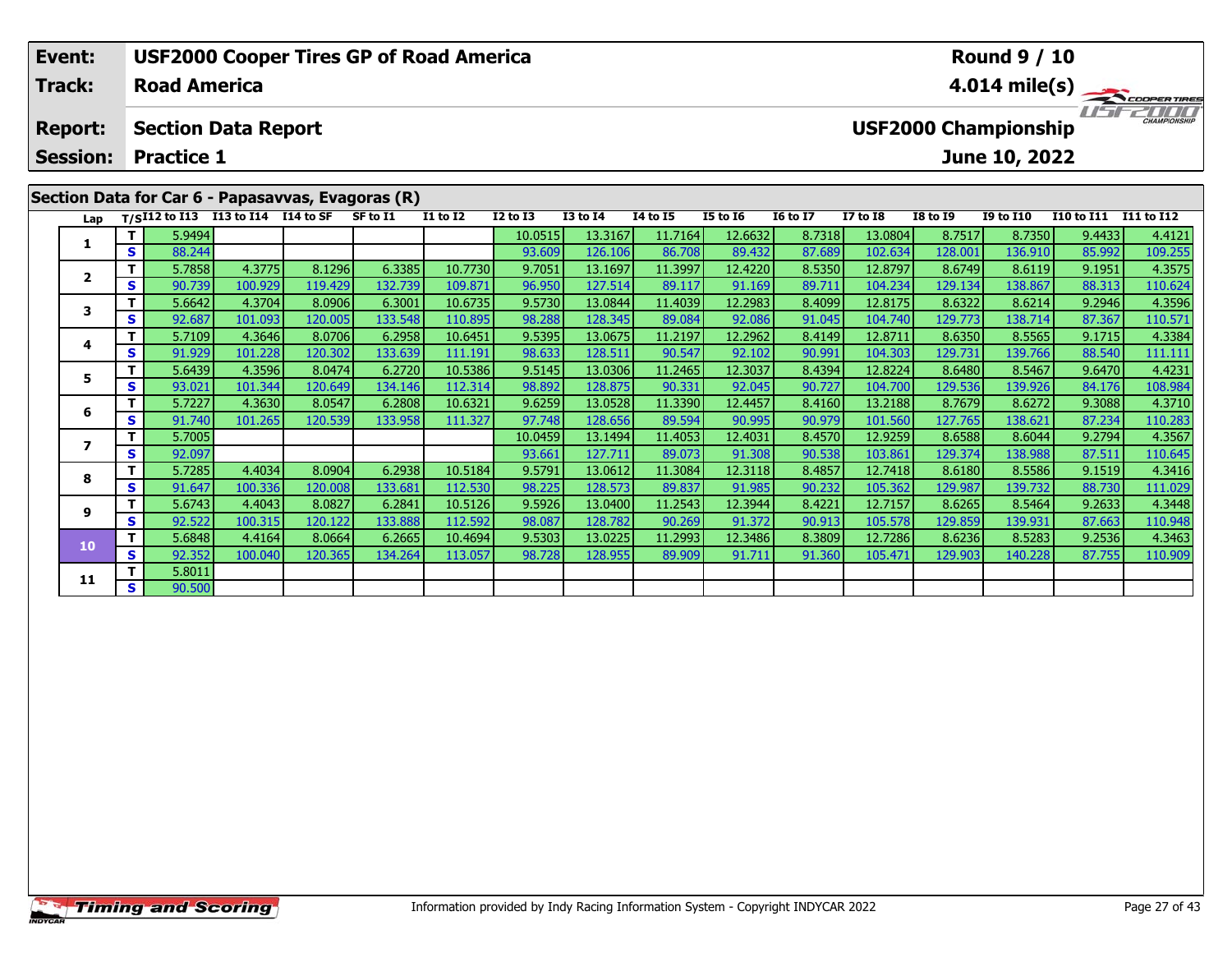| Event: | USF2000 Cooper Tires GP of Road America | Round 9 / 10 |
|---|---|---|
| Track: | Road America | 4.014 mile(s) |
| Report: | Section Data Report | USF2000 Championship |
| Session: | Practice 1 | June 10, 2022 |

## Section Data for Car 6 - Papasavvas, Evagoras (R)

| Lap | T/S | I12 to I13 | I13 to I14 | I14 to SF | SF to I1 | I1 to I2 | I2 to I3 | I3 to I4 | I4 to I5 | I5 to I6 | I6 to I7 | I7 to I8 | I8 to I9 | I9 to I10 | I10 to I11 | I11 to I12 |
|---|---|---|---|---|---|---|---|---|---|---|---|---|---|---|---|---|
| 1 | T | 5.9494 | | | | | 10.0515 | 13.3167 | 11.7164 | 12.6632 | 8.7318 | 13.0804 | 8.7517 | 8.7350 | 9.4433 | 4.4121 |
| | S | 88.244 | | | | | 93.609 | 126.106 | 86.708 | 89.432 | 87.689 | 102.634 | 128.001 | 136.910 | 85.992 | 109.255 |
| 2 | T | 5.7858 | 4.3775 | 8.1296 | 6.3385 | 10.7730 | 9.7051 | 13.1697 | 11.3997 | 12.4220 | 8.5350 | 12.8797 | 8.6749 | 8.6119 | 9.1951 | 4.3575 |
| | S | 90.739 | 100.929 | 119.429 | 132.739 | 109.871 | 96.950 | 127.514 | 89.117 | 91.169 | 89.711 | 104.234 | 129.134 | 138.867 | 88.313 | 110.624 |
| 3 | T | 5.6642 | 4.3704 | 8.0906 | 6.3001 | 10.6735 | 9.5730 | 13.0844 | 11.4039 | 12.2983 | 8.4099 | 12.8175 | 8.6322 | 8.6214 | 9.2946 | 4.3596 |
| | S | 92.687 | 101.093 | 120.005 | 133.548 | 110.895 | 98.288 | 128.345 | 89.084 | 92.086 | 91.045 | 104.740 | 129.773 | 138.714 | 87.367 | 110.571 |
| 4 | T | 5.7109 | 4.3646 | 8.0706 | 6.2958 | 10.6451 | 9.5395 | 13.0675 | 11.2197 | 12.2962 | 8.4149 | 12.8711 | 8.6350 | 8.5565 | 9.1715 | 4.3384 |
| | S | 91.929 | 101.228 | 120.302 | 133.639 | 111.191 | 98.633 | 128.511 | 90.547 | 92.102 | 90.991 | 104.303 | 129.731 | 139.766 | 88.540 | 111.111 |
| 5 | T | 5.6439 | 4.3596 | 8.0474 | 6.2720 | 10.5386 | 9.5145 | 13.0306 | 11.2465 | 12.3037 | 8.4394 | 12.8224 | 8.6480 | 8.5467 | 9.6470 | 4.4231 |
| | S | 93.021 | 101.344 | 120.649 | 134.146 | 112.314 | 98.892 | 128.875 | 90.331 | 92.045 | 90.727 | 104.700 | 129.536 | 139.926 | 84.176 | 108.984 |
| 6 | T | 5.7227 | 4.3630 | 8.0547 | 6.2808 | 10.6321 | 9.6259 | 13.0528 | 11.3390 | 12.4457 | 8.4160 | 13.2188 | 8.7679 | 8.6272 | 9.3088 | 4.3710 |
| | S | 91.740 | 101.265 | 120.539 | 133.958 | 111.327 | 97.748 | 128.656 | 89.594 | 90.995 | 90.979 | 101.560 | 127.765 | 138.621 | 87.234 | 110.283 |
| 7 | T | 5.7005 | | | | | 10.0459 | 13.1494 | 11.4053 | 12.4031 | 8.4570 | 12.9259 | 8.6588 | 8.6044 | 9.2794 | 4.3567 |
| | S | 92.097 | | | | | 93.661 | 127.711 | 89.073 | 91.308 | 90.538 | 103.861 | 129.374 | 138.988 | 87.511 | 110.645 |
| 8 | T | 5.7285 | 4.4034 | 8.0904 | 6.2938 | 10.5184 | 9.5791 | 13.0612 | 11.3084 | 12.3118 | 8.4857 | 12.7418 | 8.6180 | 8.5586 | 9.1519 | 4.3416 |
| | S | 91.647 | 100.336 | 120.008 | 133.681 | 112.530 | 98.225 | 128.573 | 89.837 | 91.985 | 90.232 | 105.362 | 129.987 | 139.732 | 88.730 | 111.029 |
| 9 | T | 5.6743 | 4.4043 | 8.0827 | 6.2841 | 10.5126 | 9.5926 | 13.0400 | 11.2543 | 12.3944 | 8.4221 | 12.7157 | 8.6265 | 8.5464 | 9.2633 | 4.3448 |
| | S | 92.522 | 100.315 | 120.122 | 133.888 | 112.592 | 98.087 | 128.782 | 90.269 | 91.372 | 90.913 | 105.578 | 129.859 | 139.931 | 87.663 | 110.948 |
| 10 | T | 5.6848 | 4.4164 | 8.0664 | 6.2665 | 10.4694 | 9.5303 | 13.0225 | 11.2993 | 12.3486 | 8.3809 | 12.7286 | 8.6236 | 8.5283 | 9.2536 | 4.3463 |
| | S | 92.352 | 100.040 | 120.365 | 134.264 | 113.057 | 98.728 | 128.955 | 89.909 | 91.711 | 91.360 | 105.471 | 129.903 | 140.228 | 87.755 | 110.909 |
| 11 | T | 5.8011 | | | | | | | | | | | | | | |
| | S | 90.500 | | | | | | | | | | | | | | |

Information provided by Indy Racing Information System - Copyright INDYCAR 2022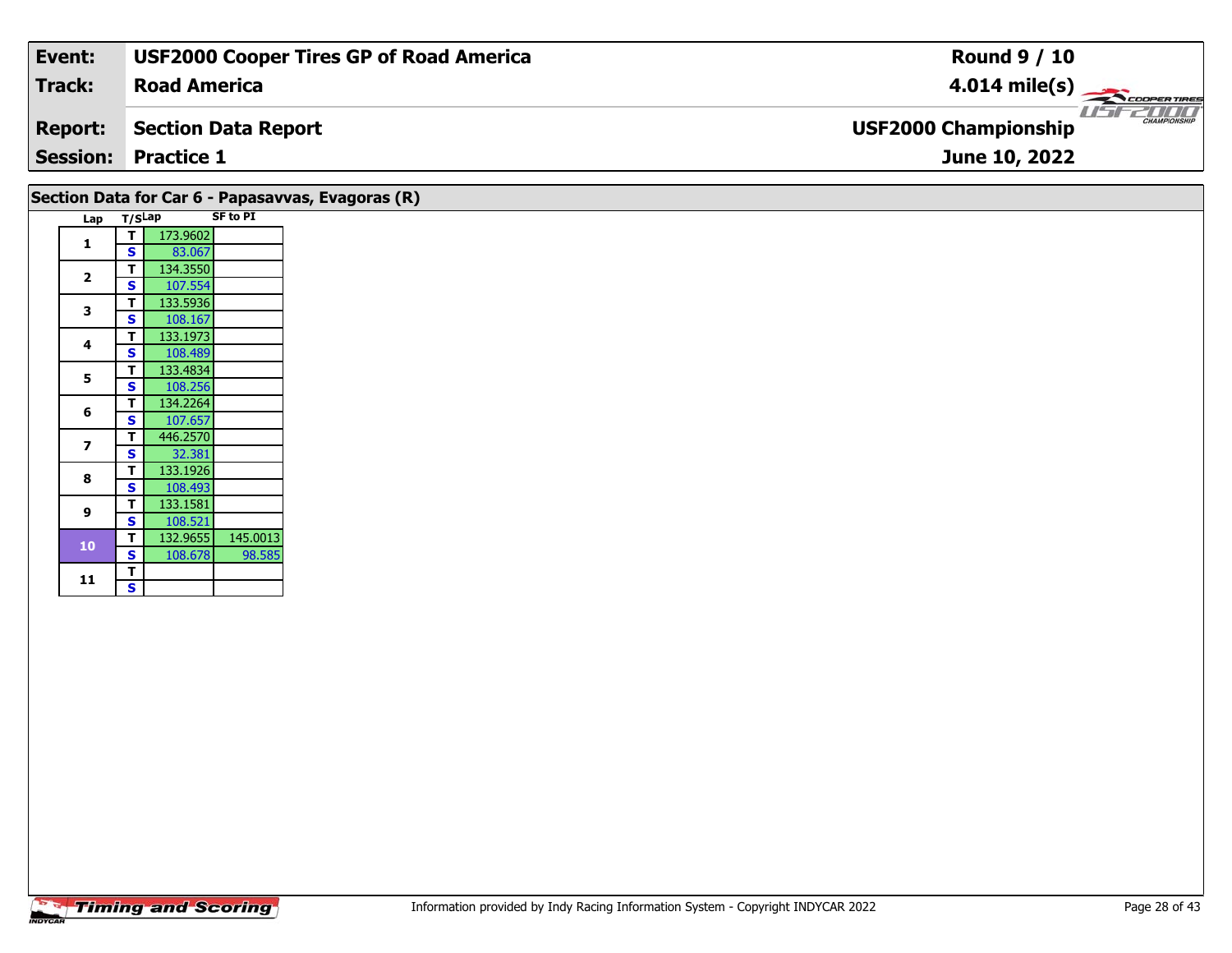| Event: | USF2000 Cooper Tires GP of Road America | Round 9 / 10 |
|---|---|---|
| Track: | Road America | 4.014 mile(s) |
| Report: | Section Data Report | USF2000 Championship |
| Session: | Practice 1 | June 10, 2022 |

## Section Data for Car 6 - Papasavvas, Evagoras (R)

| Lap | T/S | Lap | SF to PI |
|---|---|---|---|
| 1 | T | 173.9602 | |
| | S | 83.067 | |
| 2 | T | 134.3550 | |
| | S | 107.554 | |
| 3 | T | 133.5936 | |
| | S | 108.167 | |
| 4 | T | 133.1973 | |
| | S | 108.489 | |
| 5 | T | 133.4834 | |
| | S | 108.256 | |
| 6 | T | 134.2264 | |
| | S | 107.657 | |
| 7 | T | 446.2570 | |
| | S | 32.381 | |
| 8 | T | 133.1926 | |
| | S | 108.493 | |
| 9 | T | 133.1581 | |
| | S | 108.521 | |
| 10 | T | 132.9655 | 145.0013 |
| | S | 108.678 | 98.585 |
| 11 | T | | |
| | S | | |

Information provided by Indy Racing Information System - Copyright INDYCAR 2022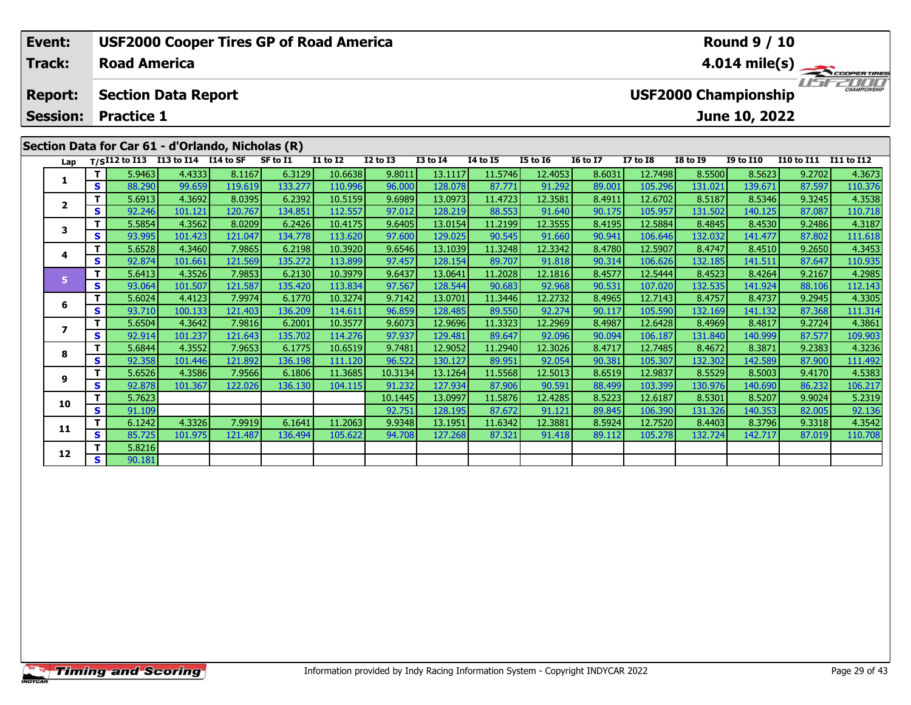| Event: | USF2000 Cooper Tires GP of Road America | Round 9 / 10 |
|---|---|---|
| Track: | Road America | 4.014 mile(s) |
| Report: | Section Data Report | USF2000 Championship |
| Session: | Practice 1 | June 10, 2022 |

## Section Data for Car 61 - d'Orlando, Nicholas (R)

| Lap | T/S | I12 to I13 | I13 to I14 | I14 to SF | SF to I1 | I1 to I2 | I2 to I3 | I3 to I4 | I4 to I5 | I5 to I6 | I6 to I7 | I7 to I8 | I8 to I9 | I9 to I10 | I10 to I11 | I11 to I12 |
|---|---|---|---|---|---|---|---|---|---|---|---|---|---|---|---|---|
| 1 | T | 5.9463 | 4.4333 | 8.1167 | 6.3129 | 10.6638 | 9.8011 | 13.1117 | 11.5746 | 12.4053 | 8.6031 | 12.7498 | 8.5500 | 8.5623 | 9.2702 | 4.3673 |
| | S | 88.290 | 99.659 | 119.619 | 133.277 | 110.996 | 96.000 | 128.078 | 87.771 | 91.292 | 89.001 | 105.296 | 131.021 | 139.671 | 87.597 | 110.376 |
| 2 | T | 5.6913 | 4.3692 | 8.0395 | 6.2392 | 10.5159 | 9.6989 | 13.0973 | 11.4723 | 12.3581 | 8.4911 | 12.6702 | 8.5187 | 8.5346 | 9.3245 | 4.3538 |
| | S | 92.246 | 101.121 | 120.767 | 134.851 | 112.557 | 97.012 | 128.219 | 88.553 | 91.640 | 90.175 | 105.957 | 131.502 | 140.125 | 87.087 | 110.718 |
| 3 | T | 5.5854 | 4.3562 | 8.0209 | 6.2426 | 10.4175 | 9.6405 | 13.0154 | 11.2199 | 12.3555 | 8.4195 | 12.5884 | 8.4845 | 8.4530 | 9.2486 | 4.3187 |
| | S | 93.995 | 101.423 | 121.047 | 134.778 | 113.620 | 97.600 | 129.025 | 90.545 | 91.660 | 90.941 | 106.646 | 132.032 | 141.477 | 87.802 | 111.618 |
| 4 | T | 5.6528 | 4.3460 | 7.9865 | 6.2198 | 10.3920 | 9.6546 | 13.1039 | 11.3248 | 12.3342 | 8.4780 | 12.5907 | 8.4747 | 8.4510 | 9.2650 | 4.3453 |
| | S | 92.874 | 101.661 | 121.569 | 135.272 | 113.899 | 97.457 | 128.154 | 89.707 | 91.818 | 90.314 | 106.626 | 132.185 | 141.511 | 87.647 | 110.935 |
| 5 | T | 5.6413 | 4.3526 | 7.9853 | 6.2130 | 10.3979 | 9.6437 | 13.0641 | 11.2028 | 12.1816 | 8.4577 | 12.5444 | 8.4523 | 8.4264 | 9.2167 | 4.2985 |
| | S | 93.064 | 101.507 | 121.587 | 135.420 | 113.834 | 97.567 | 128.544 | 90.683 | 92.968 | 90.531 | 107.020 | 132.535 | 141.924 | 88.106 | 112.143 |
| 6 | T | 5.6024 | 4.4123 | 7.9974 | 6.1770 | 10.3274 | 9.7142 | 13.0701 | 11.3446 | 12.2732 | 8.4965 | 12.7143 | 8.4757 | 8.4737 | 9.2945 | 4.3305 |
| | S | 93.710 | 100.133 | 121.403 | 136.209 | 114.611 | 96.859 | 128.485 | 89.550 | 92.274 | 90.117 | 105.590 | 132.169 | 141.132 | 87.368 | 111.314 |
| 7 | T | 5.6504 | 4.3642 | 7.9816 | 6.2001 | 10.3577 | 9.6073 | 12.9696 | 11.3323 | 12.2969 | 8.4987 | 12.6428 | 8.4969 | 8.4817 | 9.2724 | 4.3861 |
| | S | 92.914 | 101.237 | 121.643 | 135.702 | 114.276 | 97.937 | 129.481 | 89.647 | 92.096 | 90.094 | 106.187 | 131.840 | 140.999 | 87.577 | 109.903 |
| 8 | T | 5.6844 | 4.3552 | 7.9653 | 6.1775 | 10.6519 | 9.7481 | 12.9052 | 11.2940 | 12.3026 | 8.4717 | 12.7485 | 8.4672 | 8.3871 | 9.2383 | 4.3236 |
| | S | 92.358 | 101.446 | 121.892 | 136.198 | 111.120 | 96.522 | 130.127 | 89.951 | 92.054 | 90.381 | 105.307 | 132.302 | 142.589 | 87.900 | 111.492 |
| 9 | T | 5.6526 | 4.3586 | 7.9566 | 6.1806 | 11.3685 | 10.3134 | 13.1264 | 11.5568 | 12.5013 | 8.6519 | 12.9837 | 8.5529 | 8.5003 | 9.4170 | 4.5383 |
| | S | 92.878 | 101.367 | 122.026 | 136.130 | 104.115 | 91.232 | 127.934 | 87.906 | 90.591 | 88.499 | 103.399 | 130.976 | 140.690 | 86.232 | 106.217 |
| 10 | T | 5.7623 | | | | | 10.1445 | 13.0997 | 11.5876 | 12.4285 | 8.5223 | 12.6187 | 8.5301 | 8.5207 | 9.9024 | 5.2319 |
| | S | 91.109 | | | | | 92.751 | 128.195 | 87.672 | 91.121 | 89.845 | 106.390 | 131.326 | 140.353 | 82.005 | 92.136 |
| 11 | T | 6.1242 | 4.3326 | 7.9919 | 6.1641 | 11.2063 | 9.9348 | 13.1951 | 11.6342 | 12.3881 | 8.5924 | 12.7520 | 8.4403 | 8.3796 | 9.3318 | 4.3542 |
| | S | 85.725 | 101.975 | 121.487 | 136.494 | 105.622 | 94.708 | 127.268 | 87.321 | 91.418 | 89.112 | 105.278 | 132.724 | 142.717 | 87.019 | 110.708 |
| 12 | T | 5.8216 | | | | | | | | | | | | | | |
| | S | 90.181 | | | | | | | | | | | | | | |

Timing and Scoring

Information provided by Indy Racing Information System - Copyright INDYCAR 2022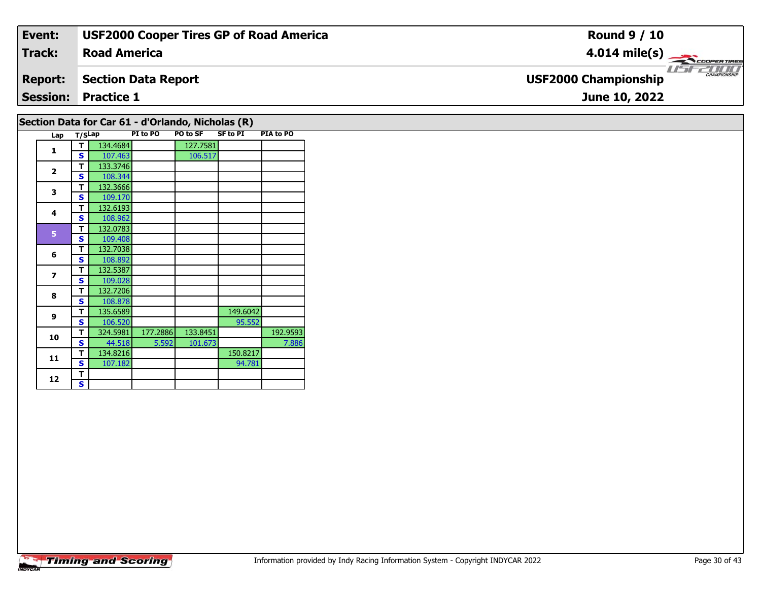| Event: | USF2000 Cooper Tires GP of Road America | Round 9 / 10 |
|---|---|---|
| Track: | Road America | 4.014 mile(s) |
| Report: | Section Data Report | USF2000 Championship |
| Session: | Practice 1 | June 10, 2022 |

## Section Data for Car 61 - d'Orlando, Nicholas (R)

| Lap | T/S | Lap | PI to PO | PO to SF | SF to PI | PIA to PO |
|---|---|---|---|---|---|---|
| 1 | T | 134.4684 | | 127.7581 | | |
| | S | 107.463 | | 106.517 | | |
| 2 | T | 133.3746 | | | | |
| | S | 108.344 | | | | |
| 3 | T | 132.3666 | | | | |
| | S | 109.170 | | | | |
| 4 | T | 132.6193 | | | | |
| | S | 108.962 | | | | |
| 5 | T | 132.0783 | | | | |
| | S | 109.408 | | | | |
| 6 | T | 132.7038 | | | | |
| | S | 108.892 | | | | |
| 7 | T | 132.5387 | | | | |
| | S | 109.028 | | | | |
| 8 | T | 132.7206 | | | | |
| | S | 108.878 | | | | |
| 9 | T | 135.6589 | | | 149.6042 | |
| | S | 106.520 | | | 95.552 | |
| 10 | T | 324.5981 | 177.2886 | 133.8451 | | 192.9593 |
| | S | 44.518 | 5.592 | 101.673 | | 7.886 |
| 11 | T | 134.8216 | | | 150.8217 | |
| | S | 107.182 | | | 94.781 | |
| 12 | T | | | | | |
| | S | | | | | |

Information provided by Indy Racing Information System - Copyright INDYCAR 2022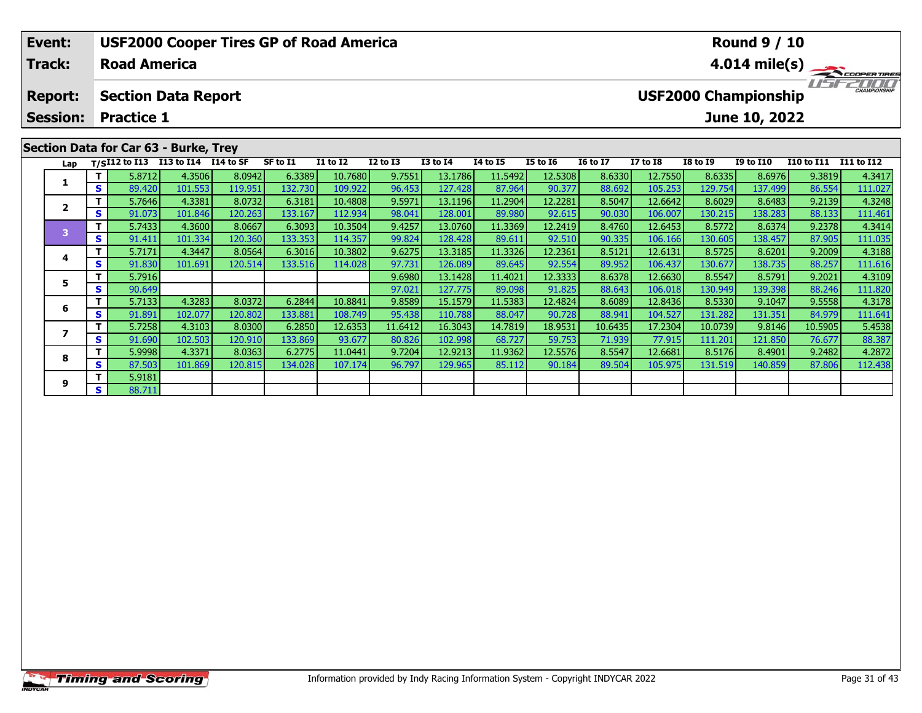| Event: | USF2000 Cooper Tires GP of Road America | Round 9 / 10 |
|---|---|---|
| Track: | Road America | 4.014 mile(s) |
| Report: | Section Data Report | USF2000 Championship |
| Session: | Practice 1 | June 10, 2022 |

## Section Data for Car 63 - Burke, Trey

| Lap | T/S | I12 to I13 | I13 to I14 | I14 to SF | SF to I1 | I1 to I2 | I2 to I3 | I3 to I4 | I4 to I5 | I5 to I6 | I6 to I7 | I7 to I8 | I8 to I9 | I9 to I10 | I10 to I11 | I11 to I12 |
|---|---|---|---|---|---|---|---|---|---|---|---|---|---|---|---|---|
| 1 | T | 5.8712 | 4.3506 | 8.0942 | 6.3389 | 10.7680 | 9.7551 | 13.1786 | 11.5492 | 12.5308 | 8.6330 | 12.7550 | 8.6335 | 8.6976 | 9.3819 | 4.3417 |
| | S | 89.420 | 101.553 | 119.951 | 132.730 | 109.922 | 96.453 | 127.428 | 87.964 | 90.377 | 88.692 | 105.253 | 129.754 | 137.499 | 86.554 | 111.027 |
| 2 | T | 5.7646 | 4.3381 | 8.0732 | 6.3181 | 10.4808 | 9.5971 | 13.1196 | 11.2904 | 12.2281 | 8.5047 | 12.6642 | 8.6029 | 8.6483 | 9.2139 | 4.3248 |
| | S | 91.073 | 101.846 | 120.263 | 133.167 | 112.934 | 98.041 | 128.001 | 89.980 | 92.615 | 90.030 | 106.007 | 130.215 | 138.283 | 88.133 | 111.461 |
| 3 | T | 5.7433 | 4.3600 | 8.0667 | 6.3093 | 10.3504 | 9.4257 | 13.0760 | 11.3369 | 12.2419 | 8.4760 | 12.6453 | 8.5772 | 8.6374 | 9.2378 | 4.3414 |
| | S | 91.411 | 101.334 | 120.360 | 133.353 | 114.357 | 99.824 | 128.428 | 89.611 | 92.510 | 90.335 | 106.166 | 130.605 | 138.457 | 87.905 | 111.035 |
| 4 | T | 5.7171 | 4.3447 | 8.0564 | 6.3016 | 10.3802 | 9.6275 | 13.3185 | 11.3326 | 12.2361 | 8.5121 | 12.6131 | 8.5725 | 8.6201 | 9.2009 | 4.3188 |
| | S | 91.830 | 101.691 | 120.514 | 133.516 | 114.028 | 97.731 | 126.089 | 89.645 | 92.554 | 89.952 | 106.437 | 130.677 | 138.735 | 88.257 | 111.616 |
| 5 | T | 5.7916 | | | | | 9.6980 | 13.1428 | 11.4021 | 12.3333 | 8.6378 | 12.6630 | 8.5547 | 8.5791 | 9.2021 | 4.3109 |
| | S | 90.649 | | | | | 97.021 | 127.775 | 89.098 | 91.825 | 88.643 | 106.018 | 130.949 | 139.398 | 88.246 | 111.820 |
| 6 | T | 5.7133 | 4.3283 | 8.0372 | 6.2844 | 10.8841 | 9.8589 | 15.1579 | 11.5383 | 12.4824 | 8.6089 | 12.8436 | 8.5330 | 9.1047 | 9.5558 | 4.3178 |
| | S | 91.891 | 102.077 | 120.802 | 133.881 | 108.749 | 95.438 | 110.788 | 88.047 | 90.728 | 88.941 | 104.527 | 131.282 | 131.351 | 84.979 | 111.641 |
| 7 | T | 5.7258 | 4.3103 | 8.0300 | 6.2850 | 12.6353 | 11.6412 | 16.3043 | 14.7819 | 18.9531 | 10.6435 | 17.2304 | 10.0739 | 9.8146 | 10.5905 | 5.4538 |
| | S | 91.690 | 102.503 | 120.910 | 133.869 | 93.677 | 80.826 | 102.998 | 68.727 | 59.753 | 71.939 | 77.915 | 111.201 | 121.850 | 76.677 | 88.387 |
| 8 | T | 5.9998 | 4.3371 | 8.0363 | 6.2775 | 11.0441 | 9.7204 | 12.9213 | 11.9362 | 12.5576 | 8.5547 | 12.6681 | 8.5176 | 8.4901 | 9.2482 | 4.2872 |
| | S | 87.503 | 101.869 | 120.815 | 134.028 | 107.174 | 96.797 | 129.965 | 85.112 | 90.184 | 89.504 | 105.975 | 131.519 | 140.859 | 87.806 | 112.438 |
| 9 | T | 5.9181 | | | | | | | | | | | | | | |
| | S | 88.711 | | | | | | | | | | | | | | |

Information provided by Indy Racing Information System - Copyright INDYCAR 2022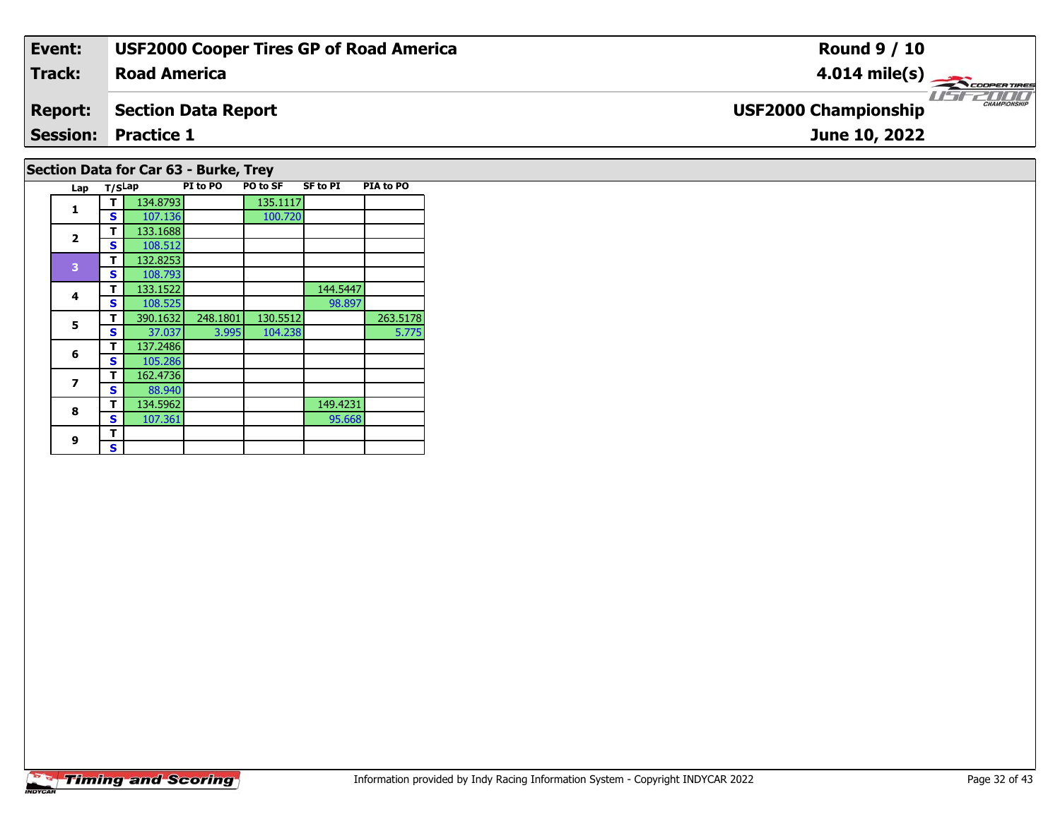| **Event:** | **USF2000 Cooper Tires GP of Road America** | **Round 9 / 10** |
|---|---|---|
| **Track:** | **Road America** | **4.014 mile(s)** |
| **Report:** | **Section Data Report** | **USF2000 Championship** |
| **Session:** | **Practice 1** | **June 10, 2022** |

## Section Data for Car 63 - Burke, Trey

| Lap | T/S | Lap | PI to PO | PO to SF | SF to PI | PIA to PO |
|---|---|---|---|---|---|---|
| 1 | T | 134.8793 | | 135.1117 | | |
| | S | 107.136 | | 100.720 | | |
| 2 | T | 133.1688 | | | | |
| | S | 108.512 | | | | |
| 3 | T | 132.8253 | | | | |
| | S | 108.793 | | | | |
| 4 | T | 133.1522 | | | 144.5447 | |
| | S | 108.525 | | | 98.897 | |
| 5 | T | 390.1632 | 248.1801 | 130.5512 | | 263.5178 |
| | S | 37.037 | 3.995 | 104.238 | | 5.775 |
| 6 | T | 137.2486 | | | | |
| | S | 105.286 | | | | |
| 7 | T | 162.4736 | | | | |
| | S | 88.940 | | | | |
| 8 | T | 134.5962 | | | 149.4231 | |
| | S | 107.361 | | | 95.668 | |
| 9 | T | | | | | |
| | S | | | | | |

Information provided by Indy Racing Information System - Copyright INDYCAR 2022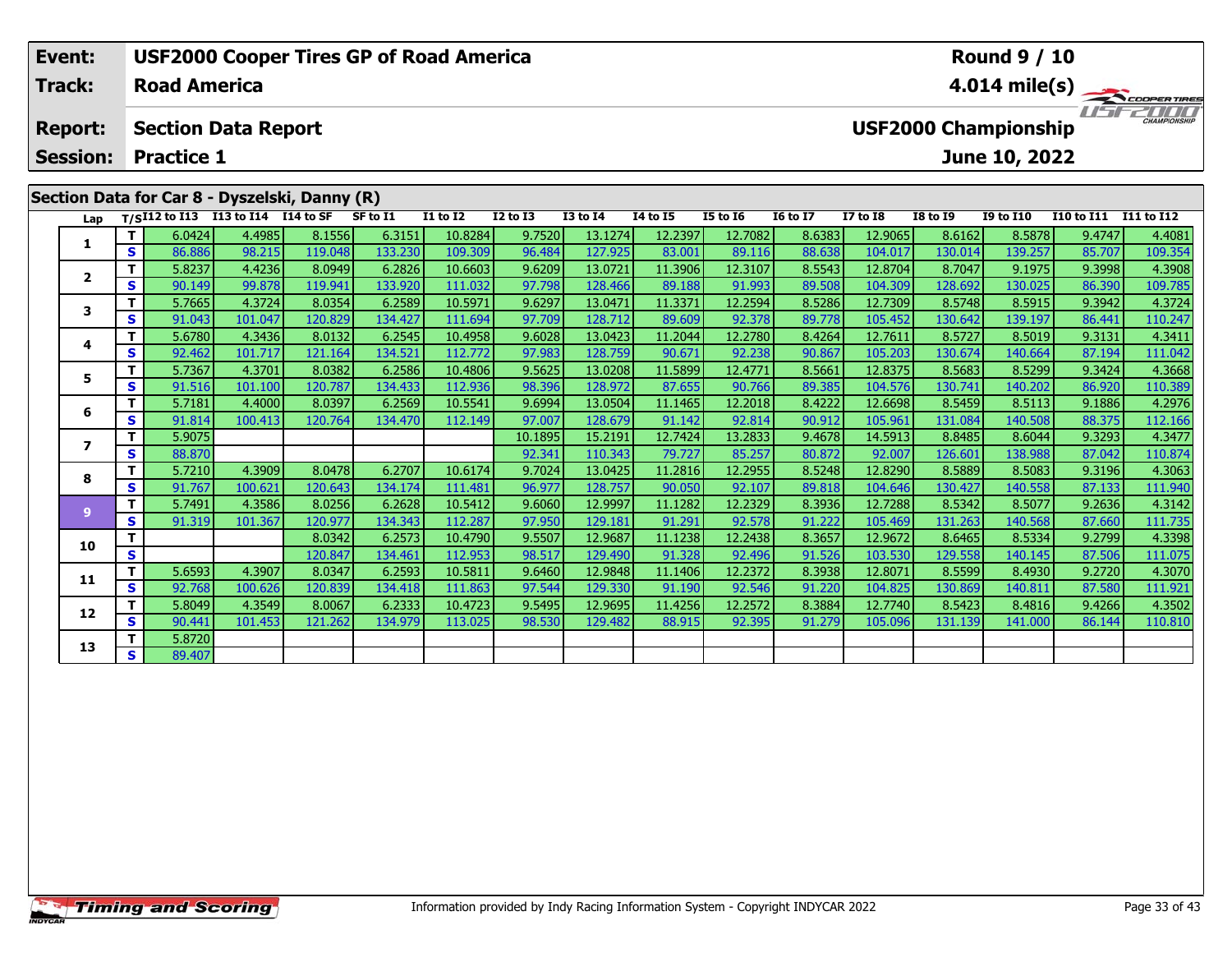| Event: | USF2000 Cooper Tires GP of Road America | Round 9 / 10 |
|---|---|---|
| Track: | Road America | 4.014 mile(s) |
| Report: | Section Data Report | USF2000 Championship |
| Session: | Practice 1 | June 10, 2022 |

## Section Data for Car 8 - Dyszelski, Danny (R)

| Lap | T/S | I12 to I13 | I13 to I14 | I14 to SF | SF to I1 | I1 to I2 | I2 to I3 | I3 to I4 | I4 to I5 | I5 to I6 | I6 to I7 | I7 to I8 | I8 to I9 | I9 to I10 | I10 to I11 | I11 to I12 |
|---|---|---|---|---|---|---|---|---|---|---|---|---|---|---|---|---|
| 1 | T | 6.0424 | 4.4985 | 8.1556 | 6.3151 | 10.8284 | 9.7520 | 13.1274 | 12.2397 | 12.7082 | 8.6383 | 12.9065 | 8.6162 | 8.5878 | 9.4747 | 4.4081 |
| | S | 86.886 | 98.215 | 119.048 | 133.230 | 109.309 | 96.484 | 127.925 | 83.001 | 89.116 | 88.638 | 104.017 | 130.014 | 139.257 | 85.707 | 109.354 |
| 2 | T | 5.8237 | 4.4236 | 8.0949 | 6.2826 | 10.6603 | 9.6209 | 13.0721 | 11.3906 | 12.3107 | 8.5543 | 12.8704 | 8.7047 | 9.1975 | 9.3998 | 4.3908 |
| | S | 90.149 | 99.878 | 119.941 | 133.920 | 111.032 | 97.798 | 128.466 | 89.188 | 91.993 | 89.508 | 104.309 | 128.692 | 130.025 | 86.390 | 109.785 |
| 3 | T | 5.7665 | 4.3724 | 8.0354 | 6.2589 | 10.5971 | 9.6297 | 13.0471 | 11.3371 | 12.2594 | 8.5286 | 12.7309 | 8.5748 | 8.5915 | 9.3942 | 4.3724 |
| | S | 91.043 | 101.047 | 120.829 | 134.427 | 111.694 | 97.709 | 128.712 | 89.609 | 92.378 | 89.778 | 105.452 | 130.642 | 139.197 | 86.441 | 110.247 |
| 4 | T | 5.6780 | 4.3436 | 8.0132 | 6.2545 | 10.4958 | 9.6028 | 13.0423 | 11.2044 | 12.2780 | 8.4264 | 12.7611 | 8.5727 | 8.5019 | 9.3131 | 4.3411 |
| | S | 92.462 | 101.717 | 121.164 | 134.521 | 112.772 | 97.983 | 128.759 | 90.671 | 92.238 | 90.867 | 105.203 | 130.674 | 140.664 | 87.194 | 111.042 |
| 5 | T | 5.7367 | 4.3701 | 8.0382 | 6.2586 | 10.4806 | 9.5625 | 13.0208 | 11.5899 | 12.4771 | 8.5661 | 12.8375 | 8.5683 | 8.5299 | 9.3424 | 4.3668 |
| | S | 91.516 | 101.100 | 120.787 | 134.433 | 112.936 | 98.396 | 128.972 | 87.655 | 90.766 | 89.385 | 104.576 | 130.741 | 140.202 | 86.920 | 110.389 |
| 6 | T | 5.7181 | 4.4000 | 8.0397 | 6.2569 | 10.5541 | 9.6994 | 13.0504 | 11.1465 | 12.2018 | 8.4222 | 12.6698 | 8.5459 | 8.5113 | 9.1886 | 4.2976 |
| | S | 91.814 | 100.413 | 120.764 | 134.470 | 112.149 | 97.007 | 128.679 | 91.142 | 92.814 | 90.912 | 105.961 | 131.084 | 140.508 | 88.375 | 112.166 |
| 7 | T | 5.9075 | | | | | 10.1895 | 15.2191 | 12.7424 | 13.2833 | 9.4678 | 14.5913 | 8.8485 | 8.6044 | 9.3293 | 4.3477 |
| | S | 88.870 | | | | | 92.341 | 110.343 | 79.727 | 85.257 | 80.872 | 92.007 | 126.601 | 138.988 | 87.042 | 110.874 |
| 8 | T | 5.7210 | 4.3909 | 8.0478 | 6.2707 | 10.6174 | 9.7024 | 13.0425 | 11.2816 | 12.2955 | 8.5248 | 12.8290 | 8.5889 | 8.5083 | 9.3196 | 4.3063 |
| | S | 91.767 | 100.621 | 120.643 | 134.174 | 111.481 | 96.977 | 128.757 | 90.050 | 92.107 | 89.818 | 104.646 | 130.427 | 140.558 | 87.133 | 111.940 |
| 9 | T | 5.7491 | 4.3586 | 8.0256 | 6.2628 | 10.5412 | 9.6060 | 12.9997 | 11.1282 | 12.2329 | 8.3936 | 12.7288 | 8.5342 | 8.5077 | 9.2636 | 4.3142 |
| | S | 91.319 | 101.367 | 120.977 | 134.343 | 112.287 | 97.950 | 129.181 | 91.291 | 92.578 | 91.222 | 105.469 | 131.263 | 140.568 | 87.660 | 111.735 |
| 10 | T | | | 8.0342 | 6.2573 | 10.4790 | 9.5507 | 12.9687 | 11.1238 | 12.2438 | 8.3657 | 12.9672 | 8.6465 | 8.5334 | 9.2799 | 4.3398 |
| | S | | | 120.847 | 134.461 | 112.953 | 98.517 | 129.490 | 91.328 | 92.496 | 91.526 | 103.530 | 129.558 | 140.145 | 87.506 | 111.075 |
| 11 | T | 5.6593 | 4.3907 | 8.0347 | 6.2593 | 10.5811 | 9.6460 | 12.9848 | 11.1406 | 12.2372 | 8.3938 | 12.8071 | 8.5599 | 8.4930 | 9.2720 | 4.3070 |
| | S | 92.768 | 100.626 | 120.839 | 134.418 | 111.863 | 97.544 | 129.330 | 91.190 | 92.546 | 91.220 | 104.825 | 130.869 | 140.811 | 87.580 | 111.921 |
| 12 | T | 5.8049 | 4.3549 | 8.0067 | 6.2333 | 10.4723 | 9.5495 | 12.9695 | 11.4256 | 12.2572 | 8.3884 | 12.7740 | 8.5423 | 8.4816 | 9.4266 | 4.3502 |
| | S | 90.441 | 101.453 | 121.262 | 134.979 | 113.025 | 98.530 | 129.482 | 88.915 | 92.395 | 91.279 | 105.096 | 131.139 | 141.000 | 86.144 | 110.810 |
| 13 | T | 5.8720 | | | | | | | | | | | | | | |
| | S | 89.407 | | | | | | | | | | | | | | |

Information provided by Indy Racing Information System - Copyright INDYCAR 2022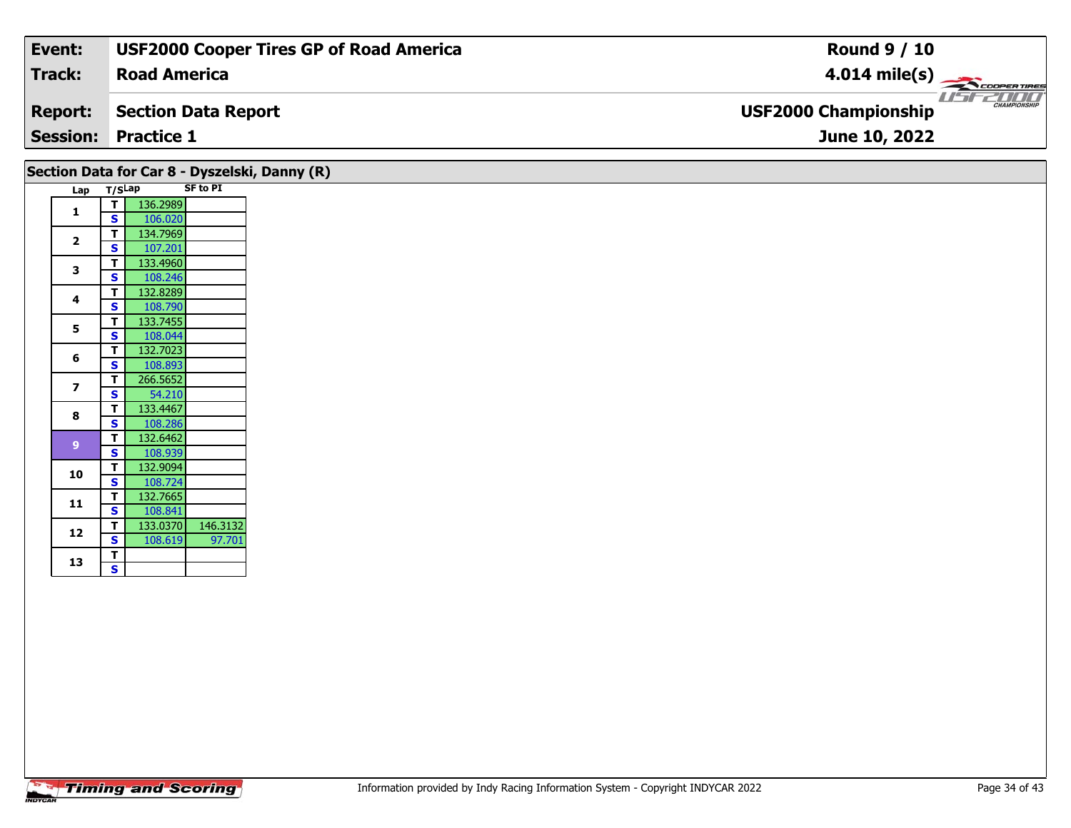**Event:** USF2000 Cooper Tires GP of Road America
**Track:** Road America
**Report:** Section Data Report
**Session:** Practice 1

**Round 9 / 10**
**4.014 mile(s)**
**USF2000 Championship**
**June 10, 2022**

## Section Data for Car 8 - Dyszelski, Danny (R)

| Lap | T/S | Lap | SF to PI |
|---|---|---|---|
| 1 | T | 136.2989 | |
| | S | 106.020 | |
| 2 | T | 134.7969 | |
| | S | 107.201 | |
| 3 | T | 133.4960 | |
| | S | 108.246 | |
| 4 | T | 132.8289 | |
| | S | 108.790 | |
| 5 | T | 133.7455 | |
| | S | 108.044 | |
| 6 | T | 132.7023 | |
| | S | 108.893 | |
| 7 | T | 266.5652 | |
| | S | 54.210 | |
| 8 | T | 133.4467 | |
| | S | 108.286 | |
| 9 | T | 132.6462 | |
| | S | 108.939 | |
| 10 | T | 132.9094 | |
| | S | 108.724 | |
| 11 | T | 132.7665 | |
| | S | 108.841 | |
| 12 | T | 133.0370 | 146.3132 |
| | S | 108.619 | 97.701 |
| 13 | T | | |
| | S | | |

Information provided by Indy Racing Information System - Copyright INDYCAR 2022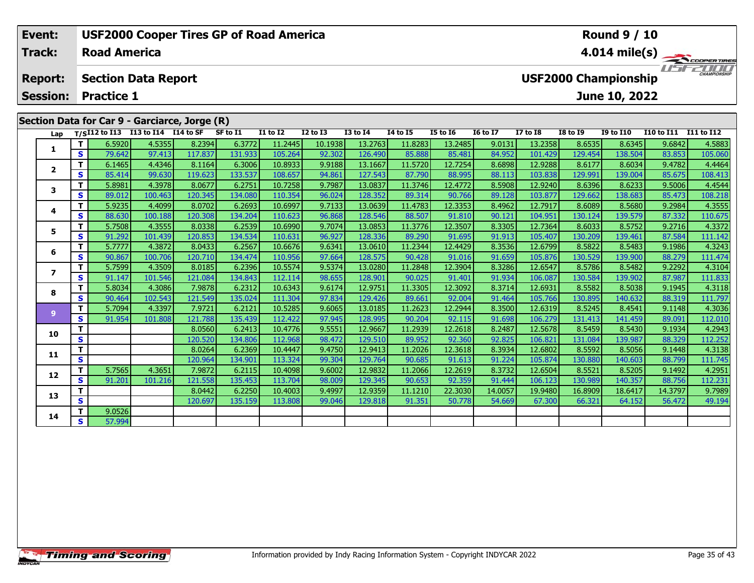| Event: | USF2000 Cooper Tires GP of Road America | Round 9 / 10 |
|---|---|---|
| Track: | Road America | 4.014 mile(s) |
| Report: | Section Data Report | USF2000 Championship |
| Session: | Practice 1 | June 10, 2022 |

## Section Data for Car 9 - Garciarce, Jorge (R)

| Lap | T/S | I12 to I13 | I13 to I14 | I14 to SF | SF to I1 | I1 to I2 | I2 to I3 | I3 to I4 | I4 to I5 | I5 to I6 | I6 to I7 | I7 to I8 | I8 to I9 | I9 to I10 | I10 to I11 | I11 to I12 |
|---|---|---|---|---|---|---|---|---|---|---|---|---|---|---|---|---|
| 1 | T | 6.5920 | 4.5355 | 8.2394 | 6.3772 | 11.2445 | 10.1938 | 13.2763 | 11.8283 | 13.2485 | 9.0131 | 13.2358 | 8.6535 | 8.6345 | 9.6842 | 4.5883 |
| | S | 79.642 | 97.413 | 117.837 | 131.933 | 105.264 | 92.302 | 126.490 | 85.888 | 85.481 | 84.952 | 101.429 | 129.454 | 138.504 | 83.853 | 105.060 |
| 2 | T | 6.1465 | 4.4346 | 8.1164 | 6.3006 | 10.8933 | 9.9188 | 13.1667 | 11.5720 | 12.7254 | 8.6898 | 12.9288 | 8.6177 | 8.6034 | 9.4782 | 4.4464 |
| | S | 85.414 | 99.630 | 119.623 | 133.537 | 108.657 | 94.861 | 127.543 | 87.790 | 88.995 | 88.113 | 103.838 | 129.991 | 139.004 | 85.675 | 108.413 |
| 3 | T | 5.8981 | 4.3978 | 8.0677 | 6.2751 | 10.7258 | 9.7987 | 13.0837 | 11.3746 | 12.4772 | 8.5908 | 12.9240 | 8.6396 | 8.6233 | 9.5006 | 4.4544 |
| | S | 89.012 | 100.463 | 120.345 | 134.080 | 110.354 | 96.024 | 128.352 | 89.314 | 90.766 | 89.128 | 103.877 | 129.662 | 138.683 | 85.473 | 108.218 |
| 4 | T | 5.9235 | 4.4099 | 8.0702 | 6.2693 | 10.6997 | 9.7133 | 13.0639 | 11.4783 | 12.3353 | 8.4962 | 12.7917 | 8.6089 | 8.5680 | 9.2984 | 4.3555 |
| | S | 88.630 | 100.188 | 120.308 | 134.204 | 110.623 | 96.868 | 128.546 | 88.507 | 91.810 | 90.121 | 104.951 | 130.124 | 139.579 | 87.332 | 110.675 |
| 5 | T | 5.7508 | 4.3555 | 8.0338 | 6.2539 | 10.6990 | 9.7074 | 13.0853 | 11.3776 | 12.3507 | 8.3305 | 12.7364 | 8.6033 | 8.5752 | 9.2716 | 4.3372 |
| | S | 91.292 | 101.439 | 120.853 | 134.534 | 110.631 | 96.927 | 128.336 | 89.290 | 91.695 | 91.913 | 105.407 | 130.209 | 139.461 | 87.584 | 111.142 |
| 6 | T | 5.7777 | 4.3872 | 8.0433 | 6.2567 | 10.6676 | 9.6341 | 13.0610 | 11.2344 | 12.4429 | 8.3536 | 12.6799 | 8.5822 | 8.5483 | 9.1986 | 4.3243 |
| | S | 90.867 | 100.706 | 120.710 | 134.474 | 110.956 | 97.664 | 128.575 | 90.428 | 91.016 | 91.659 | 105.876 | 130.529 | 139.900 | 88.279 | 111.474 |
| 7 | T | 5.7599 | 4.3509 | 8.0185 | 6.2396 | 10.5574 | 9.5374 | 13.0280 | 11.2848 | 12.3904 | 8.3286 | 12.6547 | 8.5786 | 8.5482 | 9.2292 | 4.3104 |
| | S | 91.147 | 101.546 | 121.084 | 134.843 | 112.114 | 98.655 | 128.901 | 90.025 | 91.401 | 91.934 | 106.087 | 130.584 | 139.902 | 87.987 | 111.833 |
| 8 | T | 5.8034 | 4.3086 | 7.9878 | 6.2312 | 10.6343 | 9.6174 | 12.9751 | 11.3305 | 12.3092 | 8.3714 | 12.6931 | 8.5582 | 8.5038 | 9.1945 | 4.3118 |
| | S | 90.464 | 102.543 | 121.549 | 135.024 | 111.304 | 97.834 | 129.426 | 89.661 | 92.004 | 91.464 | 105.766 | 130.895 | 140.632 | 88.319 | 111.797 |
| 9 | T | 5.7094 | 4.3397 | 7.9721 | 6.2121 | 10.5285 | 9.6065 | 13.0185 | 11.2623 | 12.2944 | 8.3500 | 12.6319 | 8.5245 | 8.4541 | 9.1148 | 4.3036 |
| | S | 91.954 | 101.808 | 121.788 | 135.439 | 112.422 | 97.945 | 128.995 | 90.204 | 92.115 | 91.698 | 106.279 | 131.413 | 141.459 | 89.091 | 112.010 |
| 10 | T | | | 8.0560 | 6.2413 | 10.4776 | 9.5551 | 12.9667 | 11.2939 | 12.2618 | 8.2487 | 12.5678 | 8.5459 | 8.5430 | 9.1934 | 4.2943 |
| | S | | | 120.520 | 134.806 | 112.968 | 98.472 | 129.510 | 89.952 | 92.360 | 92.825 | 106.821 | 131.084 | 139.987 | 88.329 | 112.252 |
| 11 | T | | | 8.0264 | 6.2369 | 10.4447 | 9.4750 | 12.9413 | 11.2026 | 12.3618 | 8.3934 | 12.6802 | 8.5592 | 8.5056 | 9.1448 | 4.3138 |
| | S | | | 120.964 | 134.901 | 113.324 | 99.304 | 129.764 | 90.685 | 91.613 | 91.224 | 105.874 | 130.880 | 140.603 | 88.799 | 111.745 |
| 12 | T | 5.7565 | 4.3651 | 7.9872 | 6.2115 | 10.4098 | 9.6002 | 12.9832 | 11.2066 | 12.2619 | 8.3732 | 12.6504 | 8.5521 | 8.5205 | 9.1492 | 4.2951 |
| | S | 91.201 | 101.216 | 121.558 | 135.453 | 113.704 | 98.009 | 129.345 | 90.653 | 92.359 | 91.444 | 106.123 | 130.989 | 140.357 | 88.756 | 112.231 |
| 13 | T | | | 8.0442 | 6.2250 | 10.4003 | 9.4997 | 12.9359 | 11.1210 | 22.3030 | 14.0057 | 19.9480 | 16.8909 | 18.6417 | 14.3797 | 9.7989 |
| | S | | | 120.697 | 135.159 | 113.808 | 99.046 | 129.818 | 91.351 | 50.778 | 54.669 | 67.300 | 66.321 | 64.152 | 56.472 | 49.194 |
| 14 | T | 9.0526 | | | | | | | | | | | | | | |
| | S | 57.994 | | | | | | | | | | | | | | |

Information provided by Indy Racing Information System - Copyright INDYCAR 2022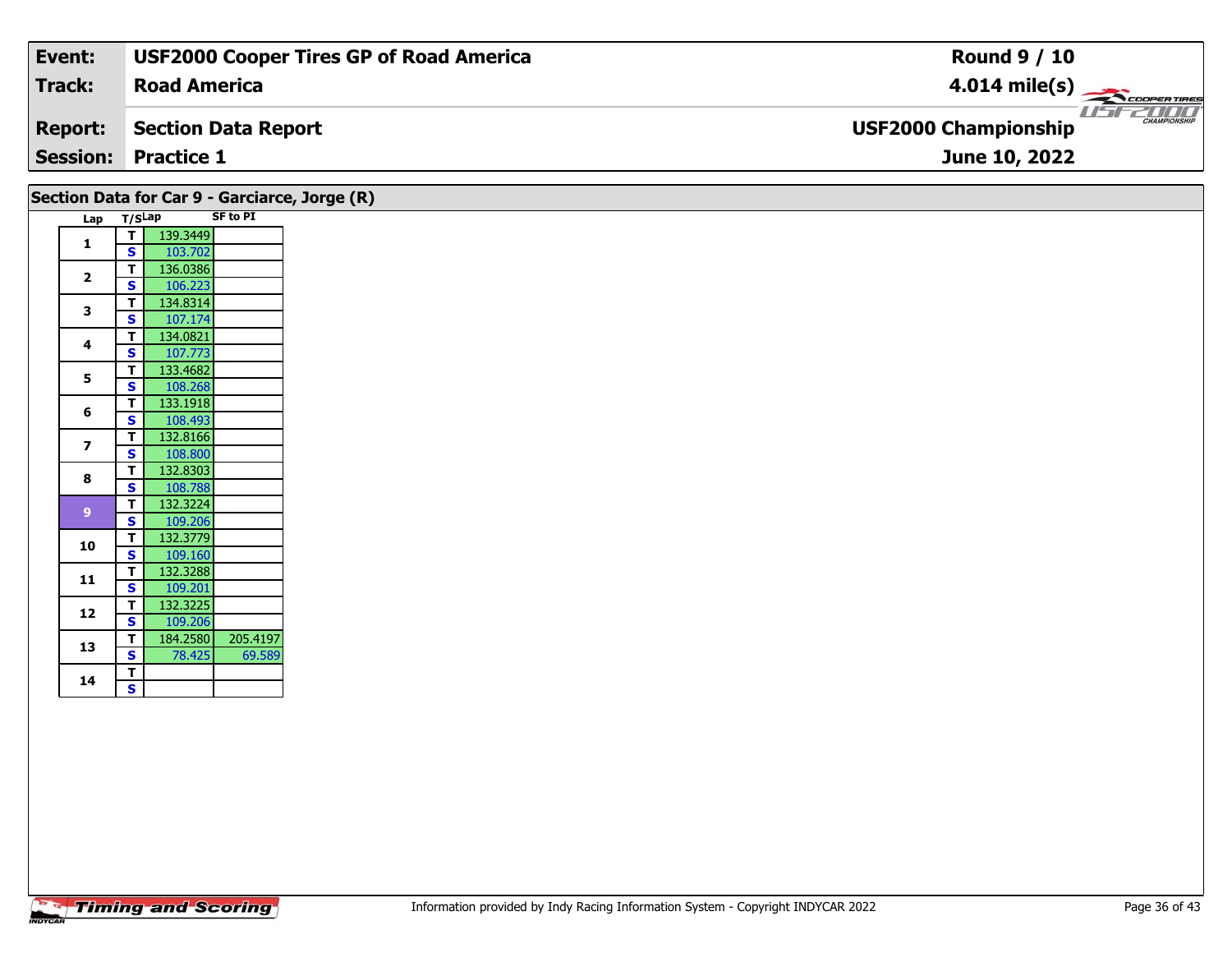| Event: | USF2000 Cooper Tires GP of Road America | Round 9 / 10 |
|---|---|---|
| Track: | Road America | 4.014 mile(s) |
| Report: | Section Data Report | USF2000 Championship |
| Session: | Practice 1 | June 10, 2022 |

## Section Data for Car 9 - Garciarce, Jorge (R)

| Lap | T/S | Lap | SF to PI |
|---|---|---|---|
| 1 | T | 139.3449 | |
| | S | 103.702 | |
| 2 | T | 136.0386 | |
| | S | 106.223 | |
| 3 | T | 134.8314 | |
| | S | 107.174 | |
| 4 | T | 134.0821 | |
| | S | 107.773 | |
| 5 | T | 133.4682 | |
| | S | 108.268 | |
| 6 | T | 133.1918 | |
| | S | 108.493 | |
| 7 | T | 132.8166 | |
| | S | 108.800 | |
| 8 | T | 132.8303 | |
| | S | 108.788 | |
| 9 | T | 132.3224 | |
| | S | 109.206 | |
| 10 | T | 132.3779 | |
| | S | 109.160 | |
| 11 | T | 132.3288 | |
| | S | 109.201 | |
| 12 | T | 132.3225 | |
| | S | 109.206 | |
| 13 | T | 184.2580 | 205.4197 |
| | S | 78.425 | 69.589 |
| 14 | T | | |
| | S | | |

Information provided by Indy Racing Information System - Copyright INDYCAR 2022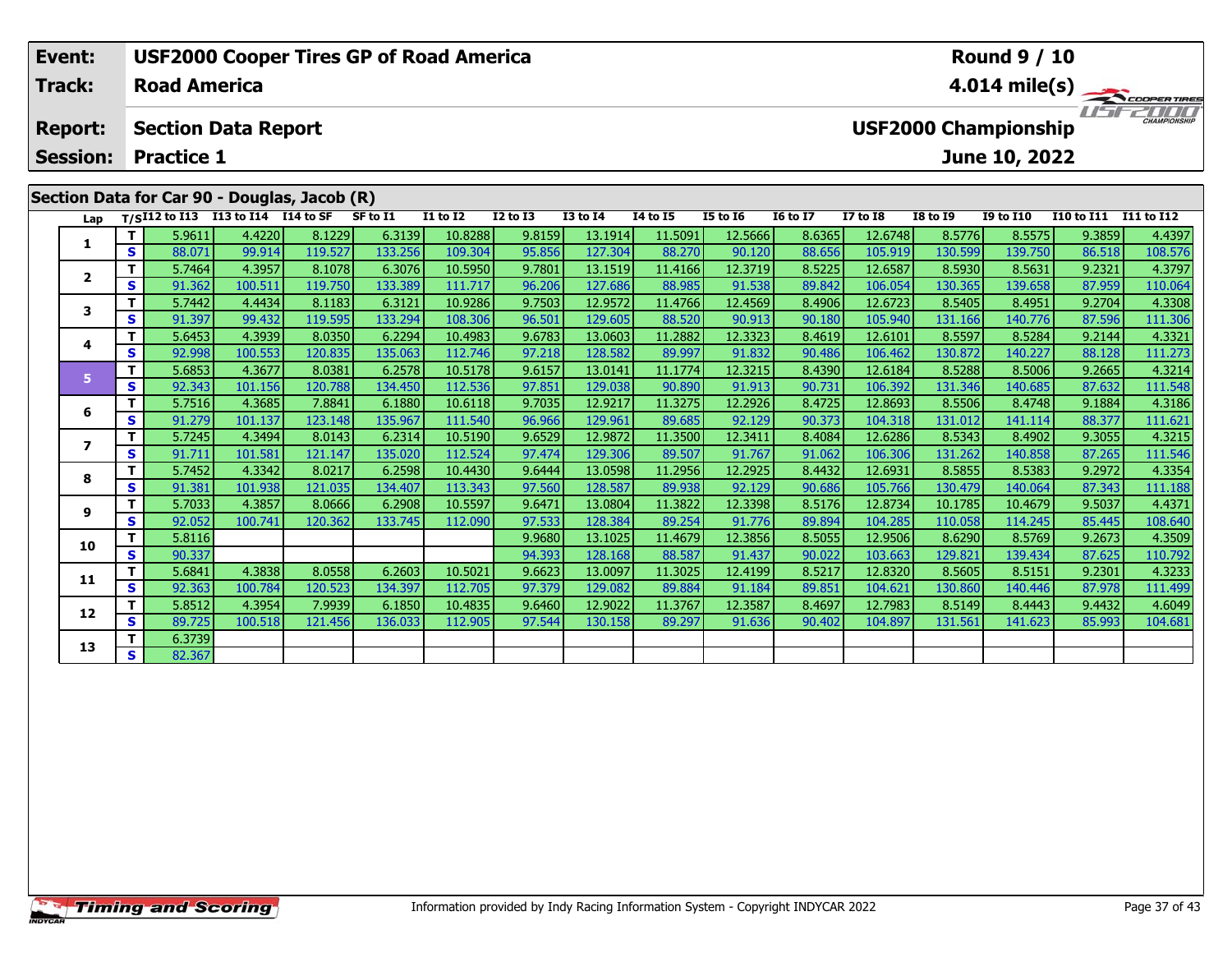| Event: | USF2000 Cooper Tires GP of Road America | Round 9 / 10 |
|---|---|---|
| Track: | Road America | 4.014 mile(s) |
| Report: | Section Data Report | USF2000 Championship |
| Session: | Practice 1 | June 10, 2022 |

## Section Data for Car 90 - Douglas, Jacob (R)

| Lap | T/S | I12 to I13 | I13 to I14 | I14 to SF | SF to I1 | I1 to I2 | I2 to I3 | I3 to I4 | I4 to I5 | I5 to I6 | I6 to I7 | I7 to I8 | I8 to I9 | I9 to I10 | I10 to I11 | I11 to I12 |
|---|---|---|---|---|---|---|---|---|---|---|---|---|---|---|---|---|
| 1 | T | 5.9611 | 4.4220 | 8.1229 | 6.3139 | 10.8288 | 9.8159 | 13.1914 | 11.5091 | 12.5666 | 8.6365 | 12.6748 | 8.5776 | 8.5575 | 9.3859 | 4.4397 |
| | S | 88.071 | 99.914 | 119.527 | 133.256 | 109.304 | 95.856 | 127.304 | 88.270 | 90.120 | 88.656 | 105.919 | 130.599 | 139.750 | 86.518 | 108.576 |
| 2 | T | 5.7464 | 4.3957 | 8.1078 | 6.3076 | 10.5950 | 9.7801 | 13.1519 | 11.4166 | 12.3719 | 8.5225 | 12.6587 | 8.5930 | 8.5631 | 9.2321 | 4.3797 |
| | S | 91.362 | 100.511 | 119.750 | 133.389 | 111.717 | 96.206 | 127.686 | 88.985 | 91.538 | 89.842 | 106.054 | 130.365 | 139.658 | 87.959 | 110.064 |
| 3 | T | 5.7442 | 4.4434 | 8.1183 | 6.3121 | 10.9286 | 9.7503 | 12.9572 | 11.4766 | 12.4569 | 8.4906 | 12.6723 | 8.5405 | 8.4951 | 9.2704 | 4.3308 |
| | S | 91.397 | 99.432 | 119.595 | 133.294 | 108.306 | 96.501 | 129.605 | 88.520 | 90.913 | 90.180 | 105.940 | 131.166 | 140.776 | 87.596 | 111.306 |
| 4 | T | 5.6453 | 4.3939 | 8.0350 | 6.2294 | 10.4983 | 9.6783 | 13.0603 | 11.2882 | 12.3323 | 8.4619 | 12.6101 | 8.5597 | 8.5284 | 9.2144 | 4.3321 |
| | S | 92.998 | 100.553 | 120.835 | 135.063 | 112.746 | 97.218 | 128.582 | 89.997 | 91.832 | 90.486 | 106.462 | 130.872 | 140.227 | 88.128 | 111.273 |
| 5 | T | 5.6853 | 4.3677 | 8.0381 | 6.2578 | 10.5178 | 9.6157 | 13.0141 | 11.1774 | 12.3215 | 8.4390 | 12.6184 | 8.5288 | 8.5006 | 9.2665 | 4.3214 |
| | S | 92.343 | 101.156 | 120.788 | 134.450 | 112.536 | 97.851 | 129.038 | 90.890 | 91.913 | 90.731 | 106.392 | 131.346 | 140.685 | 87.632 | 111.548 |
| 6 | T | 5.7516 | 4.3685 | 7.8841 | 6.1880 | 10.6118 | 9.7035 | 12.9217 | 11.3275 | 12.2926 | 8.4725 | 12.8693 | 8.5506 | 8.4748 | 9.1884 | 4.3186 |
| | S | 91.279 | 101.137 | 123.148 | 135.967 | 111.540 | 96.966 | 129.961 | 89.685 | 92.129 | 90.373 | 104.318 | 131.012 | 141.114 | 88.377 | 111.621 |
| 7 | T | 5.7245 | 4.3494 | 8.0143 | 6.2314 | 10.5190 | 9.6529 | 12.9872 | 11.3500 | 12.3411 | 8.4084 | 12.6286 | 8.5343 | 8.4902 | 9.3055 | 4.3215 |
| | S | 91.711 | 101.581 | 121.147 | 135.020 | 112.524 | 97.474 | 129.306 | 89.507 | 91.767 | 91.062 | 106.306 | 131.262 | 140.858 | 87.265 | 111.546 |
| 8 | T | 5.7452 | 4.3342 | 8.0217 | 6.2598 | 10.4430 | 9.6444 | 13.0598 | 11.2956 | 12.2925 | 8.4432 | 12.6931 | 8.5855 | 8.5383 | 9.2972 | 4.3354 |
| | S | 91.381 | 101.938 | 121.035 | 134.407 | 113.343 | 97.560 | 128.587 | 89.938 | 92.129 | 90.686 | 105.766 | 130.479 | 140.064 | 87.343 | 111.188 |
| 9 | T | 5.7033 | 4.3857 | 8.0666 | 6.2908 | 10.5597 | 9.6471 | 13.0804 | 11.3822 | 12.3398 | 8.5176 | 12.8734 | 10.1785 | 10.4679 | 9.5037 | 4.4371 |
| | S | 92.052 | 100.741 | 120.362 | 133.745 | 112.090 | 97.533 | 128.384 | 89.254 | 91.776 | 89.894 | 104.285 | 110.058 | 114.245 | 85.445 | 108.640 |
| 10 | T | 5.8116 | | | | | 9.9680 | 13.1025 | 11.4679 | 12.3856 | 8.5055 | 12.9506 | 8.6290 | 8.5769 | 9.2673 | 4.3509 |
| | S | 90.337 | | | | | 94.393 | 128.168 | 88.587 | 91.437 | 90.022 | 103.663 | 129.821 | 139.434 | 87.625 | 110.792 |
| 11 | T | 5.6841 | 4.3838 | 8.0558 | 6.2603 | 10.5021 | 9.6623 | 13.0097 | 11.3025 | 12.4199 | 8.5217 | 12.8320 | 8.5605 | 8.5151 | 9.2301 | 4.3233 |
| | S | 92.363 | 100.784 | 120.523 | 134.397 | 112.705 | 97.379 | 129.082 | 89.884 | 91.184 | 89.851 | 104.621 | 130.860 | 140.446 | 87.978 | 111.499 |
| 12 | T | 5.8512 | 4.3954 | 7.9939 | 6.1850 | 10.4835 | 9.6460 | 12.9022 | 11.3767 | 12.3587 | 8.4697 | 12.7983 | 8.5149 | 8.4443 | 9.4432 | 4.6049 |
| | S | 89.725 | 100.518 | 121.456 | 136.033 | 112.905 | 97.544 | 130.158 | 89.297 | 91.636 | 90.402 | 104.897 | 131.561 | 141.623 | 85.993 | 104.681 |
| 13 | T | 6.3739 | | | | | | | | | | | | | | |
| | S | 82.367 | | | | | | | | | | | | | | |

Information provided by Indy Racing Information System - Copyright INDYCAR 2022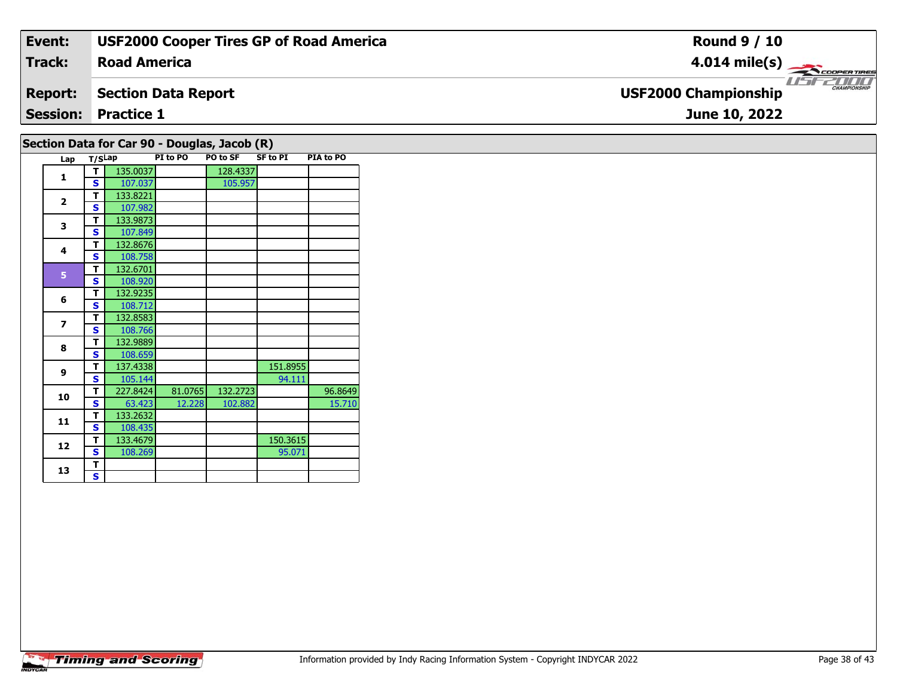| Event: | USF2000 Cooper Tires GP of Road America | Round 9 / 10 |
|---|---|---|
| Track: | Road America | 4.014 mile(s) |
| Report: | Section Data Report | USF2000 Championship |
| Session: | Practice 1 | June 10, 2022 |

## Section Data for Car 90 - Douglas, Jacob (R)

| Lap | T/S | Lap | PI to PO | PO to SF | SF to PI | PIA to PO |
|---|---|---|---|---|---|---|
| 1 | T | 135.0037 | | 128.4337 | | |
| | S | 107.037 | | 105.957 | | |
| 2 | T | 133.8221 | | | | |
| | S | 107.982 | | | | |
| 3 | T | 133.9873 | | | | |
| | S | 107.849 | | | | |
| 4 | T | 132.8676 | | | | |
| | S | 108.758 | | | | |
| 5 | T | 132.6701 | | | | |
| | S | 108.920 | | | | |
| 6 | T | 132.9235 | | | | |
| | S | 108.712 | | | | |
| 7 | T | 132.8583 | | | | |
| | S | 108.766 | | | | |
| 8 | T | 132.9889 | | | | |
| | S | 108.659 | | | | |
| 9 | T | 137.4338 | | | 151.8955 | |
| | S | 105.144 | | | 94.111 | |
| 10 | T | 227.8424 | 81.0765 | 132.2723 | | 96.8649 |
| | S | 63.423 | 12.228 | 102.882 | | 15.710 |
| 11 | T | 133.2632 | | | | |
| | S | 108.435 | | | | |
| 12 | T | 133.4679 | | | 150.3615 | |
| | S | 108.269 | | | 95.071 | |
| 13 | T | | | | | |
| | S | | | | | |

Information provided by Indy Racing Information System - Copyright INDYCAR 2022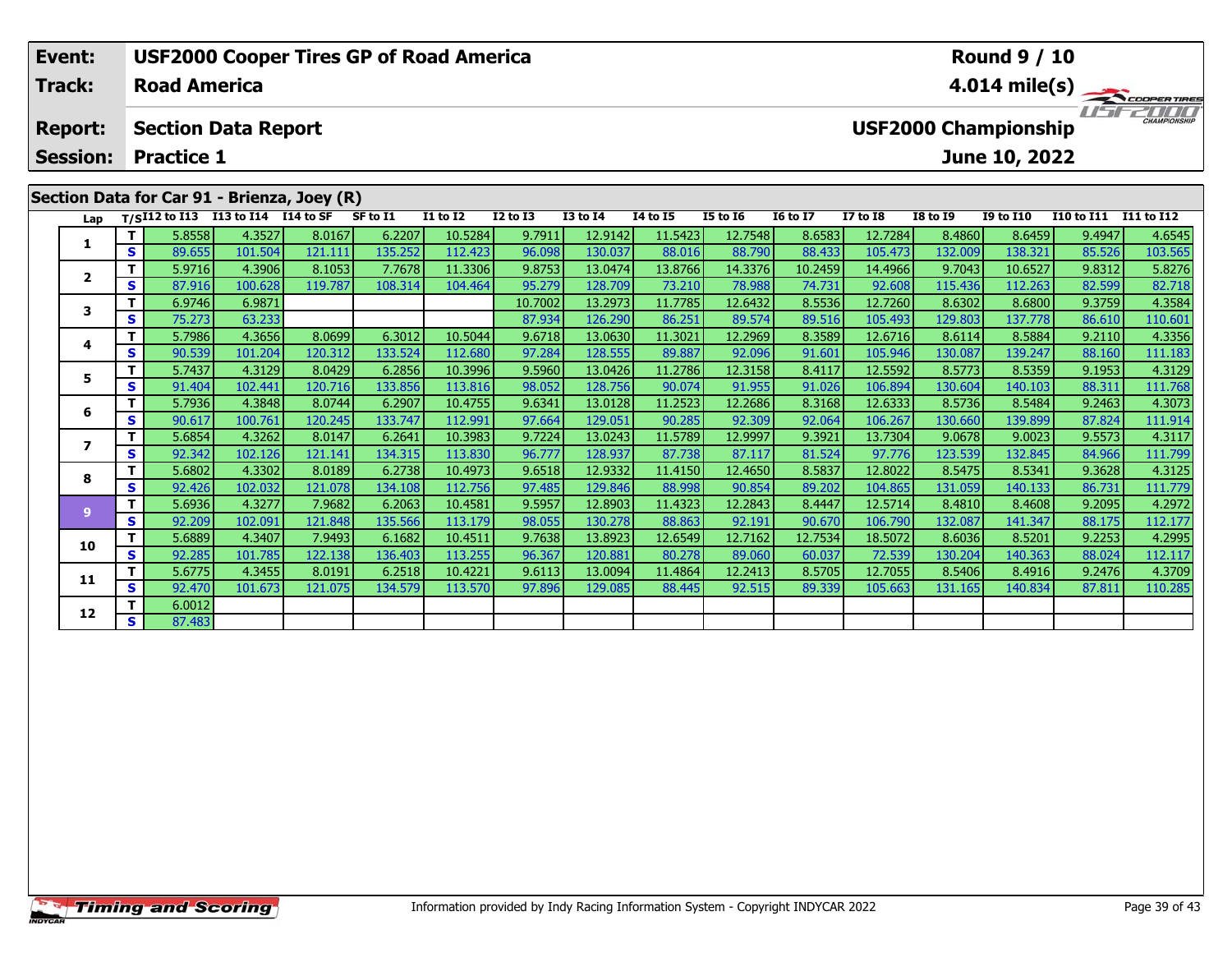| Event: | USF2000 Cooper Tires GP of Road America | Round 9 / 10 |
|---|---|---|
| Track: | Road America | 4.014 mile(s) |
| Report: | Section Data Report | USF2000 Championship |
| Session: | Practice 1 | June 10, 2022 |

## Section Data for Car 91 - Brienza, Joey (R)

| Lap | T/S | I12 to I13 | I13 to I14 | I14 to SF | SF to I1 | I1 to I2 | I2 to I3 | I3 to I4 | I4 to I5 | I5 to I6 | I6 to I7 | I7 to I8 | I8 to I9 | I9 to I10 | I10 to I11 | I11 to I12 |
|---|---|---|---|---|---|---|---|---|---|---|---|---|---|---|---|---|
| 1 | T | 5.8558 | 4.3527 | 8.0167 | 6.2207 | 10.5284 | 9.7911 | 12.9142 | 11.5423 | 12.7548 | 8.6583 | 12.7284 | 8.4860 | 8.6459 | 9.4947 | 4.6545 |
| | S | 89.655 | 101.504 | 121.111 | 135.252 | 112.423 | 96.098 | 130.037 | 88.016 | 88.790 | 88.433 | 105.473 | 132.009 | 138.321 | 85.526 | 103.565 |
| 2 | T | 5.9716 | 4.3906 | 8.1053 | 7.7678 | 11.3306 | 9.8753 | 13.0474 | 13.8766 | 14.3376 | 10.2459 | 14.4966 | 9.7043 | 10.6527 | 9.8312 | 5.8276 |
| | S | 87.916 | 100.628 | 119.787 | 108.314 | 104.464 | 95.279 | 128.709 | 73.210 | 78.988 | 74.731 | 92.608 | 115.436 | 112.263 | 82.599 | 82.718 |
| 3 | T | 6.9746 | 6.9871 | | | | 10.7002 | 13.2973 | 11.7785 | 12.6432 | 8.5536 | 12.7260 | 8.6302 | 8.6800 | 9.3759 | 4.3584 |
| | S | 75.273 | 63.233 | | | | 87.934 | 126.290 | 86.251 | 89.574 | 89.516 | 105.493 | 129.803 | 137.778 | 86.610 | 110.601 |
| 4 | T | 5.7986 | 4.3656 | 8.0699 | 6.3012 | 10.5044 | 9.6718 | 13.0630 | 11.3021 | 12.2969 | 8.3589 | 12.6716 | 8.6114 | 8.5884 | 9.2110 | 4.3356 |
| | S | 90.539 | 101.204 | 120.312 | 133.524 | 112.680 | 97.284 | 128.555 | 89.887 | 92.096 | 91.601 | 105.946 | 130.087 | 139.247 | 88.160 | 111.183 |
| 5 | T | 5.7437 | 4.3129 | 8.0429 | 6.2856 | 10.3996 | 9.5960 | 13.0426 | 11.2786 | 12.3158 | 8.4117 | 12.5592 | 8.5773 | 8.5359 | 9.1953 | 4.3129 |
| | S | 91.404 | 102.441 | 120.716 | 133.856 | 113.816 | 98.052 | 128.756 | 90.074 | 91.955 | 91.026 | 106.894 | 130.604 | 140.103 | 88.311 | 111.768 |
| 6 | T | 5.7936 | 4.3848 | 8.0744 | 6.2907 | 10.4755 | 9.6341 | 13.0128 | 11.2523 | 12.2686 | 8.3168 | 12.6333 | 8.5736 | 8.5484 | 9.2463 | 4.3073 |
| | S | 90.617 | 100.761 | 120.245 | 133.747 | 112.991 | 97.664 | 129.051 | 90.285 | 92.309 | 92.064 | 106.267 | 130.660 | 139.899 | 87.824 | 111.914 |
| 7 | T | 5.6854 | 4.3262 | 8.0147 | 6.2641 | 10.3983 | 9.7224 | 13.0243 | 11.5789 | 12.9997 | 9.3921 | 13.7304 | 9.0678 | 9.0023 | 9.5573 | 4.3117 |
| | S | 92.342 | 102.126 | 121.141 | 134.315 | 113.830 | 96.777 | 128.937 | 87.738 | 87.117 | 81.524 | 97.776 | 123.539 | 132.845 | 84.966 | 111.799 |
| 8 | T | 5.6802 | 4.3302 | 8.0189 | 6.2738 | 10.4973 | 9.6518 | 12.9332 | 11.4150 | 12.4650 | 8.5837 | 12.8022 | 8.5475 | 8.5341 | 9.3628 | 4.3125 |
| | S | 92.426 | 102.032 | 121.078 | 134.108 | 112.756 | 97.485 | 129.846 | 88.998 | 90.854 | 89.202 | 104.865 | 131.059 | 140.133 | 86.731 | 111.779 |
| 9 | T | 5.6936 | 4.3277 | 7.9682 | 6.2063 | 10.4581 | 9.5957 | 12.8903 | 11.4323 | 12.2843 | 8.4447 | 12.5714 | 8.4810 | 8.4608 | 9.2095 | 4.2972 |
| | S | 92.209 | 102.091 | 121.848 | 135.566 | 113.179 | 98.055 | 130.278 | 88.863 | 92.191 | 90.670 | 106.790 | 132.087 | 141.347 | 88.175 | 112.177 |
| 10 | T | 5.6889 | 4.3407 | 7.9493 | 6.1682 | 10.4511 | 9.7638 | 13.8923 | 12.6549 | 12.7162 | 12.7534 | 18.5072 | 8.6036 | 8.5201 | 9.2253 | 4.2995 |
| | S | 92.285 | 101.785 | 122.138 | 136.403 | 113.255 | 96.367 | 120.881 | 80.278 | 89.060 | 60.037 | 72.539 | 130.204 | 140.363 | 88.024 | 112.117 |
| 11 | T | 5.6775 | 4.3455 | 8.0191 | 6.2518 | 10.4221 | 9.6113 | 13.0094 | 11.4864 | 12.2413 | 8.5705 | 12.7055 | 8.5406 | 8.4916 | 9.2476 | 4.3709 |
| | S | 92.470 | 101.673 | 121.075 | 134.579 | 113.570 | 97.896 | 129.085 | 88.445 | 92.515 | 89.339 | 105.663 | 131.165 | 140.834 | 87.811 | 110.285 |
| 12 | T | 6.0012 | | | | | | | | | | | | | | |
| | S | 87.483 | | | | | | | | | | | | | | |

Information provided by Indy Racing Information System - Copyright INDYCAR 2022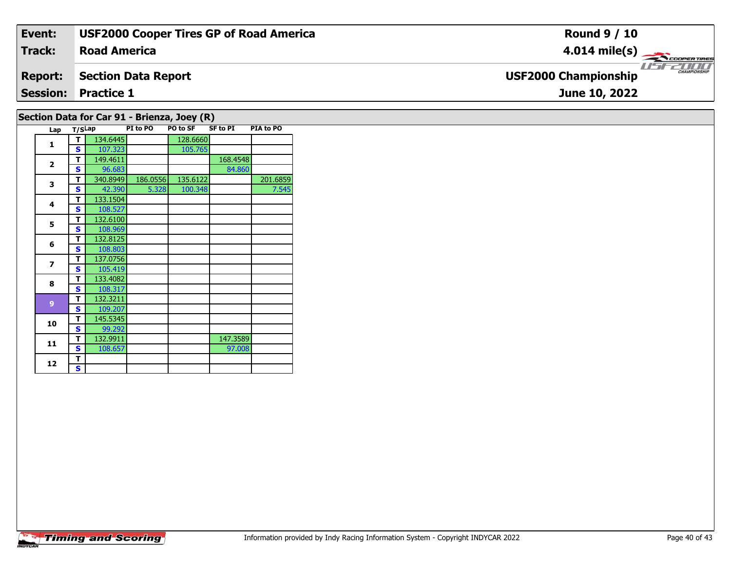| **Event:** | **USF2000 Cooper Tires GP of Road America** | **Round 9 / 10** |
|---|---|---|
| **Track:** | **Road America** | **4.014 mile(s)** |
| **Report:** | **Section Data Report** | **USF2000 Championship** |
| **Session:** | **Practice 1** | **June 10, 2022** |

## Section Data for Car 91 - Brienza, Joey (R)

| Lap | T/S | Lap | PI to PO | PO to SF | SF to PI | PIA to PO |
|---|---|---|---|---|---|---|
| 1 | T | 134.6445 | | 128.6660 | | |
| | S | 107.323 | | 105.765 | | |
| 2 | T | 149.4611 | | | 168.4548 | |
| | S | 96.683 | | | 84.860 | |
| 3 | T | 340.8949 | 186.0556 | 135.6122 | | 201.6859 |
| | S | 42.390 | 5.328 | 100.348 | | 7.545 |
| 4 | T | 133.1504 | | | | |
| | S | 108.527 | | | | |
| 5 | T | 132.6100 | | | | |
| | S | 108.969 | | | | |
| 6 | T | 132.8125 | | | | |
| | S | 108.803 | | | | |
| 7 | T | 137.0756 | | | | |
| | S | 105.419 | | | | |
| 8 | T | 133.4082 | | | | |
| | S | 108.317 | | | | |
| 9 | T | 132.3211 | | | | |
| | S | 109.207 | | | | |
| 10 | T | 145.5345 | | | | |
| | S | 99.292 | | | | |
| 11 | T | 132.9911 | | | 147.3589 | |
| | S | 108.657 | | | 97.008 | |
| 12 | T | | | | | |
| | S | | | | | |

Information provided by Indy Racing Information System - Copyright INDYCAR 2022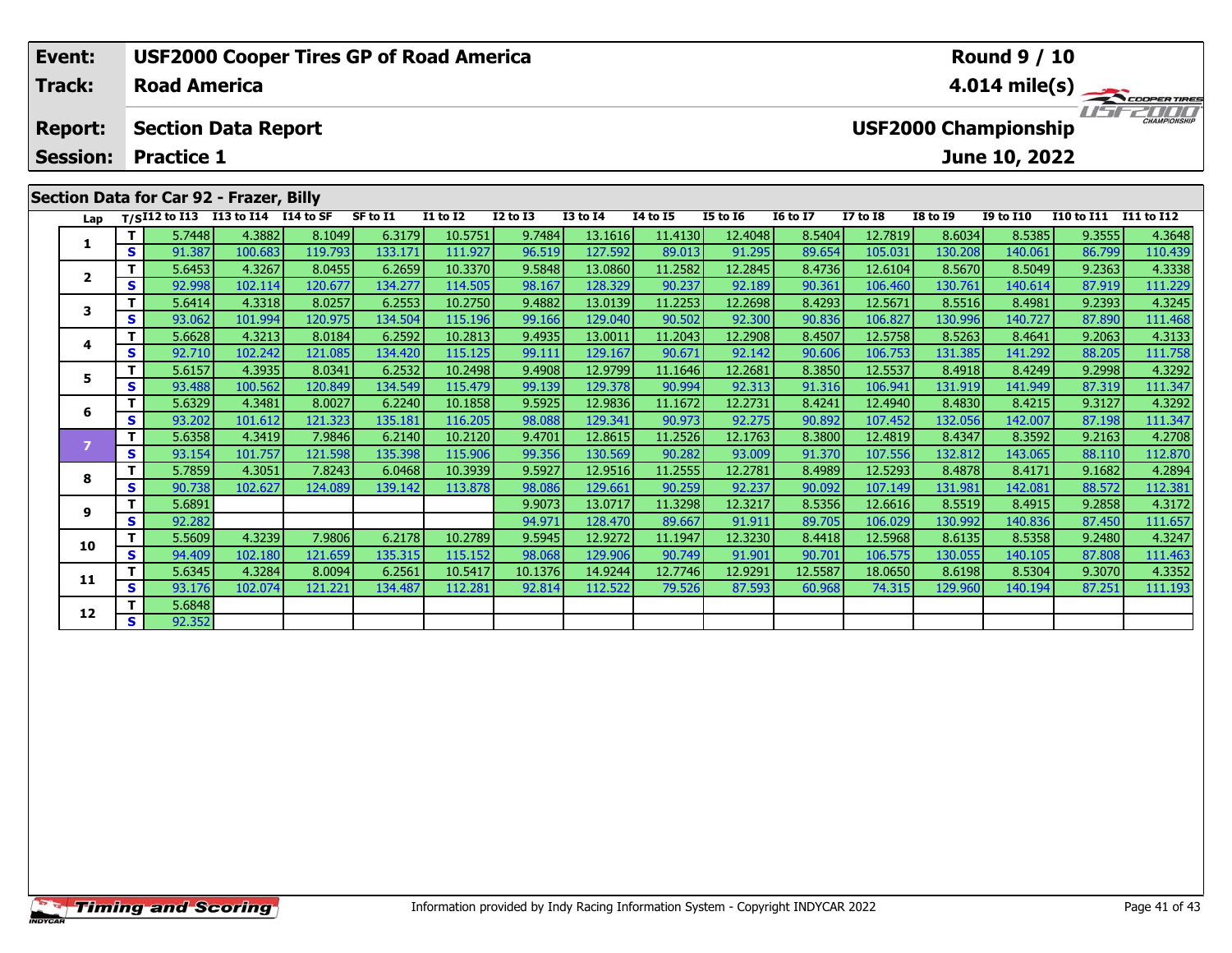| Event: | USF2000 Cooper Tires GP of Road America | Round 9 / 10 |
|---|---|---|
| Track: | Road America | 4.014 mile(s) |
| Report: | Section Data Report | USF2000 Championship |
| Session: | Practice 1 | June 10, 2022 |

## Section Data for Car 92 - Frazer, Billy

| Lap | T/S | I12 to I13 | I13 to I14 | I14 to SF | SF to I1 | I1 to I2 | I2 to I3 | I3 to I4 | I4 to I5 | I5 to I6 | I6 to I7 | I7 to I8 | I8 to I9 | I9 to I10 | I10 to I11 | I11 to I12 |
|---|---|---|---|---|---|---|---|---|---|---|---|---|---|---|---|---|
| 1 | T | 5.7448 | 4.3882 | 8.1049 | 6.3179 | 10.5751 | 9.7484 | 13.1616 | 11.4130 | 12.4048 | 8.5404 | 12.7819 | 8.6034 | 8.5385 | 9.3555 | 4.3648 |
| | S | 91.387 | 100.683 | 119.793 | 133.171 | 111.927 | 96.519 | 127.592 | 89.013 | 91.295 | 89.654 | 105.031 | 130.208 | 140.061 | 86.799 | 110.439 |
| 2 | T | 5.6453 | 4.3267 | 8.0455 | 6.2659 | 10.3370 | 9.5848 | 13.0860 | 11.2582 | 12.2845 | 8.4736 | 12.6104 | 8.5670 | 8.5049 | 9.2363 | 4.3338 |
| | S | 92.998 | 102.114 | 120.677 | 134.277 | 114.505 | 98.167 | 128.329 | 90.237 | 92.189 | 90.361 | 106.460 | 130.761 | 140.614 | 87.919 | 111.229 |
| 3 | T | 5.6414 | 4.3318 | 8.0257 | 6.2553 | 10.2750 | 9.4882 | 13.0139 | 11.2253 | 12.2698 | 8.4293 | 12.5671 | 8.5516 | 8.4981 | 9.2393 | 4.3245 |
| | S | 93.062 | 101.994 | 120.975 | 134.504 | 115.196 | 99.166 | 129.040 | 90.502 | 92.300 | 90.836 | 106.827 | 130.996 | 140.727 | 87.890 | 111.468 |
| 4 | T | 5.6628 | 4.3213 | 8.0184 | 6.2592 | 10.2813 | 9.4935 | 13.0011 | 11.2043 | 12.2908 | 8.4507 | 12.5758 | 8.5263 | 8.4641 | 9.2063 | 4.3133 |
| | S | 92.710 | 102.242 | 121.085 | 134.420 | 115.125 | 99.111 | 129.167 | 90.671 | 92.142 | 90.606 | 106.753 | 131.385 | 141.292 | 88.205 | 111.758 |
| 5 | T | 5.6157 | 4.3935 | 8.0341 | 6.2532 | 10.2498 | 9.4908 | 12.9799 | 11.1646 | 12.2681 | 8.3850 | 12.5537 | 8.4918 | 8.4249 | 9.2998 | 4.3292 |
| | S | 93.488 | 100.562 | 120.849 | 134.549 | 115.479 | 99.139 | 129.378 | 90.994 | 92.313 | 91.316 | 106.941 | 131.919 | 141.949 | 87.319 | 111.347 |
| 6 | T | 5.6329 | 4.3481 | 8.0027 | 6.2240 | 10.1858 | 9.5925 | 12.9836 | 11.1672 | 12.2731 | 8.4241 | 12.4940 | 8.4830 | 8.4215 | 9.3127 | 4.3292 |
| | S | 93.202 | 101.612 | 121.323 | 135.181 | 116.205 | 98.088 | 129.341 | 90.973 | 92.275 | 90.892 | 107.452 | 132.056 | 142.007 | 87.198 | 111.347 |
| 7 | T | 5.6358 | 4.3419 | 7.9846 | 6.2140 | 10.2120 | 9.4701 | 12.8615 | 11.2526 | 12.1763 | 8.3800 | 12.4819 | 8.4347 | 8.3592 | 9.2163 | 4.2708 |
| | S | 93.154 | 101.757 | 121.598 | 135.398 | 115.906 | 99.356 | 130.569 | 90.282 | 93.009 | 91.370 | 107.556 | 132.812 | 143.065 | 88.110 | 112.870 |
| 8 | T | 5.7859 | 4.3051 | 7.8243 | 6.0468 | 10.3939 | 9.5927 | 12.9516 | 11.2555 | 12.2781 | 8.4989 | 12.5293 | 8.4878 | 8.4171 | 9.1682 | 4.2894 |
| | S | 90.738 | 102.627 | 124.089 | 139.142 | 113.878 | 98.086 | 129.661 | 90.259 | 92.237 | 90.092 | 107.149 | 131.981 | 142.081 | 88.572 | 112.381 |
| 9 | T | 5.6891 | | | | | 9.9073 | 13.0717 | 11.3298 | 12.3217 | 8.5356 | 12.6616 | 8.5519 | 8.4915 | 9.2858 | 4.3172 |
| | S | 92.282 | | | | | 94.971 | 128.470 | 89.667 | 91.911 | 89.705 | 106.029 | 130.992 | 140.836 | 87.450 | 111.657 |
| 10 | T | 5.5609 | 4.3239 | 7.9806 | 6.2178 | 10.2789 | 9.5945 | 12.9272 | 11.1947 | 12.3230 | 8.4418 | 12.5968 | 8.6135 | 8.5358 | 9.2480 | 4.3247 |
| | S | 94.409 | 102.180 | 121.659 | 135.315 | 115.152 | 98.068 | 129.906 | 90.749 | 91.901 | 90.701 | 106.575 | 130.055 | 140.105 | 87.808 | 111.463 |
| 11 | T | 5.6345 | 4.3284 | 8.0094 | 6.2561 | 10.5417 | 10.1376 | 14.9244 | 12.7746 | 12.9291 | 12.5587 | 18.0650 | 8.6198 | 8.5304 | 9.3070 | 4.3352 |
| | S | 93.176 | 102.074 | 121.221 | 134.487 | 112.281 | 92.814 | 112.522 | 79.526 | 87.593 | 60.968 | 74.315 | 129.960 | 140.194 | 87.251 | 111.193 |
| 12 | T | 5.6848 | | | | | | | | | | | | | | |
| | S | 92.352 | | | | | | | | | | | | | | |

Information provided by Indy Racing Information System - Copyright INDYCAR 2022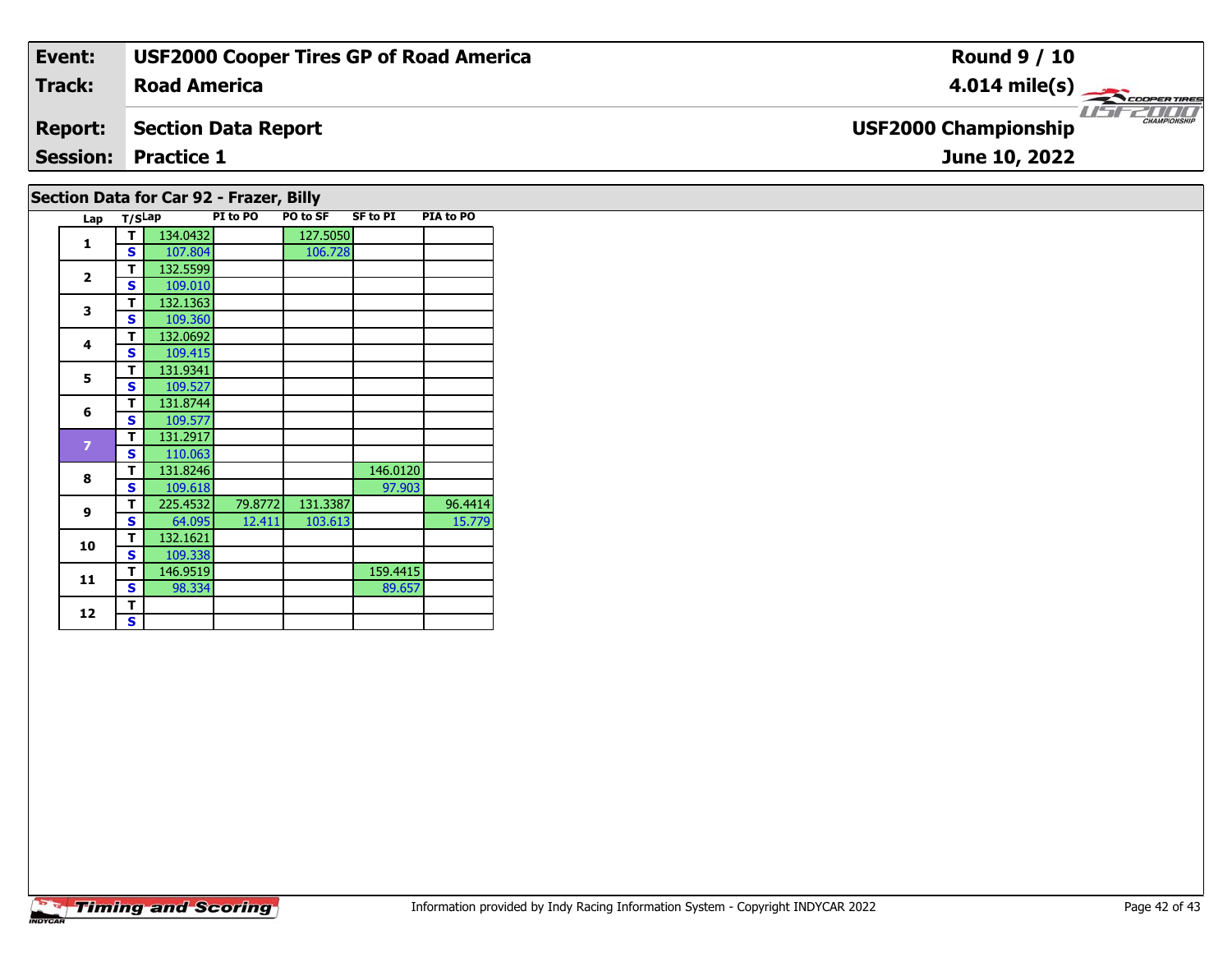| **Event:** | **USF2000 Cooper Tires GP of Road America** | **Round 9 / 10** |
|---|---|---|
| **Track:** | **Road America** | **4.014 mile(s)** |
| **Report:** | **Section Data Report** | **USF2000 Championship** |
| **Session:** | **Practice 1** | **June 10, 2022** |

## Section Data for Car 92 - Frazer, Billy

| Lap | T/S | Lap | PI to PO | PO to SF | SF to PI | PIA to PO |
|---|---|---|---|---|---|---|
| 1 | T | 134.0432 | | 127.5050 | | |
| | S | 107.804 | | 106.728 | | |
| 2 | T | 132.5599 | | | | |
| | S | 109.010 | | | | |
| 3 | T | 132.1363 | | | | |
| | S | 109.360 | | | | |
| 4 | T | 132.0692 | | | | |
| | S | 109.415 | | | | |
| 5 | T | 131.9341 | | | | |
| | S | 109.527 | | | | |
| 6 | T | 131.8744 | | | | |
| | S | 109.577 | | | | |
| 7 | T | 131.2917 | | | | |
| | S | 110.063 | | | | |
| 8 | T | 131.8246 | | | 146.0120 | |
| | S | 109.618 | | | 97.903 | |
| 9 | T | 225.4532 | 79.8772 | 131.3387 | | 96.4414 |
| | S | 64.095 | 12.411 | 103.613 | | 15.779 |
| 10 | T | 132.1621 | | | | |
| | S | 109.338 | | | | |
| 11 | T | 146.9519 | | | 159.4415 | |
| | S | 98.334 | | | 89.657 | |
| 12 | T | | | | | |
| | S | | | | | |

Information provided by Indy Racing Information System - Copyright INDYCAR 2022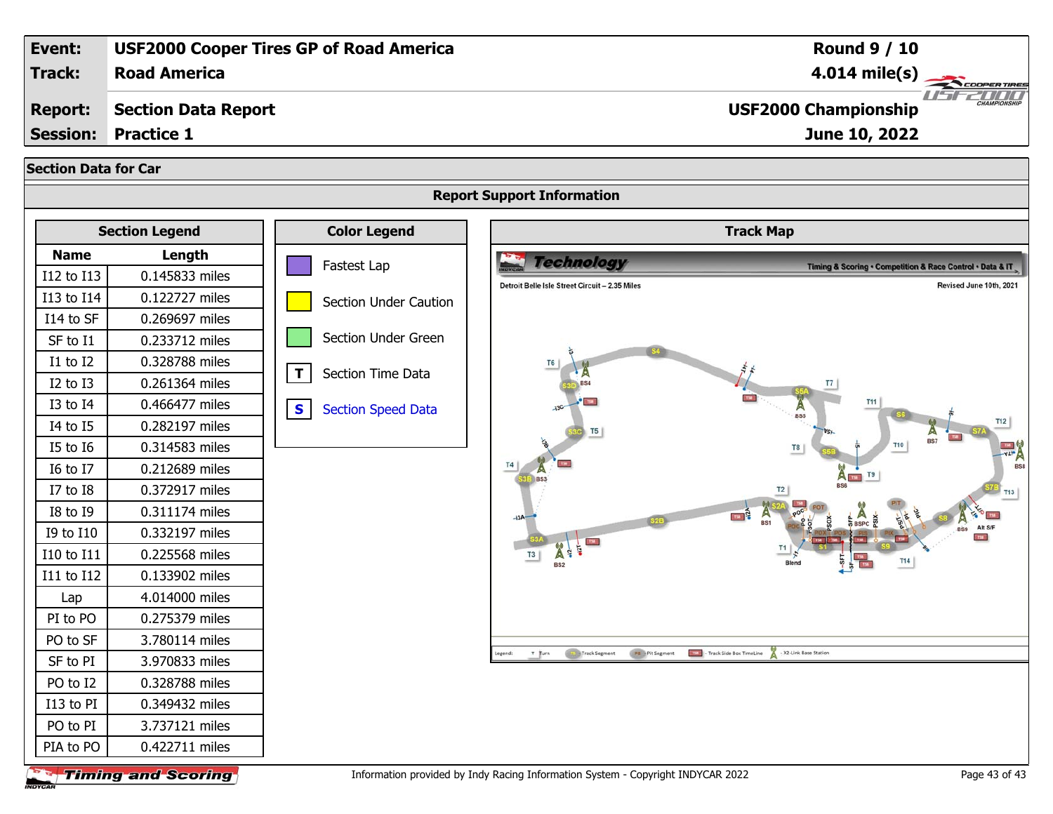**Event:** USF2000 Cooper Tires GP of Road America
**Track:** Road America
**Report:** Section Data Report
**Session:** Practice 1

Round 9 / 10
4.014 mile(s)
USF2000 Championship
June 10, 2022

## Section Data for Car

### Report Support Information

#### Section Legend

| Name | Length |
|---|---|
| I12 to I13 | 0.145833 miles |
| I13 to I14 | 0.122727 miles |
| I14 to SF | 0.269697 miles |
| SF to I1 | 0.233712 miles |
| I1 to I2 | 0.328788 miles |
| I2 to I3 | 0.261364 miles |
| I3 to I4 | 0.466477 miles |
| I4 to I5 | 0.282197 miles |
| I5 to I6 | 0.314583 miles |
| I6 to I7 | 0.212689 miles |
| I7 to I8 | 0.372917 miles |
| I8 to I9 | 0.311174 miles |
| I9 to I10 | 0.332197 miles |
| I10 to I11 | 0.225568 miles |
| I11 to I12 | 0.133902 miles |
| Lap | 4.014000 miles |
| PI to PO | 0.275379 miles |
| PO to SF | 3.780114 miles |
| SF to PI | 3.970833 miles |
| PO to I2 | 0.328788 miles |
| I13 to PI | 0.349432 miles |
| PO to PI | 3.737121 miles |
| PIA to PO | 0.422711 miles |

#### Color Legend

- Fastest Lap
- Section Under Caution
- Section Under Green
- **T** Section Time Data
- **S** Section Speed Data

#### Track Map

Technology
Timing & Scoring • Competition & Race Control • Data & IT
Detroit Belle Isle Street Circuit – 2.35 Miles
Revised June 10th, 2021

Legend: T Turn, TS Track Segment, PS Pit Segment, TSB Track Side Box TimeLine, X2-Link Base Station

Information provided by Indy Racing Information System - Copyright INDYCAR 2022